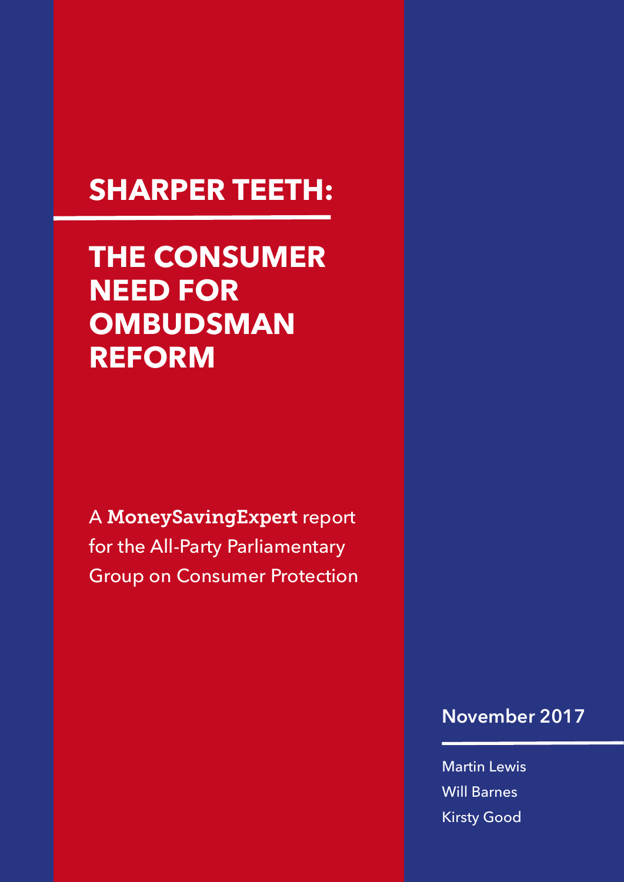# SHARPER TEETH:

# THE CONSUMER NEED FOR OMBUDSMAN REFORM

A **MoneySavingExpert** report for the All-Party Parliamentary Group on Consumer Protection

**November 2017**

Martin Lewis
Will Barnes
Kirsty Good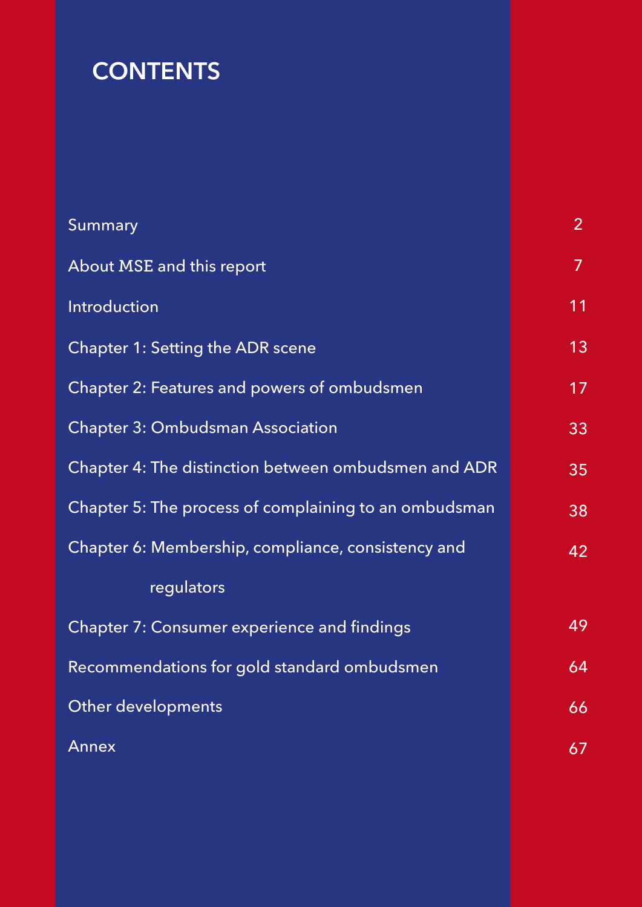# CONTENTS

| | |
|---|---|
| Summary | 2 |
| About MSE and this report | 7 |
| Introduction | 11 |
| Chapter 1: Setting the ADR scene | 13 |
| Chapter 2: Features and powers of ombudsmen | 17 |
| Chapter 3: Ombudsman Association | 33 |
| Chapter 4: The distinction between ombudsmen and ADR | 35 |
| Chapter 5: The process of complaining to an ombudsman | 38 |
| Chapter 6: Membership, compliance, consistency and regulators | 42 |
| Chapter 7: Consumer experience and findings | 49 |
| Recommendations for gold standard ombudsmen | 64 |
| Other developments | 66 |
| Annex | 67 |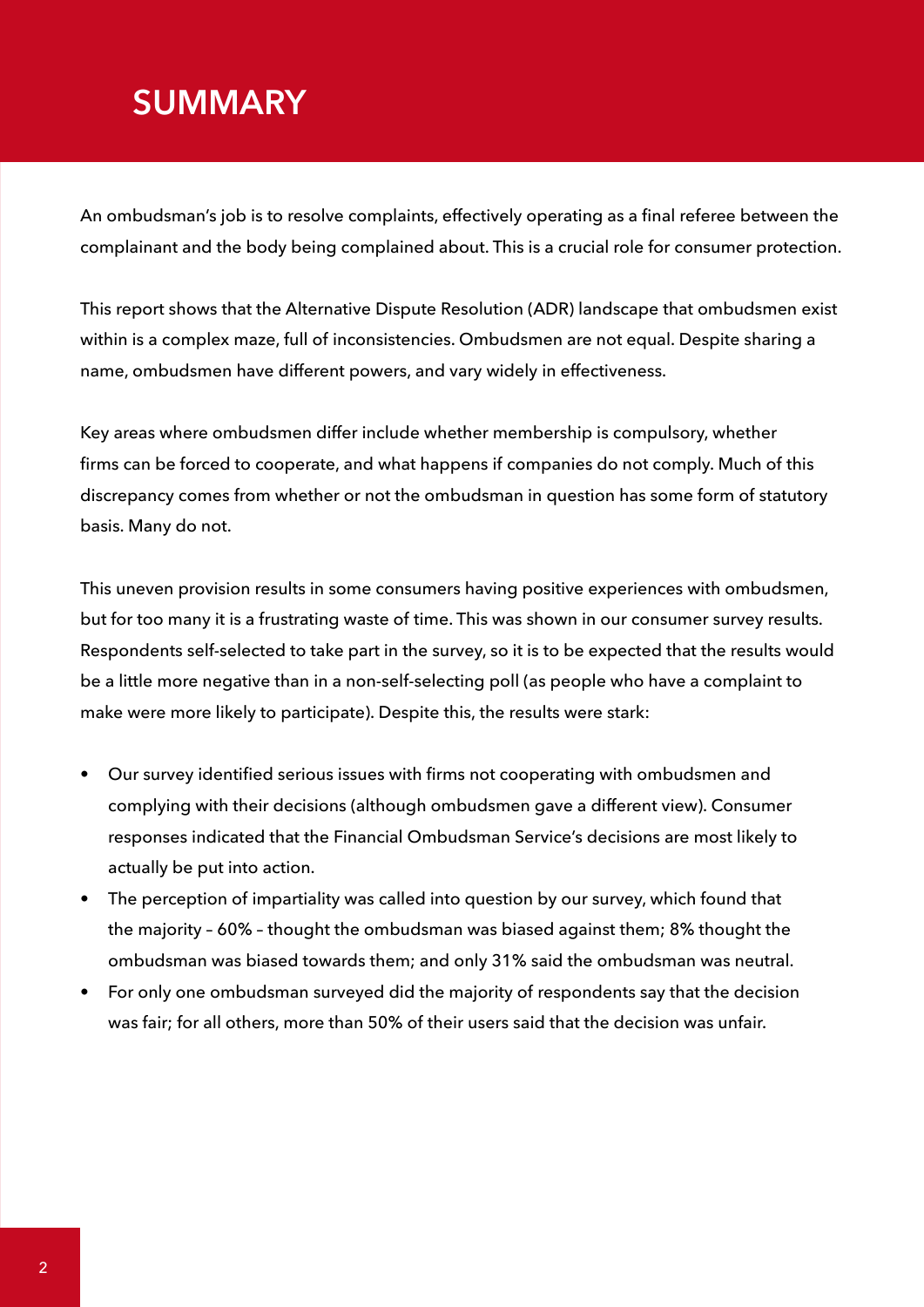# SUMMARY

An ombudsman's job is to resolve complaints, effectively operating as a final referee between the complainant and the body being complained about. This is a crucial role for consumer protection.

This report shows that the Alternative Dispute Resolution (ADR) landscape that ombudsmen exist within is a complex maze, full of inconsistencies. Ombudsmen are not equal. Despite sharing a name, ombudsmen have different powers, and vary widely in effectiveness.

Key areas where ombudsmen differ include whether membership is compulsory, whether firms can be forced to cooperate, and what happens if companies do not comply. Much of this discrepancy comes from whether or not the ombudsman in question has some form of statutory basis. Many do not.

This uneven provision results in some consumers having positive experiences with ombudsmen, but for too many it is a frustrating waste of time. This was shown in our consumer survey results. Respondents self-selected to take part in the survey, so it is to be expected that the results would be a little more negative than in a non-self-selecting poll (as people who have a complaint to make were more likely to participate). Despite this, the results were stark:

- Our survey identified serious issues with firms not cooperating with ombudsmen and complying with their decisions (although ombudsmen gave a different view). Consumer responses indicated that the Financial Ombudsman Service's decisions are most likely to actually be put into action.
- The perception of impartiality was called into question by our survey, which found that the majority – 60% – thought the ombudsman was biased against them; 8% thought the ombudsman was biased towards them; and only 31% said the ombudsman was neutral.
- For only one ombudsman surveyed did the majority of respondents say that the decision was fair; for all others, more than 50% of their users said that the decision was unfair.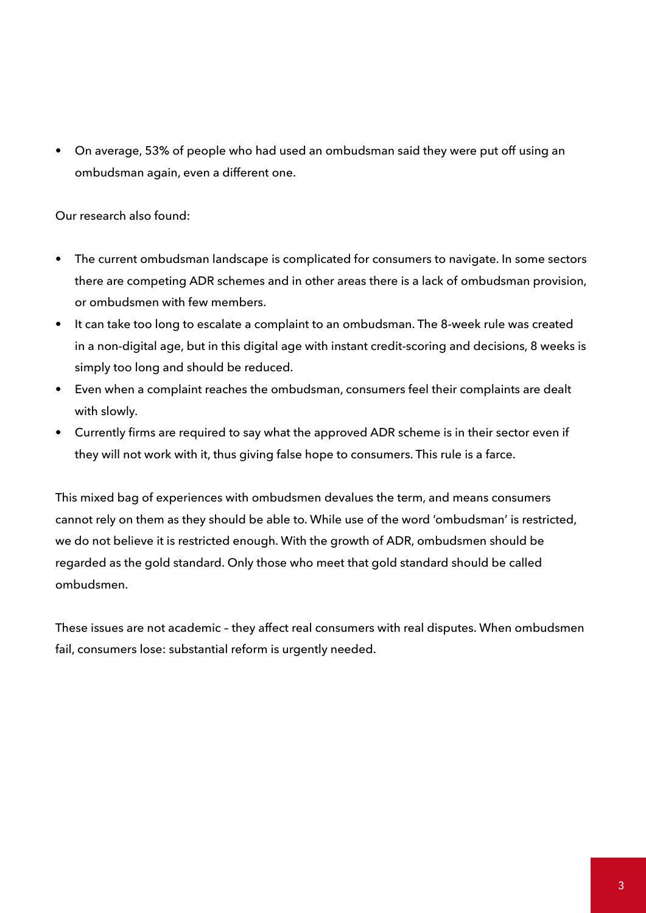- On average, 53% of people who had used an ombudsman said they were put off using an ombudsman again, even a different one.

Our research also found:

- The current ombudsman landscape is complicated for consumers to navigate. In some sectors there are competing ADR schemes and in other areas there is a lack of ombudsman provision, or ombudsmen with few members.
- It can take too long to escalate a complaint to an ombudsman. The 8-week rule was created in a non-digital age, but in this digital age with instant credit-scoring and decisions, 8 weeks is simply too long and should be reduced.
- Even when a complaint reaches the ombudsman, consumers feel their complaints are dealt with slowly.
- Currently firms are required to say what the approved ADR scheme is in their sector even if they will not work with it, thus giving false hope to consumers. This rule is a farce.

This mixed bag of experiences with ombudsmen devalues the term, and means consumers cannot rely on them as they should be able to. While use of the word 'ombudsman' is restricted, we do not believe it is restricted enough. With the growth of ADR, ombudsmen should be regarded as the gold standard. Only those who meet that gold standard should be called ombudsmen.

These issues are not academic – they affect real consumers with real disputes. When ombudsmen fail, consumers lose: substantial reform is urgently needed.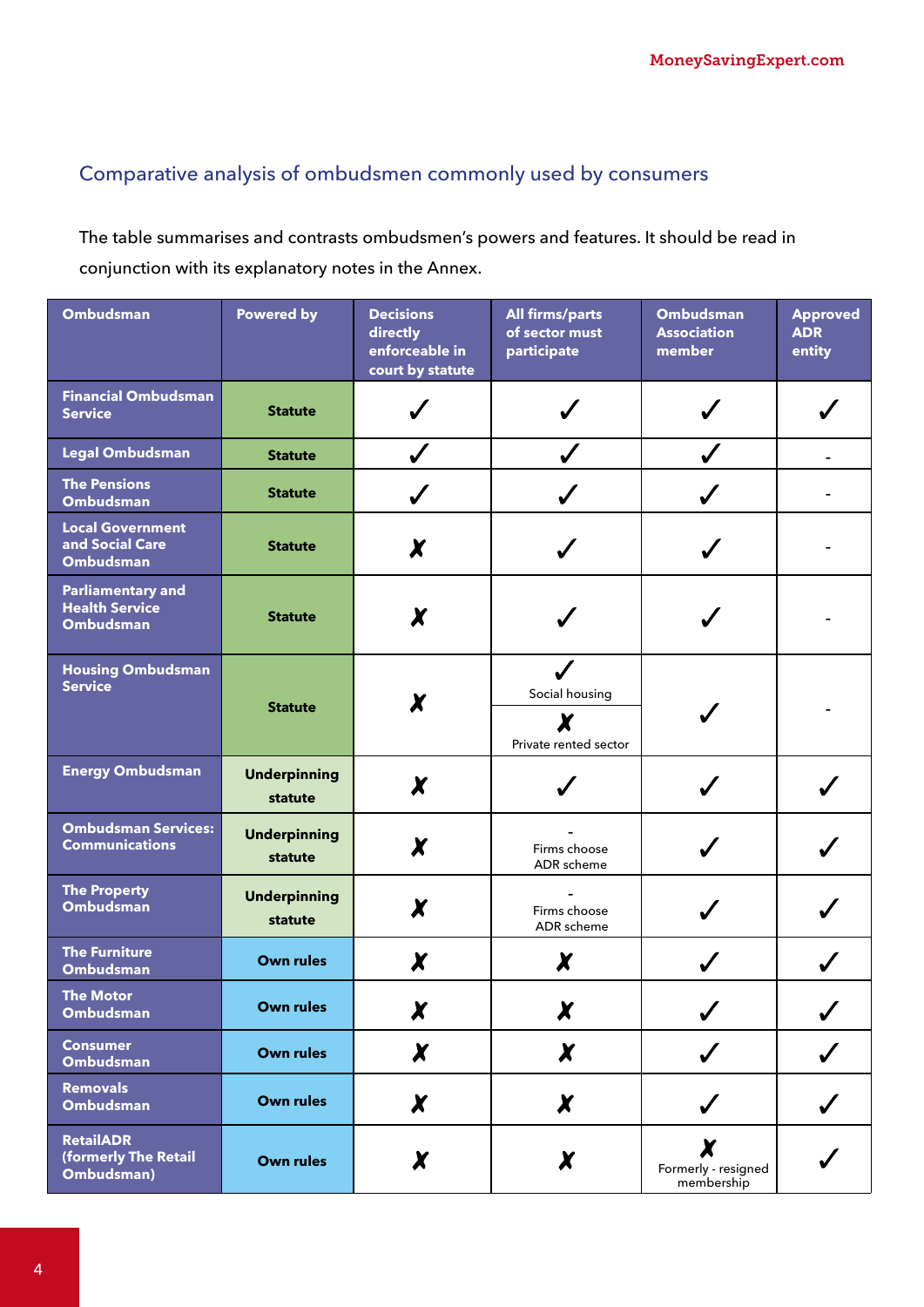## Comparative analysis of ombudsmen commonly used by consumers

The table summarises and contrasts ombudsmen's powers and features. It should be read in conjunction with its explanatory notes in the Annex.

| Ombudsman | Powered by | Decisions directly enforceable in court by statute | All firms/parts of sector must participate | Ombudsman Association member | Approved ADR entity |
|---|---|---|---|---|---|
| Financial Ombudsman Service | Statute | ✓ | ✓ | ✓ | ✓ |
| Legal Ombudsman | Statute | ✓ | ✓ | ✓ | - |
| The Pensions Ombudsman | Statute | ✓ | ✓ | ✓ | - |
| Local Government and Social Care Ombudsman | Statute | ✗ | ✓ | ✓ | - |
| Parliamentary and Health Service Ombudsman | Statute | ✗ | ✓ | ✓ | - |
| Housing Ombudsman Service | Statute | ✗ | ✓ Social housing; ✗ Private rented sector | ✓ | - |
| Energy Ombudsman | Underpinning statute | ✗ | ✓ | ✓ | ✓ |
| Ombudsman Services: Communications | Underpinning statute | ✗ | - Firms choose ADR scheme | ✓ | ✓ |
| The Property Ombudsman | Underpinning statute | ✗ | - Firms choose ADR scheme | ✓ | ✓ |
| The Furniture Ombudsman | Own rules | ✗ | ✗ | ✓ | ✓ |
| The Motor Ombudsman | Own rules | ✗ | ✗ | ✓ | ✓ |
| Consumer Ombudsman | Own rules | ✗ | ✗ | ✓ | ✓ |
| Removals Ombudsman | Own rules | ✗ | ✗ | ✓ | ✓ |
| RetailADR (formerly The Retail Ombudsman) | Own rules | ✗ | ✗ | ✗ Formerly - resigned membership | ✓ |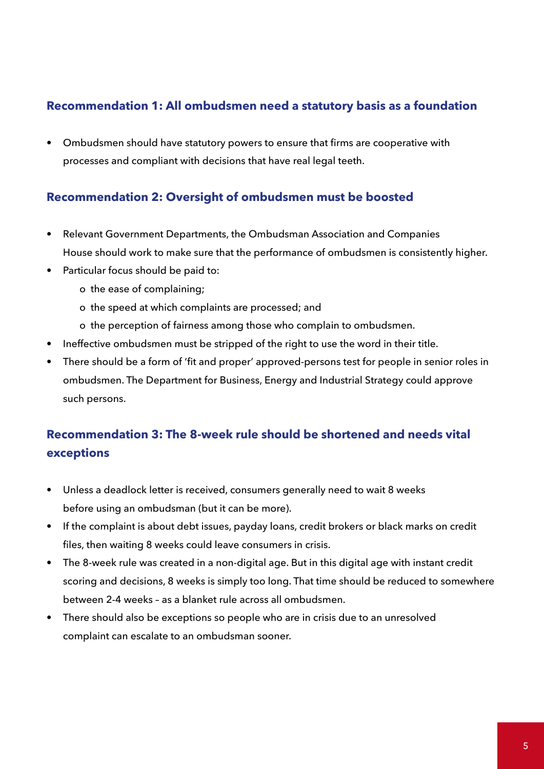### Recommendation 1: All ombudsmen need a statutory basis as a foundation

- Ombudsmen should have statutory powers to ensure that firms are cooperative with processes and compliant with decisions that have real legal teeth.

### Recommendation 2: Oversight of ombudsmen must be boosted

- Relevant Government Departments, the Ombudsman Association and Companies House should work to make sure that the performance of ombudsmen is consistently higher.
- Particular focus should be paid to:
  - the ease of complaining;
  - the speed at which complaints are processed; and
  - the perception of fairness among those who complain to ombudsmen.
- Ineffective ombudsmen must be stripped of the right to use the word in their title.
- There should be a form of 'fit and proper' approved-persons test for people in senior roles in ombudsmen. The Department for Business, Energy and Industrial Strategy could approve such persons.

### Recommendation 3: The 8-week rule should be shortened and needs vital exceptions

- Unless a deadlock letter is received, consumers generally need to wait 8 weeks before using an ombudsman (but it can be more).
- If the complaint is about debt issues, payday loans, credit brokers or black marks on credit files, then waiting 8 weeks could leave consumers in crisis.
- The 8-week rule was created in a non-digital age. But in this digital age with instant credit scoring and decisions, 8 weeks is simply too long. That time should be reduced to somewhere between 2-4 weeks – as a blanket rule across all ombudsmen.
- There should also be exceptions so people who are in crisis due to an unresolved complaint can escalate to an ombudsman sooner.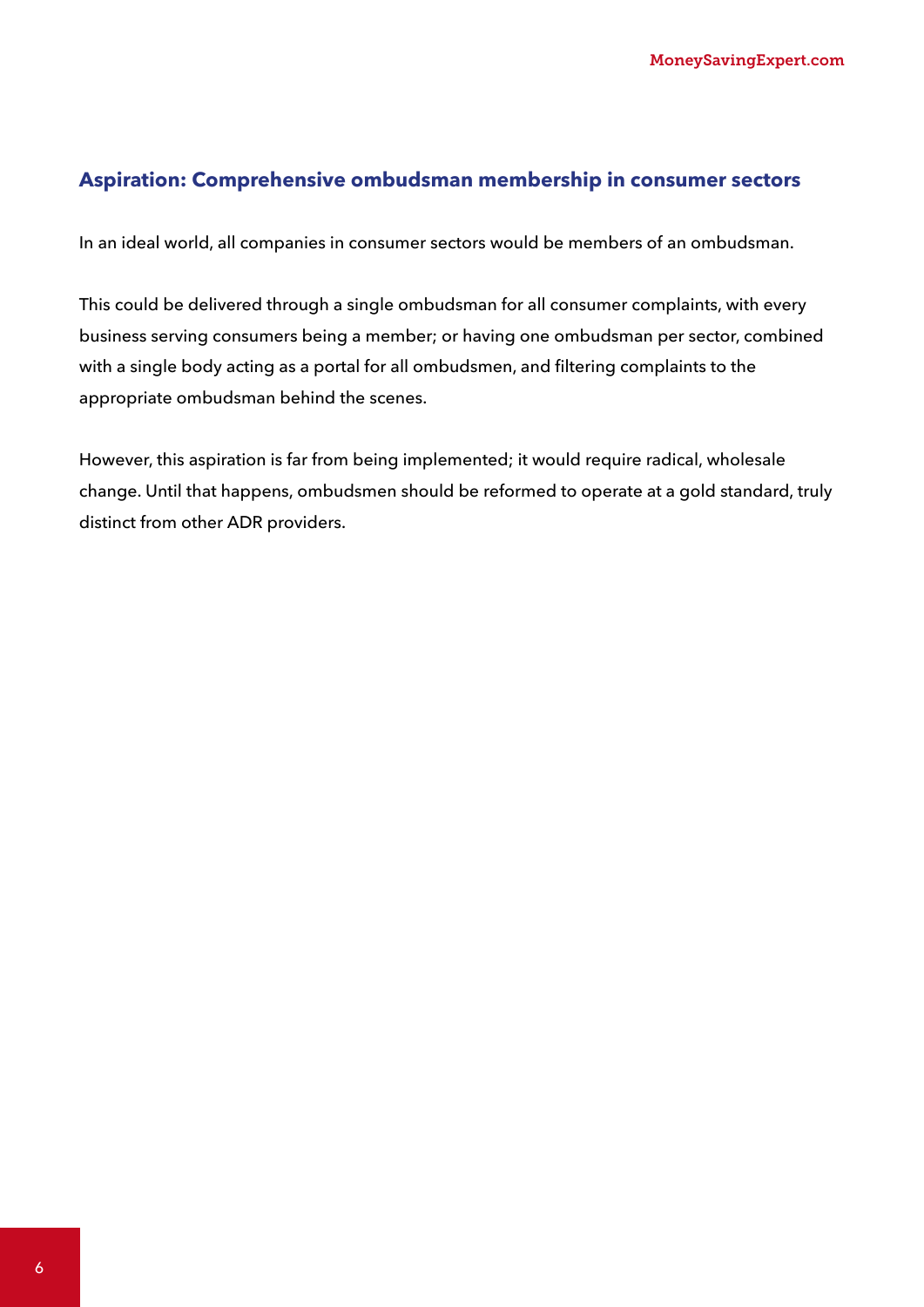## Aspiration: Comprehensive ombudsman membership in consumer sectors

In an ideal world, all companies in consumer sectors would be members of an ombudsman.

This could be delivered through a single ombudsman for all consumer complaints, with every business serving consumers being a member; or having one ombudsman per sector, combined with a single body acting as a portal for all ombudsmen, and filtering complaints to the appropriate ombudsman behind the scenes.

However, this aspiration is far from being implemented; it would require radical, wholesale change. Until that happens, ombudsmen should be reformed to operate at a gold standard, truly distinct from other ADR providers.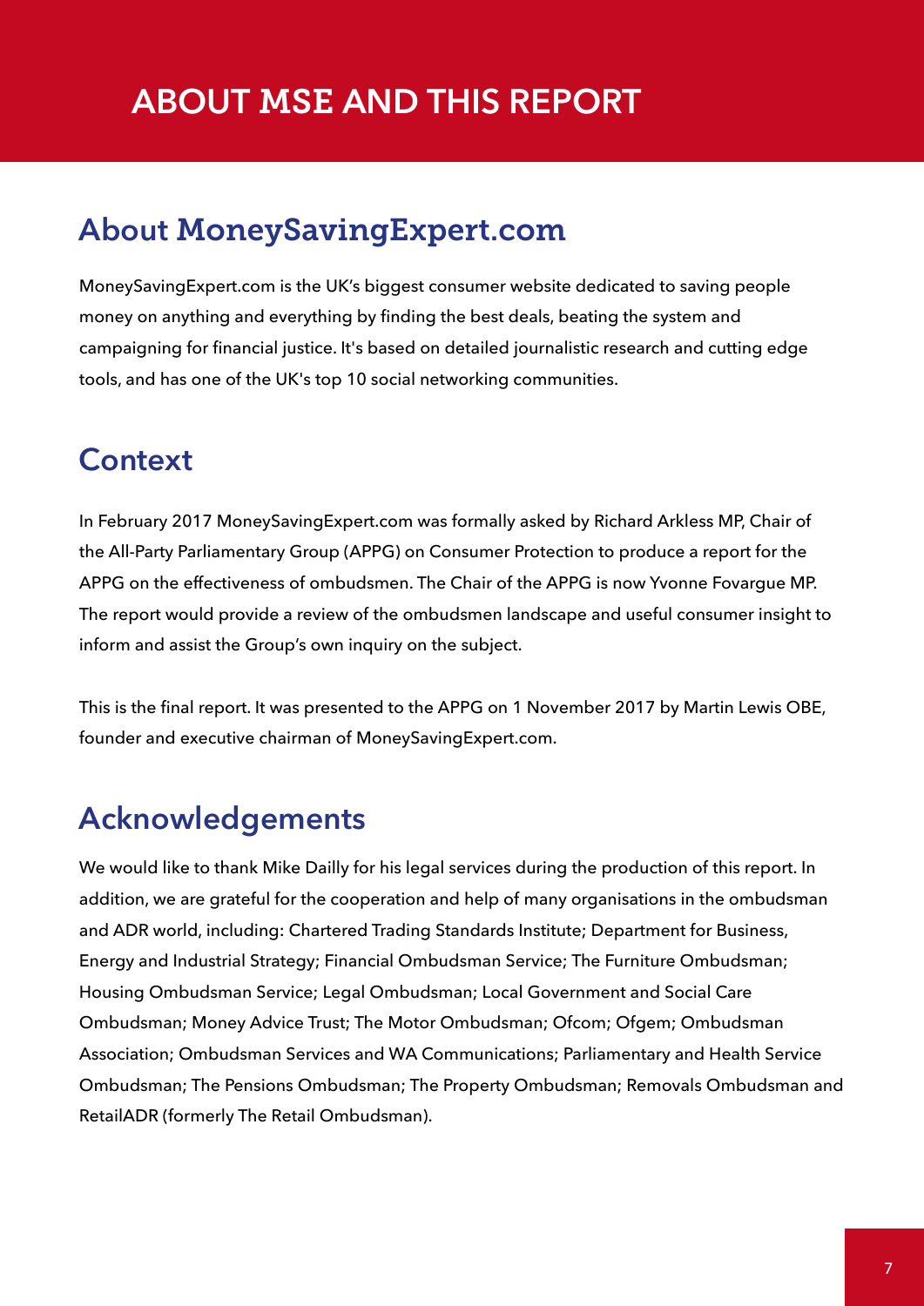# ABOUT MSE AND THIS REPORT

## About MoneySavingExpert.com

MoneySavingExpert.com is the UK's biggest consumer website dedicated to saving people money on anything and everything by finding the best deals, beating the system and campaigning for financial justice. It's based on detailed journalistic research and cutting edge tools, and has one of the UK's top 10 social networking communities.

## Context

In February 2017 MoneySavingExpert.com was formally asked by Richard Arkless MP, Chair of the All-Party Parliamentary Group (APPG) on Consumer Protection to produce a report for the APPG on the effectiveness of ombudsmen. The Chair of the APPG is now Yvonne Fovargue MP. The report would provide a review of the ombudsmen landscape and useful consumer insight to inform and assist the Group's own inquiry on the subject.

This is the final report. It was presented to the APPG on 1 November 2017 by Martin Lewis OBE, founder and executive chairman of MoneySavingExpert.com.

## Acknowledgements

We would like to thank Mike Dailly for his legal services during the production of this report. In addition, we are grateful for the cooperation and help of many organisations in the ombudsman and ADR world, including: Chartered Trading Standards Institute; Department for Business, Energy and Industrial Strategy; Financial Ombudsman Service; The Furniture Ombudsman; Housing Ombudsman Service; Legal Ombudsman; Local Government and Social Care Ombudsman; Money Advice Trust; The Motor Ombudsman; Ofcom; Ofgem; Ombudsman Association; Ombudsman Services and WA Communications; Parliamentary and Health Service Ombudsman; The Pensions Ombudsman; The Property Ombudsman; Removals Ombudsman and RetailADR (formerly The Retail Ombudsman).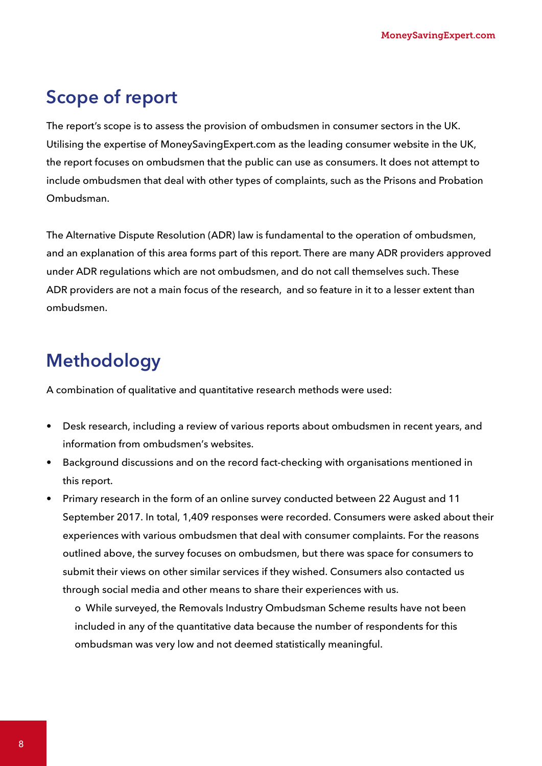## Scope of report

The report's scope is to assess the provision of ombudsmen in consumer sectors in the UK. Utilising the expertise of MoneySavingExpert.com as the leading consumer website in the UK, the report focuses on ombudsmen that the public can use as consumers. It does not attempt to include ombudsmen that deal with other types of complaints, such as the Prisons and Probation Ombudsman.

The Alternative Dispute Resolution (ADR) law is fundamental to the operation of ombudsmen, and an explanation of this area forms part of this report. There are many ADR providers approved under ADR regulations which are not ombudsmen, and do not call themselves such. These ADR providers are not a main focus of the research, and so feature in it to a lesser extent than ombudsmen.

## Methodology

A combination of qualitative and quantitative research methods were used:

- Desk research, including a review of various reports about ombudsmen in recent years, and information from ombudsmen's websites.
- Background discussions and on the record fact-checking with organisations mentioned in this report.
- Primary research in the form of an online survey conducted between 22 August and 11 September 2017. In total, 1,409 responses were recorded. Consumers were asked about their experiences with various ombudsmen that deal with consumer complaints. For the reasons outlined above, the survey focuses on ombudsmen, but there was space for consumers to submit their views on other similar services if they wished. Consumers also contacted us through social media and other means to share their experiences with us.
    - While surveyed, the Removals Industry Ombudsman Scheme results have not been included in any of the quantitative data because the number of respondents for this ombudsman was very low and not deemed statistically meaningful.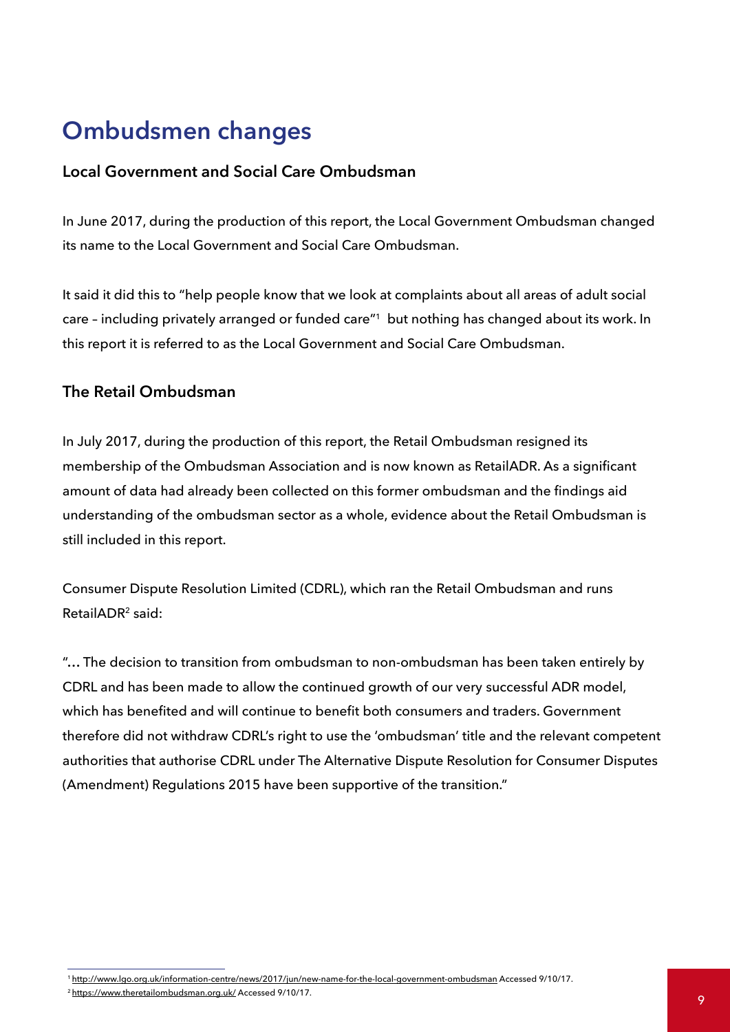# Ombudsmen changes

## Local Government and Social Care Ombudsman

In June 2017, during the production of this report, the Local Government Ombudsman changed its name to the Local Government and Social Care Ombudsman.

It said it did this to "help people know that we look at complaints about all areas of adult social care – including privately arranged or funded care"[1] but nothing has changed about its work. In this report it is referred to as the Local Government and Social Care Ombudsman.

## The Retail Ombudsman

In July 2017, during the production of this report, the Retail Ombudsman resigned its membership of the Ombudsman Association and is now known as RetailADR. As a significant amount of data had already been collected on this former ombudsman and the findings aid understanding of the ombudsman sector as a whole, evidence about the Retail Ombudsman is still included in this report.

Consumer Dispute Resolution Limited (CDRL), which ran the Retail Ombudsman and runs RetailADR[2] said:

"… The decision to transition from ombudsman to non-ombudsman has been taken entirely by CDRL and has been made to allow the continued growth of our very successful ADR model, which has benefited and will continue to benefit both consumers and traders. Government therefore did not withdraw CDRL's right to use the 'ombudsman' title and the relevant competent authorities that authorise CDRL under The Alternative Dispute Resolution for Consumer Disputes (Amendment) Regulations 2015 have been supportive of the transition."

---

[1] http://www.lgo.org.uk/information-centre/news/2017/jun/new-name-for-the-local-government-ombudsman Accessed 9/10/17.

[2] https://www.theretailombudsman.org.uk/ Accessed 9/10/17.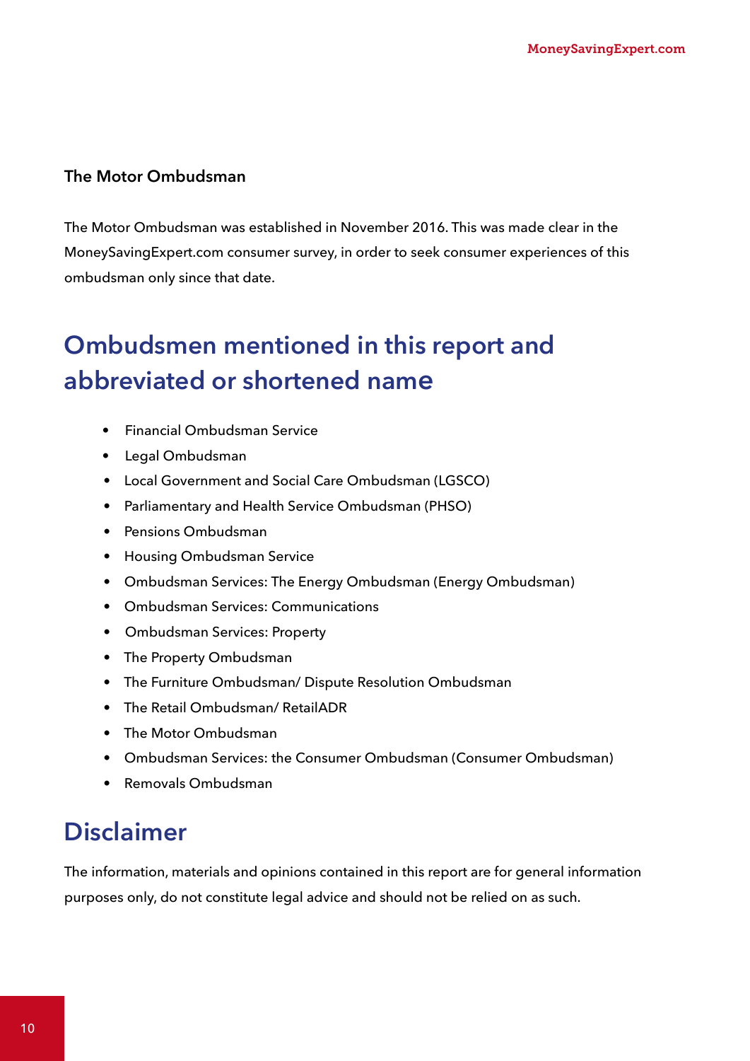### The Motor Ombudsman

The Motor Ombudsman was established in November 2016. This was made clear in the MoneySavingExpert.com consumer survey, in order to seek consumer experiences of this ombudsman only since that date.

## Ombudsmen mentioned in this report and abbreviated or shortened name

- Financial Ombudsman Service
- Legal Ombudsman
- Local Government and Social Care Ombudsman (LGSCO)
- Parliamentary and Health Service Ombudsman (PHSO)
- Pensions Ombudsman
- Housing Ombudsman Service
- Ombudsman Services: The Energy Ombudsman (Energy Ombudsman)
- Ombudsman Services: Communications
- Ombudsman Services: Property
- The Property Ombudsman
- The Furniture Ombudsman/ Dispute Resolution Ombudsman
- The Retail Ombudsman/ RetailADR
- The Motor Ombudsman
- Ombudsman Services: the Consumer Ombudsman (Consumer Ombudsman)
- Removals Ombudsman

## Disclaimer

The information, materials and opinions contained in this report are for general information purposes only, do not constitute legal advice and should not be relied on as such.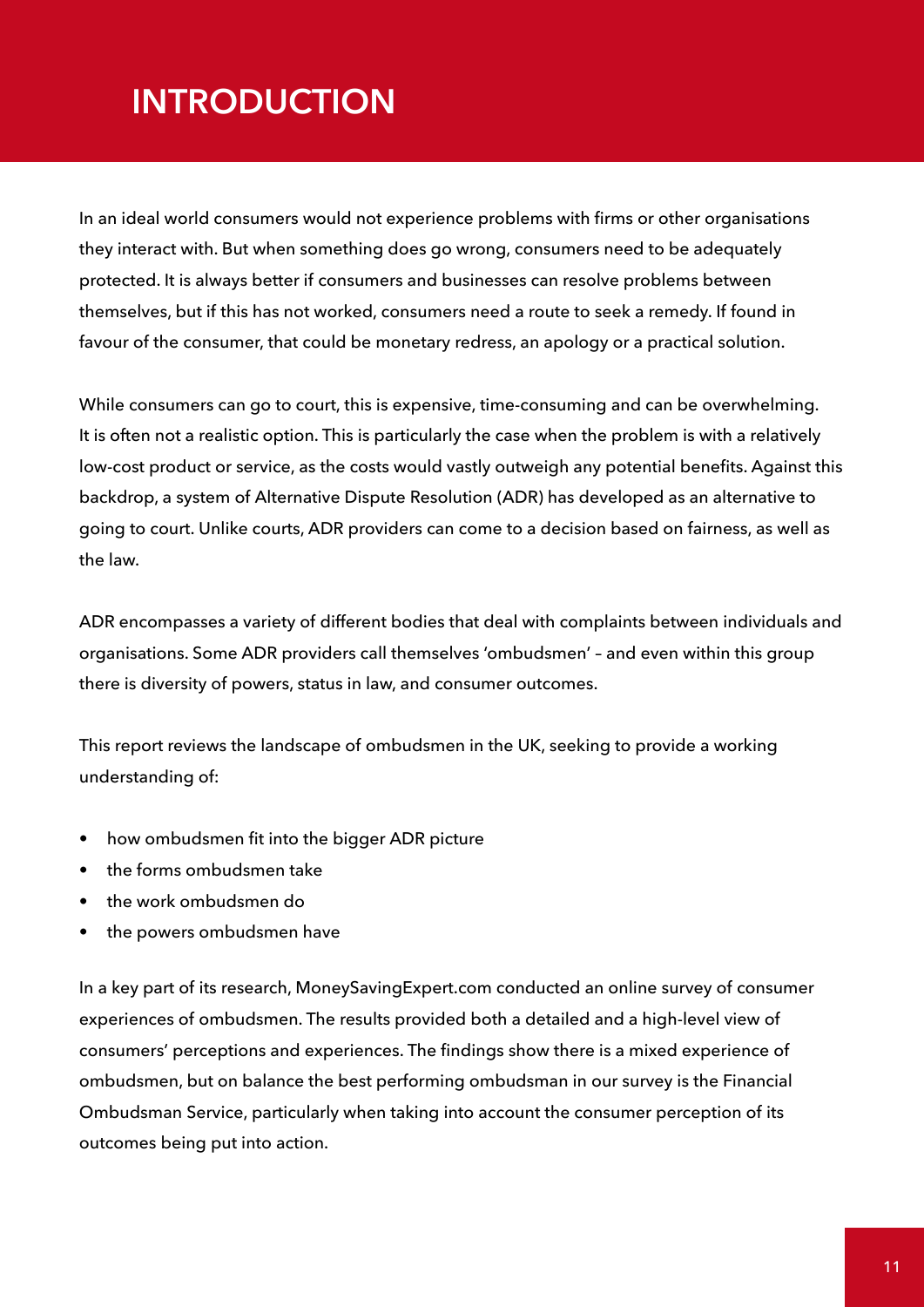# INTRODUCTION

In an ideal world consumers would not experience problems with firms or other organisations they interact with. But when something does go wrong, consumers need to be adequately protected. It is always better if consumers and businesses can resolve problems between themselves, but if this has not worked, consumers need a route to seek a remedy. If found in favour of the consumer, that could be monetary redress, an apology or a practical solution.

While consumers can go to court, this is expensive, time-consuming and can be overwhelming. It is often not a realistic option. This is particularly the case when the problem is with a relatively low-cost product or service, as the costs would vastly outweigh any potential benefits. Against this backdrop, a system of Alternative Dispute Resolution (ADR) has developed as an alternative to going to court. Unlike courts, ADR providers can come to a decision based on fairness, as well as the law.

ADR encompasses a variety of different bodies that deal with complaints between individuals and organisations. Some ADR providers call themselves 'ombudsmen' – and even within this group there is diversity of powers, status in law, and consumer outcomes.

This report reviews the landscape of ombudsmen in the UK, seeking to provide a working understanding of:

- how ombudsmen fit into the bigger ADR picture
- the forms ombudsmen take
- the work ombudsmen do
- the powers ombudsmen have

In a key part of its research, MoneySavingExpert.com conducted an online survey of consumer experiences of ombudsmen. The results provided both a detailed and a high-level view of consumers' perceptions and experiences. The findings show there is a mixed experience of ombudsmen, but on balance the best performing ombudsman in our survey is the Financial Ombudsman Service, particularly when taking into account the consumer perception of its outcomes being put into action.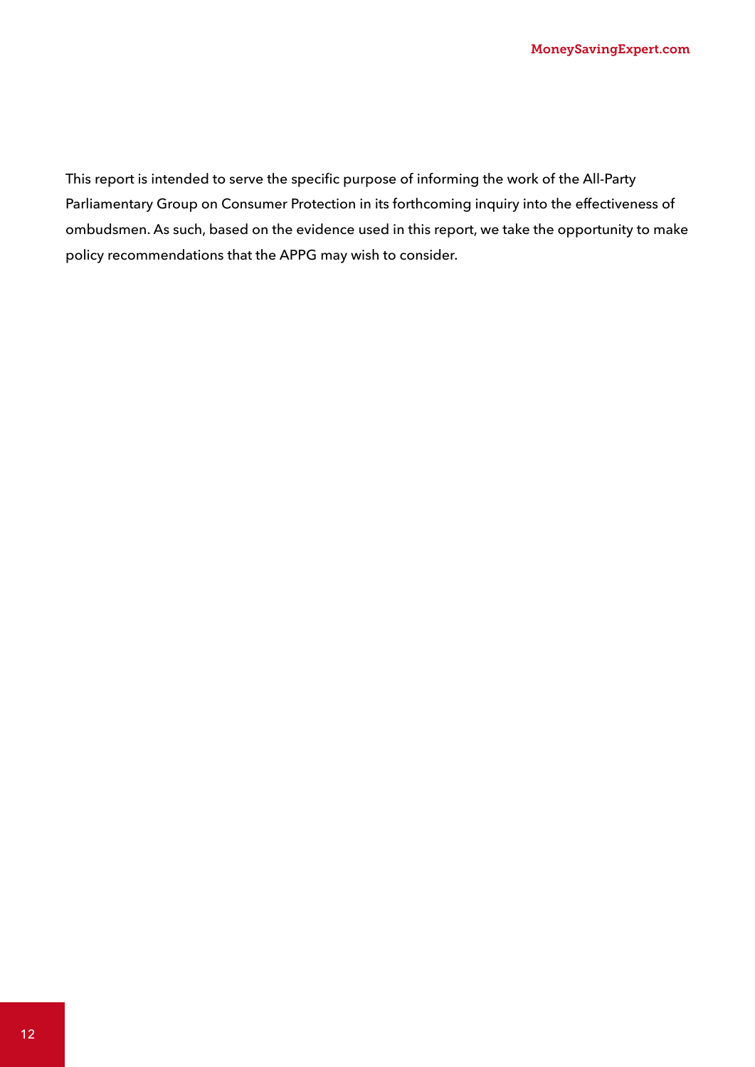This report is intended to serve the specific purpose of informing the work of the All-Party Parliamentary Group on Consumer Protection in its forthcoming inquiry into the effectiveness of ombudsmen. As such, based on the evidence used in this report, we take the opportunity to make policy recommendations that the APPG may wish to consider.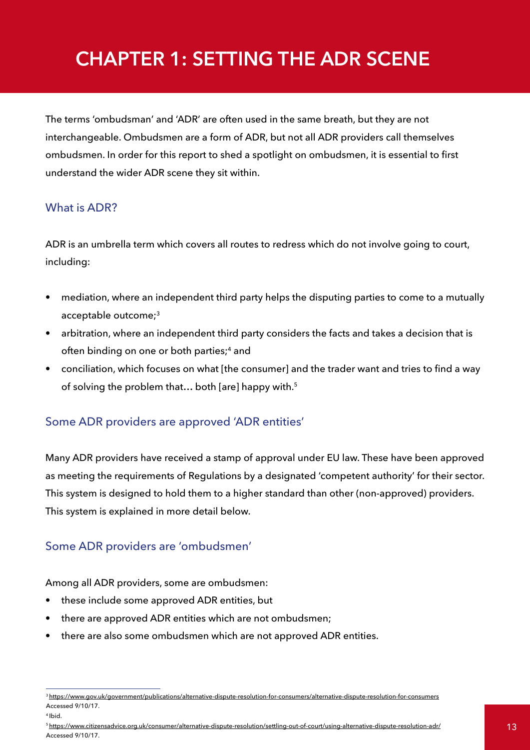# CHAPTER 1: SETTING THE ADR SCENE

The terms 'ombudsman' and 'ADR' are often used in the same breath, but they are not interchangeable. Ombudsmen are a form of ADR, but not all ADR providers call themselves ombudsmen. In order for this report to shed a spotlight on ombudsmen, it is essential to first understand the wider ADR scene they sit within.

## What is ADR?

ADR is an umbrella term which covers all routes to redress which do not involve going to court, including:

- mediation, where an independent third party helps the disputing parties to come to a mutually acceptable outcome;[3]
- arbitration, where an independent third party considers the facts and takes a decision that is often binding on one or both parties;[4] and
- conciliation, which focuses on what [the consumer] and the trader want and tries to find a way of solving the problem that… both [are] happy with.[5]

## Some ADR providers are approved 'ADR entities'

Many ADR providers have received a stamp of approval under EU law. These have been approved as meeting the requirements of Regulations by a designated 'competent authority' for their sector. This system is designed to hold them to a higher standard than other (non-approved) providers. This system is explained in more detail below.

## Some ADR providers are 'ombudsmen'

Among all ADR providers, some are ombudsmen:

- these include some approved ADR entities, but
- there are approved ADR entities which are not ombudsmen;
- there are also some ombudsmen which are not approved ADR entities.

---

[3] https://www.gov.uk/government/publications/alternative-dispute-resolution-for-consumers/alternative-dispute-resolution-for-consumers Accessed 9/10/17.

[4] Ibid.

[5] https://www.citizensadvice.org.uk/consumer/alternative-dispute-resolution/settling-out-of-court/using-alternative-dispute-resolution-adr/ Accessed 9/10/17.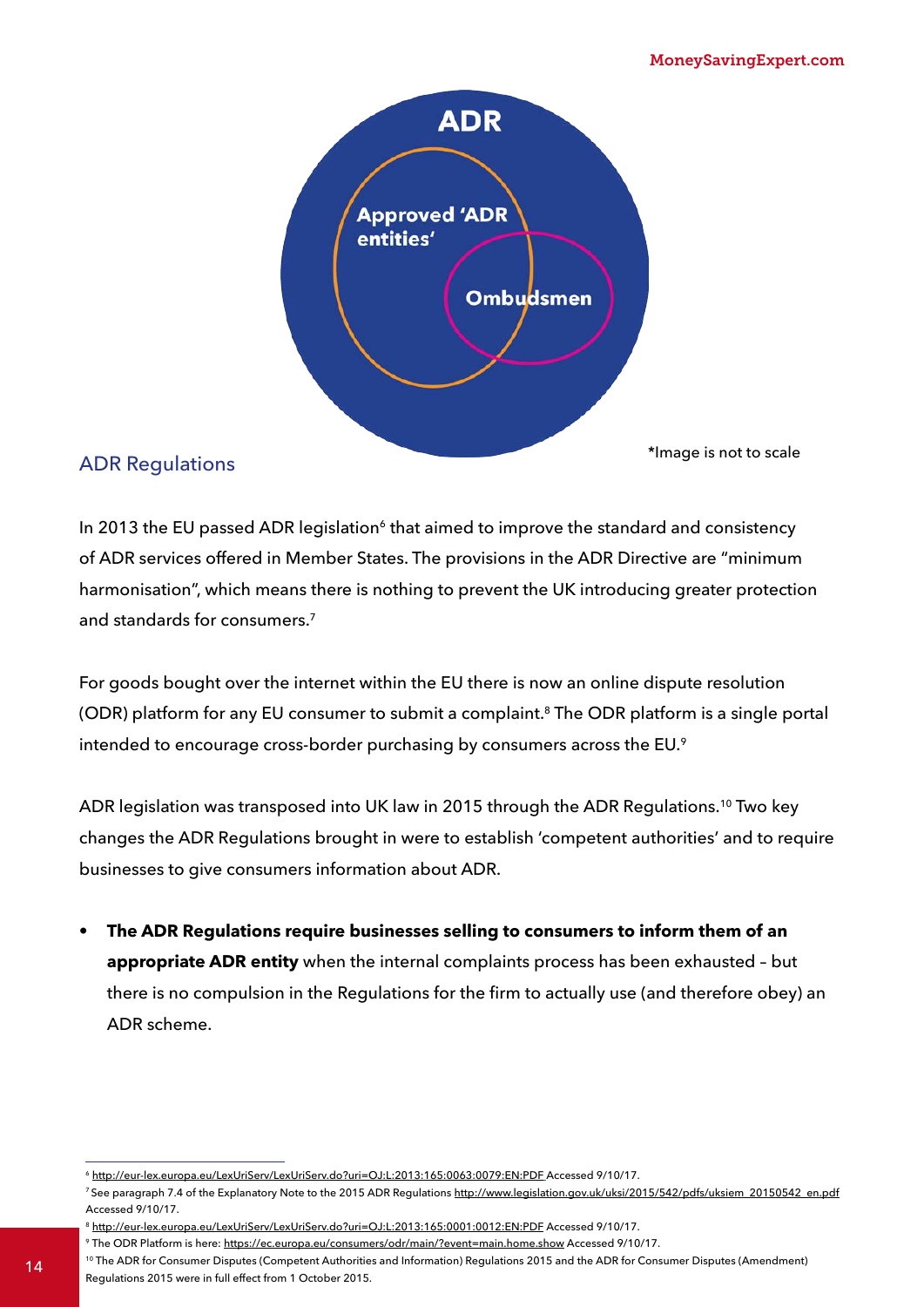ADR

Approved 'ADR entities'

Ombudsmen

*Image is not to scale

## ADR Regulations

In 2013 the EU passed ADR legislation[6] that aimed to improve the standard and consistency of ADR services offered in Member States. The provisions in the ADR Directive are "minimum harmonisation", which means there is nothing to prevent the UK introducing greater protection and standards for consumers.[7]

For goods bought over the internet within the EU there is now an online dispute resolution (ODR) platform for any EU consumer to submit a complaint.[8] The ODR platform is a single portal intended to encourage cross-border purchasing by consumers across the EU.[9]

ADR legislation was transposed into UK law in 2015 through the ADR Regulations.[10] Two key changes the ADR Regulations brought in were to establish 'competent authorities' and to require businesses to give consumers information about ADR.

- **The ADR Regulations require businesses selling to consumers to inform them of an appropriate ADR entity** when the internal complaints process has been exhausted – but there is no compulsion in the Regulations for the firm to actually use (and therefore obey) an ADR scheme.

---

[6] http://eur-lex.europa.eu/LexUriServ/LexUriServ.do?uri=OJ:L:2013:165:0063:0079:EN:PDF Accessed 9/10/17.

[7] See paragraph 7.4 of the Explanatory Note to the 2015 ADR Regulations http://www.legislation.gov.uk/uksi/2015/542/pdfs/uksiem_20150542_en.pdf Accessed 9/10/17.

[8] http://eur-lex.europa.eu/LexUriServ/LexUriServ.do?uri=OJ:L:2013:165:0001:0012:EN:PDF Accessed 9/10/17.

[9] The ODR Platform is here: https://ec.europa.eu/consumers/odr/main/?event=main.home.show Accessed 9/10/17.

[10] The ADR for Consumer Disputes (Competent Authorities and Information) Regulations 2015 and the ADR for Consumer Disputes (Amendment) Regulations 2015 were in full effect from 1 October 2015.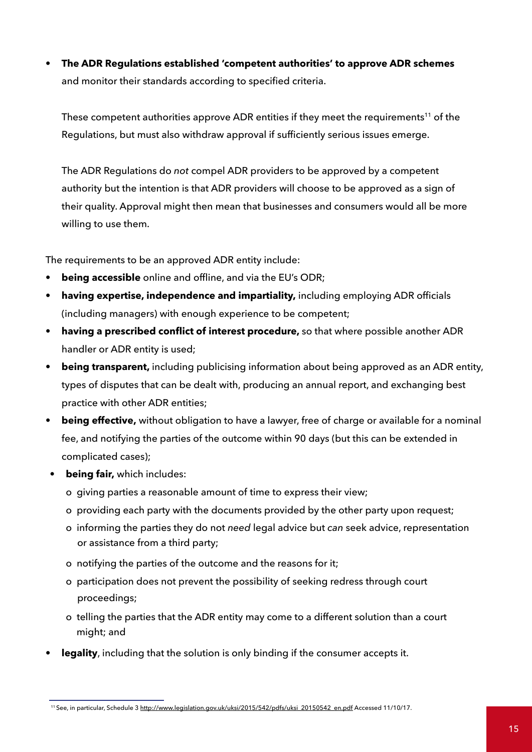- **The ADR Regulations established 'competent authorities' to approve ADR schemes** and monitor their standards according to specified criteria.

  These competent authorities approve ADR entities if they meet the requirements[11] of the Regulations, but must also withdraw approval if sufficiently serious issues emerge.

  The ADR Regulations do *not* compel ADR providers to be approved by a competent authority but the intention is that ADR providers will choose to be approved as a sign of their quality. Approval might then mean that businesses and consumers would all be more willing to use them.

The requirements to be an approved ADR entity include:

- **being accessible** online and offline, and via the EU's ODR;
- **having expertise, independence and impartiality,** including employing ADR officials (including managers) with enough experience to be competent;
- **having a prescribed conflict of interest procedure,** so that where possible another ADR handler or ADR entity is used;
- **being transparent,** including publicising information about being approved as an ADR entity, types of disputes that can be dealt with, producing an annual report, and exchanging best practice with other ADR entities;
- **being effective,** without obligation to have a lawyer, free of charge or available for a nominal fee, and notifying the parties of the outcome within 90 days (but this can be extended in complicated cases);
- **being fair,** which includes:
  - giving parties a reasonable amount of time to express their view;
  - providing each party with the documents provided by the other party upon request;
  - informing the parties they do not *need* legal advice but *can* seek advice, representation or assistance from a third party;
  - notifying the parties of the outcome and the reasons for it;
  - participation does not prevent the possibility of seeking redress through court proceedings;
  - telling the parties that the ADR entity may come to a different solution than a court might; and
- **legality**, including that the solution is only binding if the consumer accepts it.

---

[11] See, in particular, Schedule 3 http://www.legislation.gov.uk/uksi/2015/542/pdfs/uksi_20150542_en.pdf Accessed 11/10/17.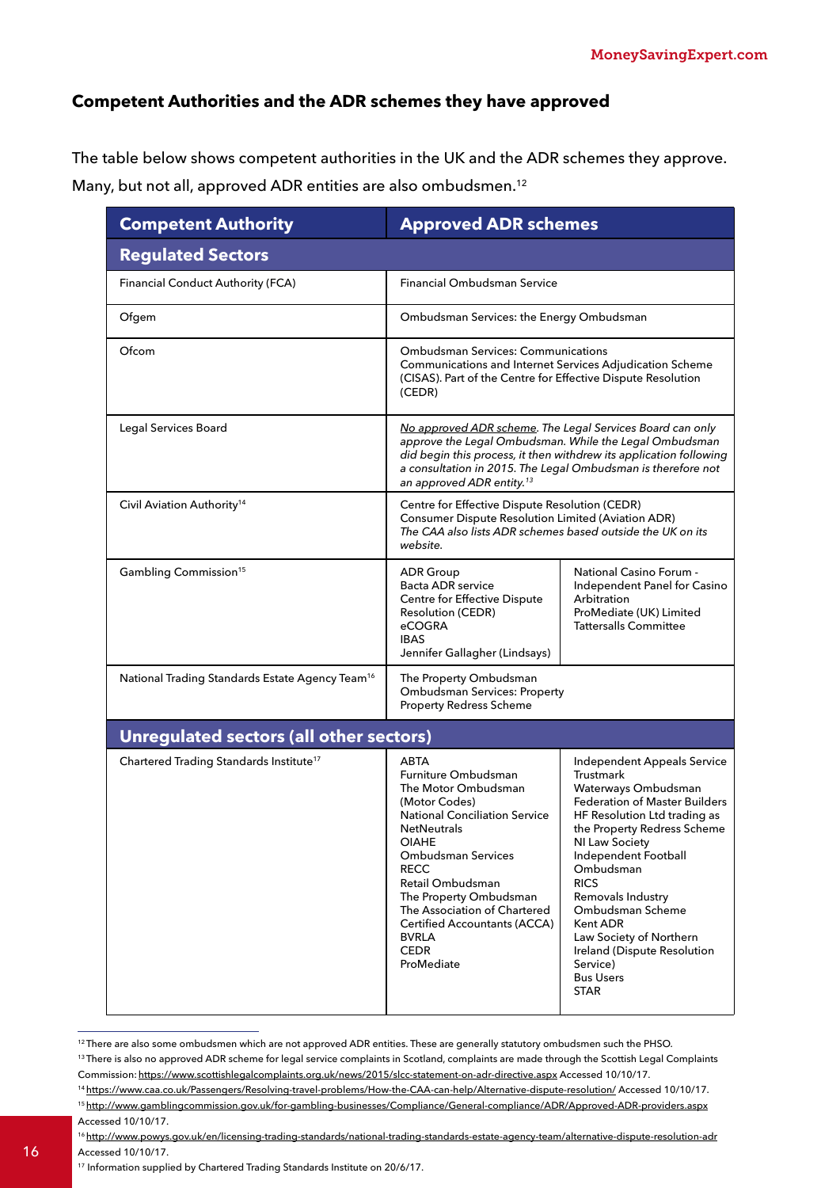## Competent Authorities and the ADR schemes they have approved

The table below shows competent authorities in the UK and the ADR schemes they approve. Many, but not all, approved ADR entities are also ombudsmen.[12]

| Competent Authority | Approved ADR schemes | |
|---|---|---|
| **Regulated Sectors** | | |
| Financial Conduct Authority (FCA) | Financial Ombudsman Service | |
| Ofgem | Ombudsman Services: the Energy Ombudsman | |
| Ofcom | Ombudsman Services: Communications<br>Communications and Internet Services Adjudication Scheme (CISAS). Part of the Centre for Effective Dispute Resolution (CEDR) | |
| Legal Services Board | *No approved ADR scheme. The Legal Services Board can only approve the Legal Ombudsman. While the Legal Ombudsman did begin this process, it then withdrew its application following a consultation in 2015. The Legal Ombudsman is therefore not an approved ADR entity.*[13] | |
| Civil Aviation Authority[14] | Centre for Effective Dispute Resolution (CEDR)<br>Consumer Dispute Resolution Limited (Aviation ADR)<br>*The CAA also lists ADR schemes based outside the UK on its website.* | |
| Gambling Commission[15] | ADR Group<br>Bacta ADR service<br>Centre for Effective Dispute Resolution (CEDR)<br>eCOGRA<br>IBAS<br>Jennifer Gallagher (Lindsays) | National Casino Forum - Independent Panel for Casino Arbitration<br>ProMediate (UK) Limited<br>Tattersalls Committee |
| National Trading Standards Estate Agency Team[16] | The Property Ombudsman<br>Ombudsman Services: Property<br>Property Redress Scheme | |
| **Unregulated sectors (all other sectors)** | | |
| Chartered Trading Standards Institute[17] | ABTA<br>Furniture Ombudsman<br>The Motor Ombudsman (Motor Codes)<br>National Conciliation Service<br>NetNeutrals<br>OIAHE<br>Ombudsman Services<br>RECC<br>Retail Ombudsman<br>The Property Ombudsman<br>The Association of Chartered Certified Accountants (ACCA)<br>BVRLA<br>CEDR<br>ProMediate | Independent Appeals Service<br>Trustmark<br>Waterways Ombudsman<br>Federation of Master Builders<br>HF Resolution Ltd trading as the Property Redress Scheme<br>NI Law Society<br>Independent Football Ombudsman<br>RICS<br>Removals Industry Ombudsman Scheme<br>Kent ADR<br>Law Society of Northern Ireland (Dispute Resolution Service)<br>Bus Users<br>STAR |

[12] There are also some ombudsmen which are not approved ADR entities. These are generally statutory ombudsmen such the PHSO.

[13] There is also no approved ADR scheme for legal service complaints in Scotland, complaints are made through the Scottish Legal Complaints Commission: https://www.scottishlegalcomplaints.org.uk/news/2015/slcc-statement-on-adr-directive.aspx Accessed 10/10/17.

[14] https://www.caa.co.uk/Passengers/Resolving-travel-problems/How-the-CAA-can-help/Alternative-dispute-resolution/ Accessed 10/10/17.

[15] http://www.gamblingcommission.gov.uk/for-gambling-businesses/Compliance/General-compliance/ADR/Approved-ADR-providers.aspx Accessed 10/10/17.

[16] http://www.powys.gov.uk/en/licensing-trading-standards/national-trading-standards-estate-agency-team/alternative-dispute-resolution-adr Accessed 10/10/17.

[17] Information supplied by Chartered Trading Standards Institute on 20/6/17.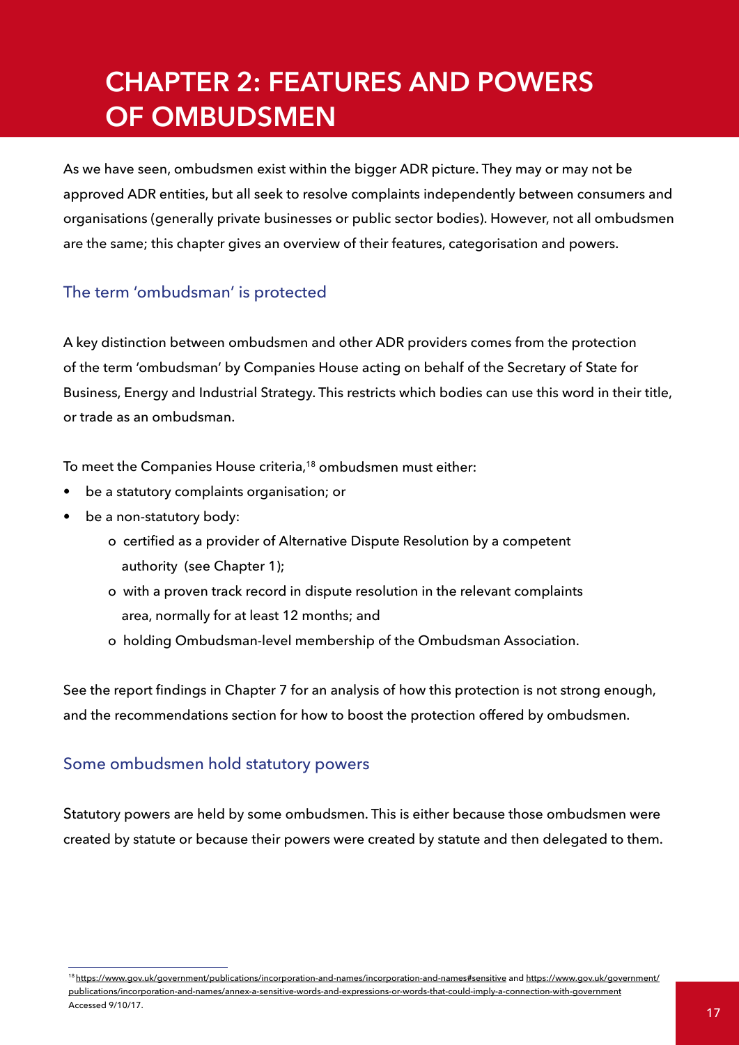# CHAPTER 2: FEATURES AND POWERS OF OMBUDSMEN

As we have seen, ombudsmen exist within the bigger ADR picture. They may or may not be approved ADR entities, but all seek to resolve complaints independently between consumers and organisations (generally private businesses or public sector bodies). However, not all ombudsmen are the same; this chapter gives an overview of their features, categorisation and powers.

## The term 'ombudsman' is protected

A key distinction between ombudsmen and other ADR providers comes from the protection of the term 'ombudsman' by Companies House acting on behalf of the Secretary of State for Business, Energy and Industrial Strategy. This restricts which bodies can use this word in their title, or trade as an ombudsman.

To meet the Companies House criteria,[18] ombudsmen must either:

- be a statutory complaints organisation; or
- be a non-statutory body:
    - certified as a provider of Alternative Dispute Resolution by a competent authority (see Chapter 1);
    - with a proven track record in dispute resolution in the relevant complaints area, normally for at least 12 months; and
    - holding Ombudsman-level membership of the Ombudsman Association.

See the report findings in Chapter 7 for an analysis of how this protection is not strong enough, and the recommendations section for how to boost the protection offered by ombudsmen.

## Some ombudsmen hold statutory powers

Statutory powers are held by some ombudsmen. This is either because those ombudsmen were created by statute or because their powers were created by statute and then delegated to them.

[18] https://www.gov.uk/government/publications/incorporation-and-names/incorporation-and-names#sensitive and https://www.gov.uk/government/publications/incorporation-and-names/annex-a-sensitive-words-and-expressions-or-words-that-could-imply-a-connection-with-government Accessed 9/10/17.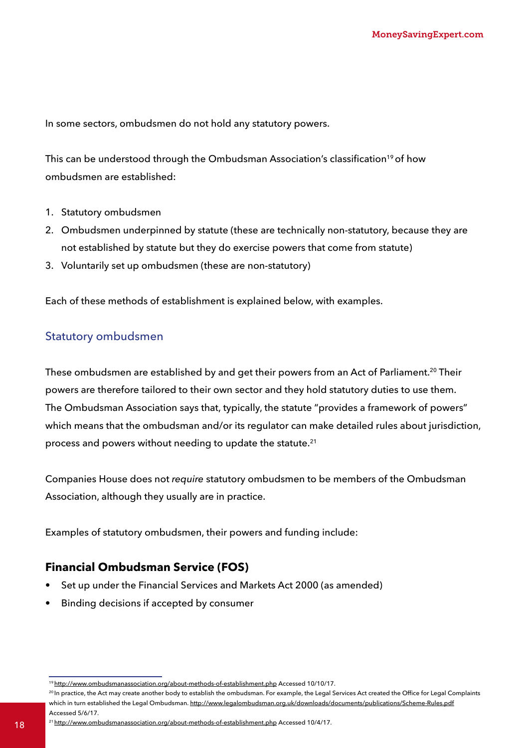In some sectors, ombudsmen do not hold any statutory powers.

This can be understood through the Ombudsman Association's classification[19] of how ombudsmen are established:

1. Statutory ombudsmen
2. Ombudsmen underpinned by statute (these are technically non-statutory, because they are not established by statute but they do exercise powers that come from statute)
3. Voluntarily set up ombudsmen (these are non-statutory)

Each of these methods of establishment is explained below, with examples.

## Statutory ombudsmen

These ombudsmen are established by and get their powers from an Act of Parliament.[20] Their powers are therefore tailored to their own sector and they hold statutory duties to use them. The Ombudsman Association says that, typically, the statute "provides a framework of powers" which means that the ombudsman and/or its regulator can make detailed rules about jurisdiction, process and powers without needing to update the statute.[21]

Companies House does not *require* statutory ombudsmen to be members of the Ombudsman Association, although they usually are in practice.

Examples of statutory ombudsmen, their powers and funding include:

### Financial Ombudsman Service (FOS)

- Set up under the Financial Services and Markets Act 2000 (as amended)
- Binding decisions if accepted by consumer

---

[19] http://www.ombudsmanassociation.org/about-methods-of-establishment.php Accessed 10/10/17.

[20] In practice, the Act may create another body to establish the ombudsman. For example, the Legal Services Act created the Office for Legal Complaints which in turn established the Legal Ombudsman. http://www.legalombudsman.org.uk/downloads/documents/publications/Scheme-Rules.pdf Accessed 5/6/17.

[21] http://www.ombudsmanassociation.org/about-methods-of-establishment.php Accessed 10/4/17.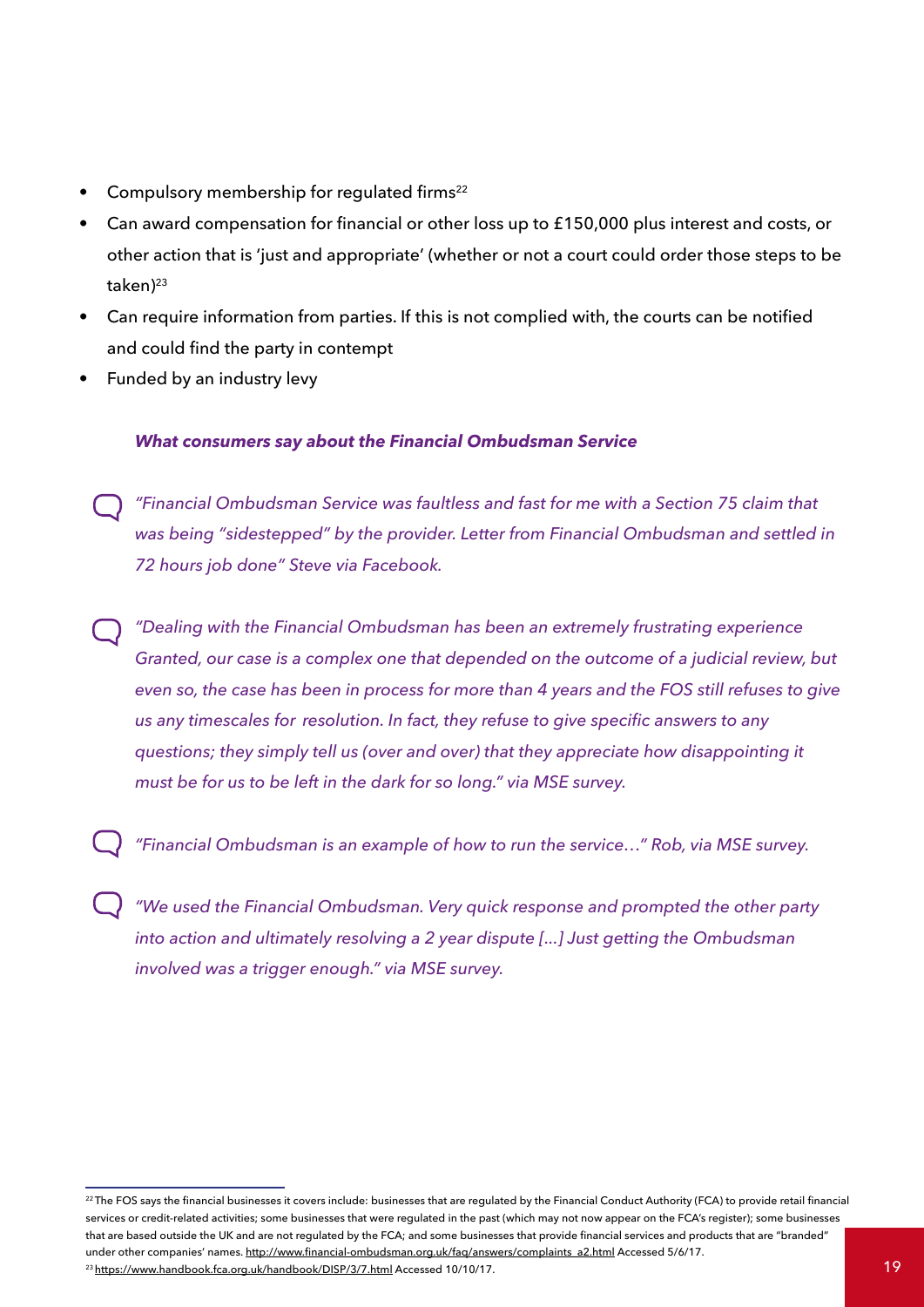- Compulsory membership for regulated firms[22]
- Can award compensation for financial or other loss up to £150,000 plus interest and costs, or other action that is 'just and appropriate' (whether or not a court could order those steps to be taken)[23]
- Can require information from parties. If this is not complied with, the courts can be notified and could find the party in contempt
- Funded by an industry levy

***What consumers say about the Financial Ombudsman Service***

*"Financial Ombudsman Service was faultless and fast for me with a Section 75 claim that was being "sidestepped" by the provider. Letter from Financial Ombudsman and settled in 72 hours job done" Steve via Facebook.*

*"Dealing with the Financial Ombudsman has been an extremely frustrating experience Granted, our case is a complex one that depended on the outcome of a judicial review, but even so, the case has been in process for more than 4 years and the FOS still refuses to give us any timescales for resolution. In fact, they refuse to give specific answers to any questions; they simply tell us (over and over) that they appreciate how disappointing it must be for us to be left in the dark for so long." via MSE survey.*

*"Financial Ombudsman is an example of how to run the service…" Rob, via MSE survey.*

*"We used the Financial Ombudsman. Very quick response and prompted the other party into action and ultimately resolving a 2 year dispute [...] Just getting the Ombudsman involved was a trigger enough." via MSE survey.*

---

[22] The FOS says the financial businesses it covers include: businesses that are regulated by the Financial Conduct Authority (FCA) to provide retail financial services or credit-related activities; some businesses that were regulated in the past (which may not now appear on the FCA's register); some businesses that are based outside the UK and are not regulated by the FCA; and some businesses that provide financial services and products that are "branded" under other companies' names. http://www.financial-ombudsman.org.uk/faq/answers/complaints_a2.html Accessed 5/6/17.

[23] https://www.handbook.fca.org.uk/handbook/DISP/3/7.html Accessed 10/10/17.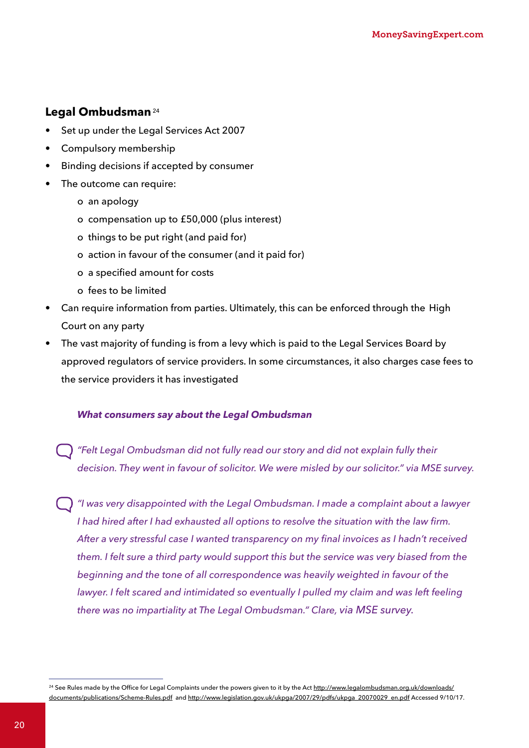### Legal Ombudsman[24]

- Set up under the Legal Services Act 2007
- Compulsory membership
- Binding decisions if accepted by consumer
- The outcome can require:
    - an apology
    - compensation up to £50,000 (plus interest)
    - things to be put right (and paid for)
    - action in favour of the consumer (and it paid for)
    - a specified amount for costs
    - fees to be limited
- Can require information from parties. Ultimately, this can be enforced through the High Court on any party
- The vast majority of funding is from a levy which is paid to the Legal Services Board by approved regulators of service providers. In some circumstances, it also charges case fees to the service providers it has investigated

***What consumers say about the Legal Ombudsman***

*"Felt Legal Ombudsman did not fully read our story and did not explain fully their decision. They went in favour of solicitor. We were misled by our solicitor." via MSE survey.*

*"I was very disappointed with the Legal Ombudsman. I made a complaint about a lawyer I had hired after I had exhausted all options to resolve the situation with the law firm. After a very stressful case I wanted transparency on my final invoices as I hadn't received them. I felt sure a third party would support this but the service was very biased from the beginning and the tone of all correspondence was heavily weighted in favour of the lawyer. I felt scared and intimidated so eventually I pulled my claim and was left feeling there was no impartiality at The Legal Ombudsman." Clare, via MSE survey.*

---

[24] See Rules made by the Office for Legal Complaints under the powers given to it by the Act http://www.legalombudsman.org.uk/downloads/documents/publications/Scheme-Rules.pdf and http://www.legislation.gov.uk/ukpga/2007/29/pdfs/ukpga_20070029_en.pdf Accessed 9/10/17.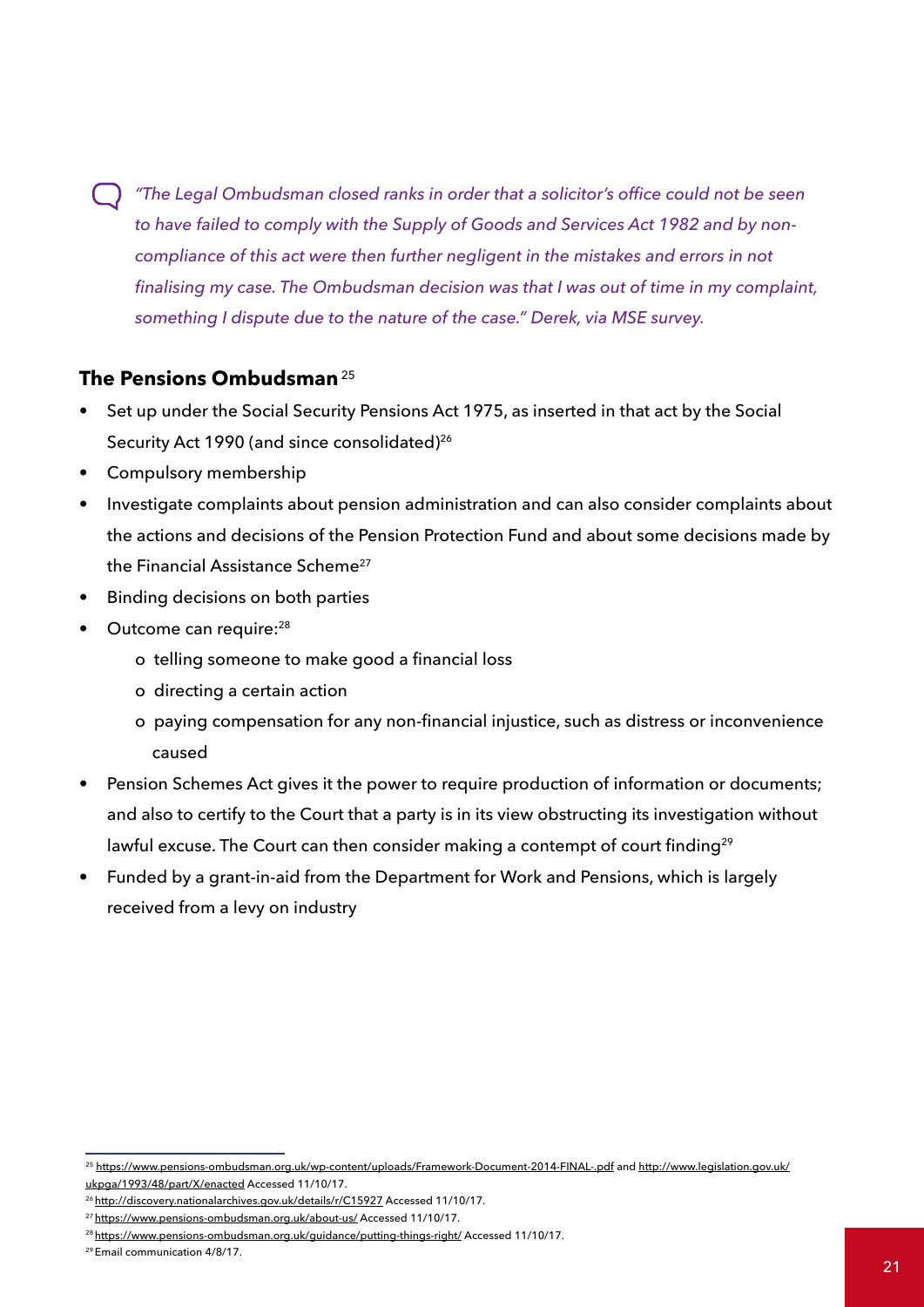*"The Legal Ombudsman closed ranks in order that a solicitor's office could not be seen to have failed to comply with the Supply of Goods and Services Act 1982 and by non-compliance of this act were then further negligent in the mistakes and errors in not finalising my case. The Ombudsman decision was that I was out of time in my complaint, something I dispute due to the nature of the case." Derek, via MSE survey.*

### The Pensions Ombudsman[25]

- Set up under the Social Security Pensions Act 1975, as inserted in that act by the Social Security Act 1990 (and since consolidated)[26]
- Compulsory membership
- Investigate complaints about pension administration and can also consider complaints about the actions and decisions of the Pension Protection Fund and about some decisions made by the Financial Assistance Scheme[27]
- Binding decisions on both parties
- Outcome can require:[28]
    - telling someone to make good a financial loss
    - directing a certain action
    - paying compensation for any non-financial injustice, such as distress or inconvenience caused
- Pension Schemes Act gives it the power to require production of information or documents; and also to certify to the Court that a party is in its view obstructing its investigation without lawful excuse. The Court can then consider making a contempt of court finding[29]
- Funded by a grant-in-aid from the Department for Work and Pensions, which is largely received from a levy on industry

---

[25] https://www.pensions-ombudsman.org.uk/wp-content/uploads/Framework-Document-2014-FINAL-.pdf and http://www.legislation.gov.uk/ukpga/1993/48/part/X/enacted Accessed 11/10/17.

[26] http://discovery.nationalarchives.gov.uk/details/r/C15927 Accessed 11/10/17.

[27] https://www.pensions-ombudsman.org.uk/about-us/ Accessed 11/10/17.

[28] https://www.pensions-ombudsman.org.uk/guidance/putting-things-right/ Accessed 11/10/17.

[29] Email communication 4/8/17.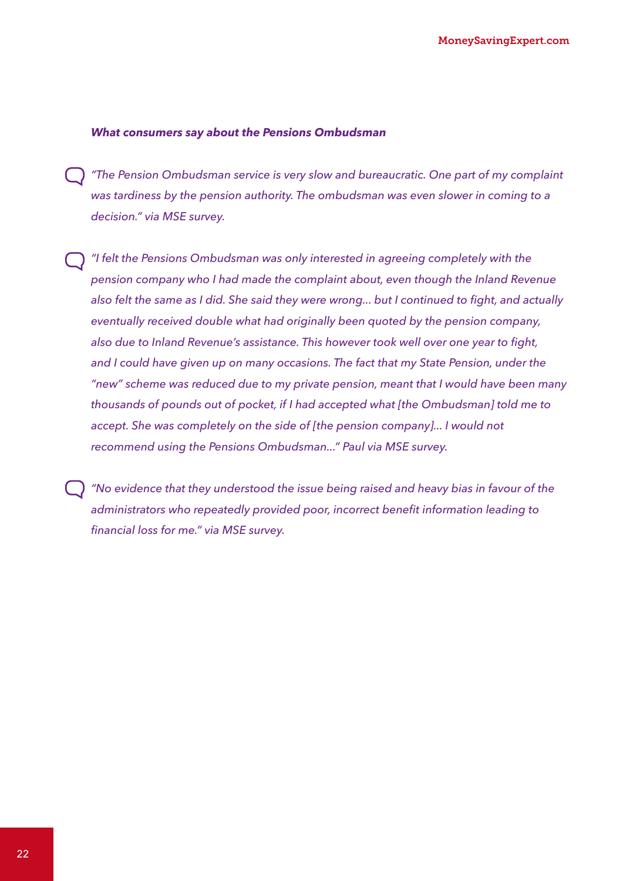***What consumers say about the Pensions Ombudsman***

*"The Pension Ombudsman service is very slow and bureaucratic. One part of my complaint was tardiness by the pension authority. The ombudsman was even slower in coming to a decision." via MSE survey.*

*"I felt the Pensions Ombudsman was only interested in agreeing completely with the pension company who I had made the complaint about, even though the Inland Revenue also felt the same as I did. She said they were wrong… but I continued to fight, and actually eventually received double what had originally been quoted by the pension company, also due to Inland Revenue's assistance. This however took well over one year to fight, and I could have given up on many occasions. The fact that my State Pension, under the "new" scheme was reduced due to my private pension, meant that I would have been many thousands of pounds out of pocket, if I had accepted what [the Ombudsman] told me to accept. She was completely on the side of [the pension company]… I would not recommend using the Pensions Ombudsman…" Paul via MSE survey.*

*"No evidence that they understood the issue being raised and heavy bias in favour of the administrators who repeatedly provided poor, incorrect benefit information leading to financial loss for me." via MSE survey.*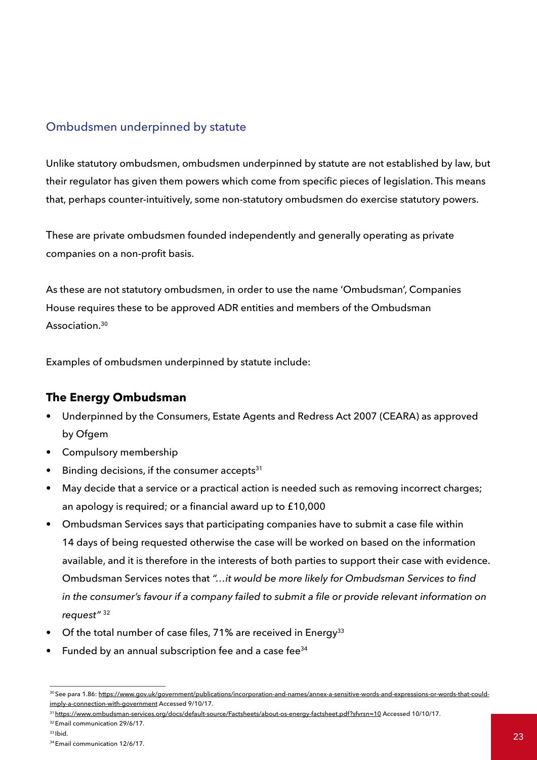## Ombudsmen underpinned by statute

Unlike statutory ombudsmen, ombudsmen underpinned by statute are not established by law, but their regulator has given them powers which come from specific pieces of legislation. This means that, perhaps counter-intuitively, some non-statutory ombudsmen do exercise statutory powers.

These are private ombudsmen founded independently and generally operating as private companies on a non-profit basis.

As these are not statutory ombudsmen, in order to use the name 'Ombudsman', Companies House requires these to be approved ADR entities and members of the Ombudsman Association.[30]

Examples of ombudsmen underpinned by statute include:

### The Energy Ombudsman

- Underpinned by the Consumers, Estate Agents and Redress Act 2007 (CEARA) as approved by Ofgem
- Compulsory membership
- Binding decisions, if the consumer accepts[31]
- May decide that a service or a practical action is needed such as removing incorrect charges; an apology is required; or a financial award up to £10,000
- Ombudsman Services says that participating companies have to submit a case file within 14 days of being requested otherwise the case will be worked on based on the information available, and it is therefore in the interests of both parties to support their case with evidence. Ombudsman Services notes that *"…it would be more likely for Ombudsman Services to find in the consumer's favour if a company failed to submit a file or provide relevant information on request"* [32]
- Of the total number of case files, 71% are received in Energy[33]
- Funded by an annual subscription fee and a case fee[34]

---

[30] See para 1.86: https://www.gov.uk/government/publications/incorporation-and-names/annex-a-sensitive-words-and-expressions-or-words-that-could-imply-a-connection-with-government Accessed 9/10/17.

[31] https://www.ombudsman-services.org/docs/default-source/Factsheets/about-os-energy-factsheet.pdf?sfvrsn=10 Accessed 10/10/17.

[32] Email communication 29/6/17.

[33] Ibid.

[34] Email communication 12/6/17.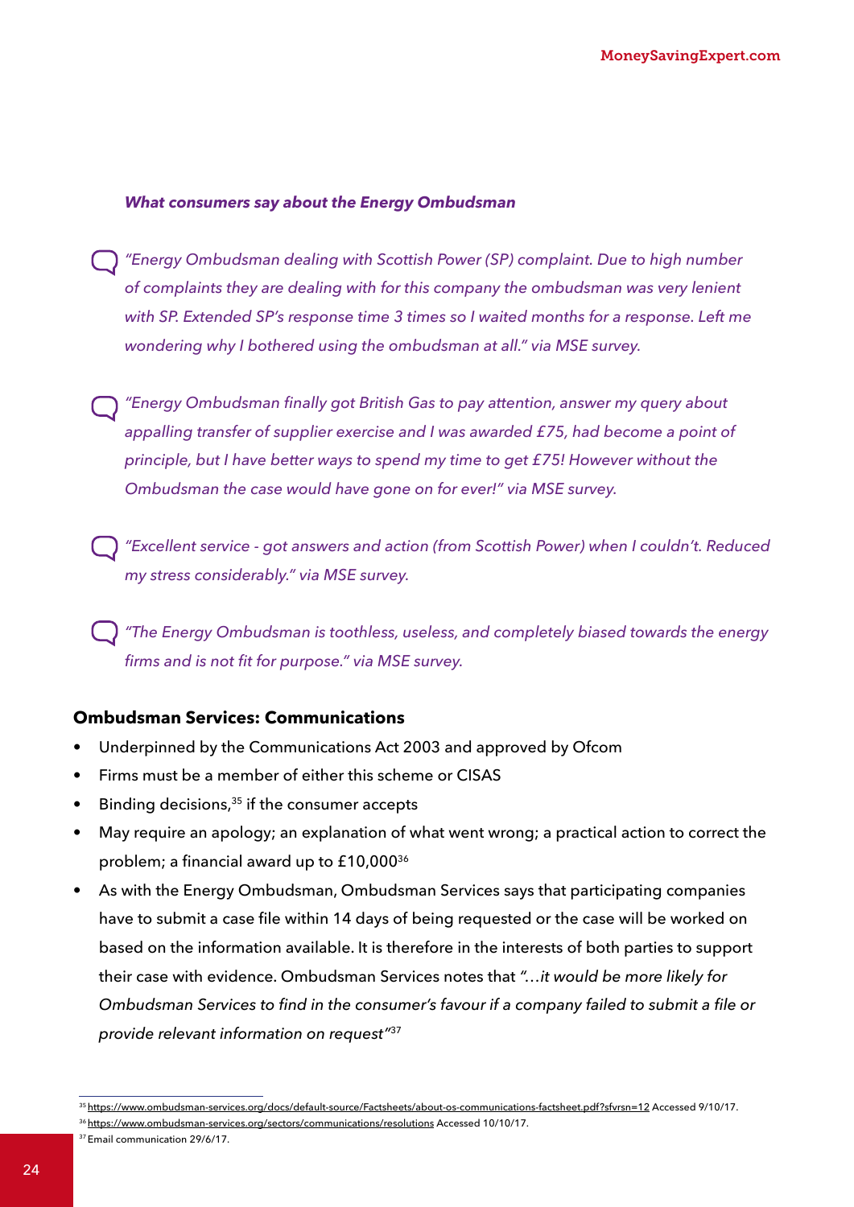***What consumers say about the Energy Ombudsman***

> *"Energy Ombudsman dealing with Scottish Power (SP) complaint. Due to high number of complaints they are dealing with for this company the ombudsman was very lenient with SP. Extended SP's response time 3 times so I waited months for a response. Left me wondering why I bothered using the ombudsman at all." via MSE survey.*

> *"Energy Ombudsman finally got British Gas to pay attention, answer my query about appalling transfer of supplier exercise and I was awarded £75, had become a point of principle, but I have better ways to spend my time to get £75! However without the Ombudsman the case would have gone on for ever!" via MSE survey.*

> *"Excellent service - got answers and action (from Scottish Power) when I couldn't. Reduced my stress considerably." via MSE survey.*

> *"The Energy Ombudsman is toothless, useless, and completely biased towards the energy firms and is not fit for purpose." via MSE survey.*

**Ombudsman Services: Communications**

- Underpinned by the Communications Act 2003 and approved by Ofcom
- Firms must be a member of either this scheme or CISAS
- Binding decisions,[35] if the consumer accepts
- May require an apology; an explanation of what went wrong; a practical action to correct the problem; a financial award up to £10,000[36]
- As with the Energy Ombudsman, Ombudsman Services says that participating companies have to submit a case file within 14 days of being requested or the case will be worked on based on the information available. It is therefore in the interests of both parties to support their case with evidence. Ombudsman Services notes that *"…it would be more likely for Ombudsman Services to find in the consumer's favour if a company failed to submit a file or provide relevant information on request"*[37]

[35] https://www.ombudsman-services.org/docs/default-source/Factsheets/about-os-communications-factsheet.pdf?sfvrsn=12 Accessed 9/10/17.

[36] https://www.ombudsman-services.org/sectors/communications/resolutions Accessed 10/10/17.

[37] Email communication 29/6/17.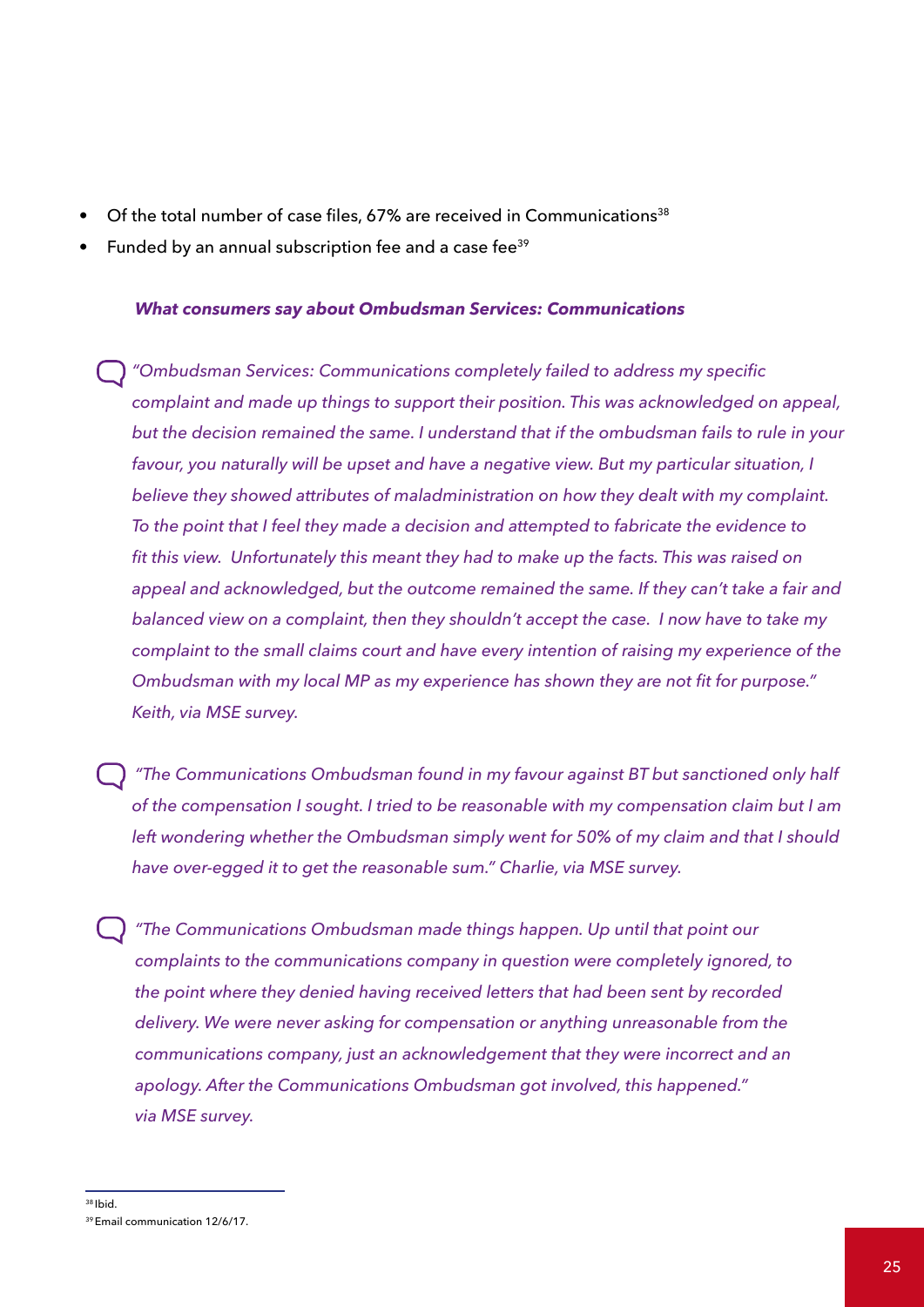- Of the total number of case files, 67% are received in Communications[38]
- Funded by an annual subscription fee and a case fee[39]

***What consumers say about Ombudsman Services: Communications***

*"Ombudsman Services: Communications completely failed to address my specific complaint and made up things to support their position. This was acknowledged on appeal, but the decision remained the same. I understand that if the ombudsman fails to rule in your favour, you naturally will be upset and have a negative view. But my particular situation, I believe they showed attributes of maladministration on how they dealt with my complaint. To the point that I feel they made a decision and attempted to fabricate the evidence to fit this view. Unfortunately this meant they had to make up the facts. This was raised on appeal and acknowledged, but the outcome remained the same. If they can't take a fair and balanced view on a complaint, then they shouldn't accept the case. I now have to take my complaint to the small claims court and have every intention of raising my experience of the Ombudsman with my local MP as my experience has shown they are not fit for purpose." Keith, via MSE survey.*

*"The Communications Ombudsman found in my favour against BT but sanctioned only half of the compensation I sought. I tried to be reasonable with my compensation claim but I am left wondering whether the Ombudsman simply went for 50% of my claim and that I should have over-egged it to get the reasonable sum." Charlie, via MSE survey.*

*"The Communications Ombudsman made things happen. Up until that point our complaints to the communications company in question were completely ignored, to the point where they denied having received letters that had been sent by recorded delivery. We were never asking for compensation or anything unreasonable from the communications company, just an acknowledgement that they were incorrect and an apology. After the Communications Ombudsman got involved, this happened." via MSE survey.*

---

[38] Ibid.

[39] Email communication 12/6/17.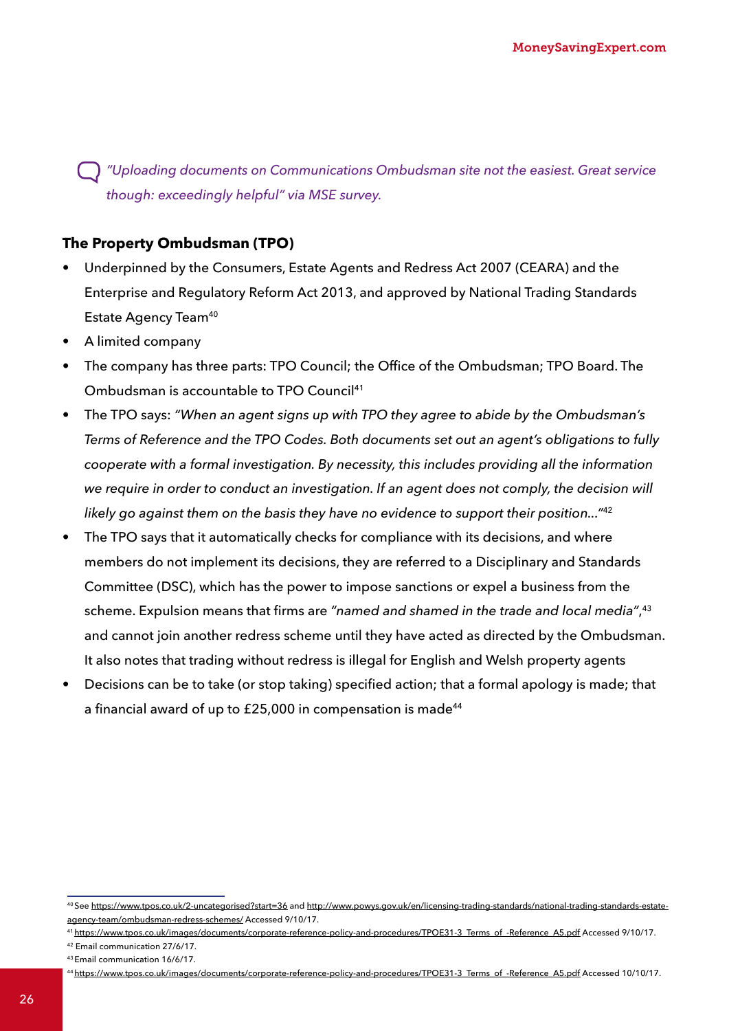*"Uploading documents on Communications Ombudsman site not the easiest. Great service though: exceedingly helpful" via MSE survey.*

**The Property Ombudsman (TPO)**

- Underpinned by the Consumers, Estate Agents and Redress Act 2007 (CEARA) and the Enterprise and Regulatory Reform Act 2013, and approved by National Trading Standards Estate Agency Team[40]
- A limited company
- The company has three parts: TPO Council; the Office of the Ombudsman; TPO Board. The Ombudsman is accountable to TPO Council[41]
- The TPO says: *"When an agent signs up with TPO they agree to abide by the Ombudsman's Terms of Reference and the TPO Codes. Both documents set out an agent's obligations to fully cooperate with a formal investigation. By necessity, this includes providing all the information we require in order to conduct an investigation. If an agent does not comply, the decision will likely go against them on the basis they have no evidence to support their position…"*[42]
- The TPO says that it automatically checks for compliance with its decisions, and where members do not implement its decisions, they are referred to a Disciplinary and Standards Committee (DSC), which has the power to impose sanctions or expel a business from the scheme. Expulsion means that firms are *"named and shamed in the trade and local media"*,[43] and cannot join another redress scheme until they have acted as directed by the Ombudsman. It also notes that trading without redress is illegal for English and Welsh property agents
- Decisions can be to take (or stop taking) specified action; that a formal apology is made; that a financial award of up to £25,000 in compensation is made[44]

---

[40] See https://www.tpos.co.uk/2-uncategorised?start=36 and http://www.powys.gov.uk/en/licensing-trading-standards/national-trading-standards-estate-agency-team/ombudsman-redress-schemes/ Accessed 9/10/17.

[41] https://www.tpos.co.uk/images/documents/corporate-reference-policy-and-procedures/TPOE31-3_Terms_of_-Reference_A5.pdf Accessed 9/10/17.

[42] Email communication 27/6/17.

[43] Email communication 16/6/17.

[44] https://www.tpos.co.uk/images/documents/corporate-reference-policy-and-procedures/TPOE31-3_Terms_of_-Reference_A5.pdf Accessed 10/10/17.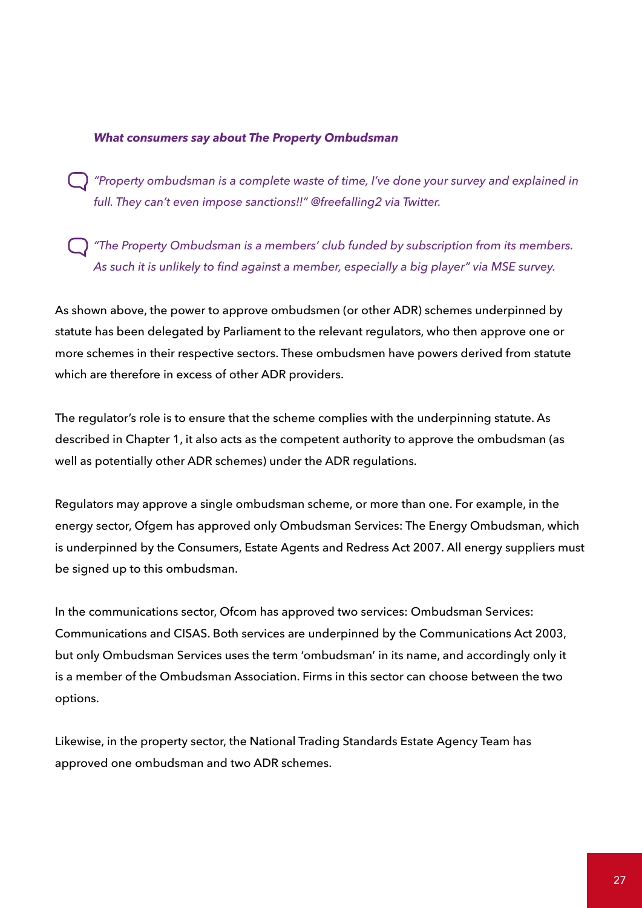***What consumers say about The Property Ombudsman***

> *"Property ombudsman is a complete waste of time, I've done your survey and explained in full. They can't even impose sanctions!!" @freefalling2 via Twitter.*

> *"The Property Ombudsman is a members' club funded by subscription from its members. As such it is unlikely to find against a member, especially a big player" via MSE survey.*

As shown above, the power to approve ombudsmen (or other ADR) schemes underpinned by statute has been delegated by Parliament to the relevant regulators, who then approve one or more schemes in their respective sectors. These ombudsmen have powers derived from statute which are therefore in excess of other ADR providers.

The regulator's role is to ensure that the scheme complies with the underpinning statute. As described in Chapter 1, it also acts as the competent authority to approve the ombudsman (as well as potentially other ADR schemes) under the ADR regulations.

Regulators may approve a single ombudsman scheme, or more than one. For example, in the energy sector, Ofgem has approved only Ombudsman Services: The Energy Ombudsman, which is underpinned by the Consumers, Estate Agents and Redress Act 2007. All energy suppliers must be signed up to this ombudsman.

In the communications sector, Ofcom has approved two services: Ombudsman Services: Communications and CISAS. Both services are underpinned by the Communications Act 2003, but only Ombudsman Services uses the term 'ombudsman' in its name, and accordingly only it is a member of the Ombudsman Association. Firms in this sector can choose between the two options.

Likewise, in the property sector, the National Trading Standards Estate Agency Team has approved one ombudsman and two ADR schemes.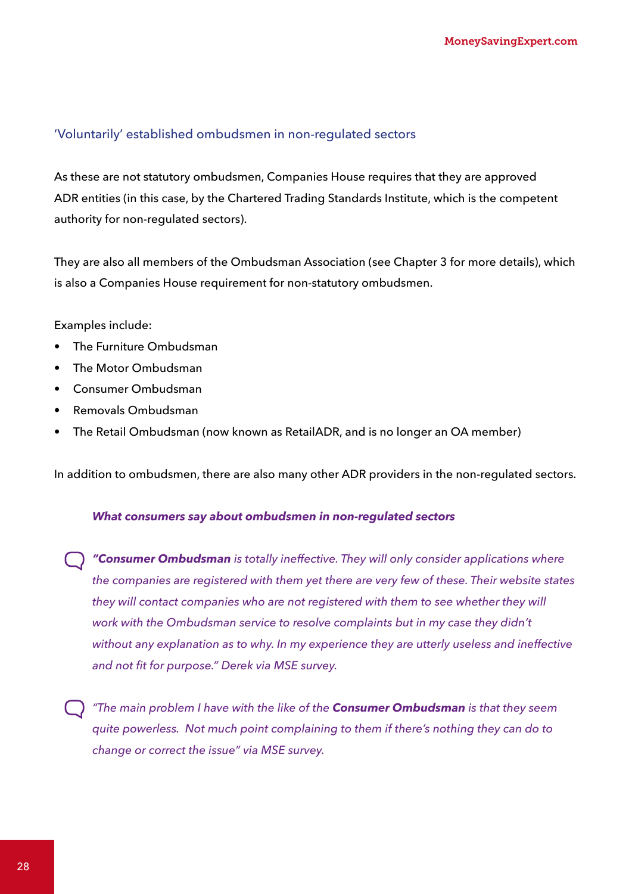### 'Voluntarily' established ombudsmen in non-regulated sectors

As these are not statutory ombudsmen, Companies House requires that they are approved ADR entities (in this case, by the Chartered Trading Standards Institute, which is the competent authority for non-regulated sectors).

They are also all members of the Ombudsman Association (see Chapter 3 for more details), which is also a Companies House requirement for non-statutory ombudsmen.

Examples include:

- The Furniture Ombudsman
- The Motor Ombudsman
- Consumer Ombudsman
- Removals Ombudsman
- The Retail Ombudsman (now known as RetailADR, and is no longer an OA member)

In addition to ombudsmen, there are also many other ADR providers in the non-regulated sectors.

***What consumers say about ombudsmen in non-regulated sectors***

*"**Consumer Ombudsman** is totally ineffective. They will only consider applications where the companies are registered with them yet there are very few of these. Their website states they will contact companies who are not registered with them to see whether they will work with the Ombudsman service to resolve complaints but in my case they didn't without any explanation as to why. In my experience they are utterly useless and ineffective and not fit for purpose." Derek via MSE survey.*

*"The main problem I have with the like of the **Consumer Ombudsman** is that they seem quite powerless. Not much point complaining to them if there's nothing they can do to change or correct the issue" via MSE survey.*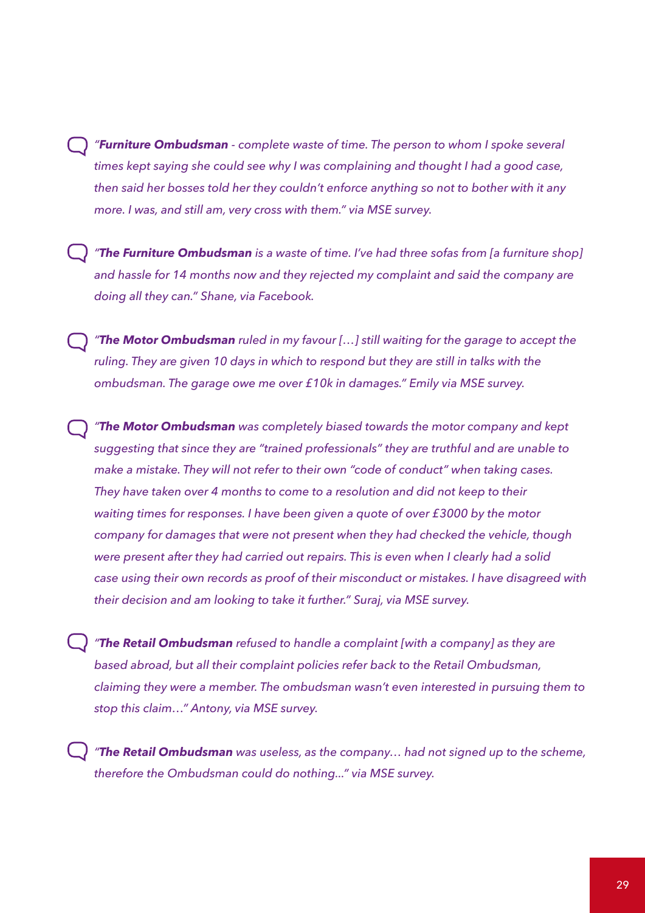*"**Furniture Ombudsman** - complete waste of time. The person to whom I spoke several times kept saying she could see why I was complaining and thought I had a good case, then said her bosses told her they couldn't enforce anything so not to bother with it any more. I was, and still am, very cross with them." via MSE survey.*

*"**The Furniture Ombudsman** is a waste of time. I've had three sofas from [a furniture shop] and hassle for 14 months now and they rejected my complaint and said the company are doing all they can." Shane, via Facebook.*

*"**The Motor Ombudsman** ruled in my favour […] still waiting for the garage to accept the ruling. They are given 10 days in which to respond but they are still in talks with the ombudsman. The garage owe me over £10k in damages." Emily via MSE survey.*

*"**The Motor Ombudsman** was completely biased towards the motor company and kept suggesting that since they are "trained professionals" they are truthful and are unable to make a mistake. They will not refer to their own "code of conduct" when taking cases. They have taken over 4 months to come to a resolution and did not keep to their waiting times for responses. I have been given a quote of over £3000 by the motor company for damages that were not present when they had checked the vehicle, though were present after they had carried out repairs. This is even when I clearly had a solid case using their own records as proof of their misconduct or mistakes. I have disagreed with their decision and am looking to take it further." Suraj, via MSE survey.*

*"**The Retail Ombudsman** refused to handle a complaint [with a company] as they are based abroad, but all their complaint policies refer back to the Retail Ombudsman, claiming they were a member. The ombudsman wasn't even interested in pursuing them to stop this claim…" Antony, via MSE survey.*

*"**The Retail Ombudsman** was useless, as the company… had not signed up to the scheme, therefore the Ombudsman could do nothing..." via MSE survey.*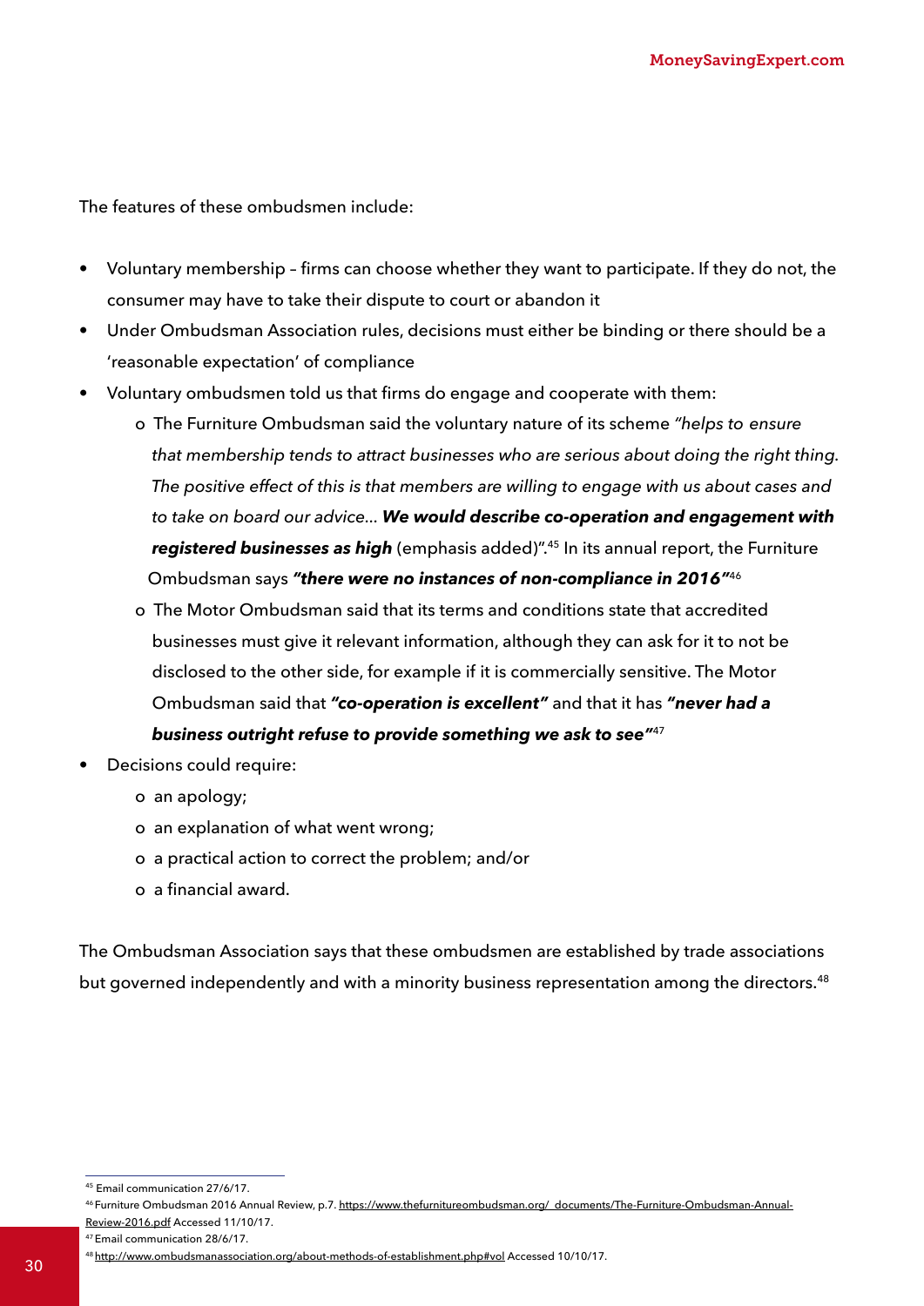The features of these ombudsmen include:

- Voluntary membership – firms can choose whether they want to participate. If they do not, the consumer may have to take their dispute to court or abandon it
- Under Ombudsman Association rules, decisions must either be binding or there should be a 'reasonable expectation' of compliance
- Voluntary ombudsmen told us that firms do engage and cooperate with them:
  - The Furniture Ombudsman said the voluntary nature of its scheme *"helps to ensure that membership tends to attract businesses who are serious about doing the right thing. The positive effect of this is that members are willing to engage with us about cases and to take on board our advice… **We would describe co-operation and engagement with registered businesses as high*** (emphasis added)".[45] In its annual report, the Furniture Ombudsman says ***"there were no instances of non-compliance in 2016"***[46]
  - The Motor Ombudsman said that its terms and conditions state that accredited businesses must give it relevant information, although they can ask for it to not be disclosed to the other side, for example if it is commercially sensitive. The Motor Ombudsman said that ***"co-operation is excellent"*** and that it has ***"never had a business outright refuse to provide something we ask to see"***[47]
- Decisions could require:
  - an apology;
  - an explanation of what went wrong;
  - a practical action to correct the problem; and/or
  - a financial award.

The Ombudsman Association says that these ombudsmen are established by trade associations but governed independently and with a minority business representation among the directors.[48]

---

[45] Email communication 27/6/17.

[46] Furniture Ombudsman 2016 Annual Review, p.7. https://www.thefurnitureombudsman.org/_documents/The-Furniture-Ombudsman-Annual-Review-2016.pdf Accessed 11/10/17.

[47] Email communication 28/6/17.

[48] http://www.ombudsmanassociation.org/about-methods-of-establishment.php#vol Accessed 10/10/17.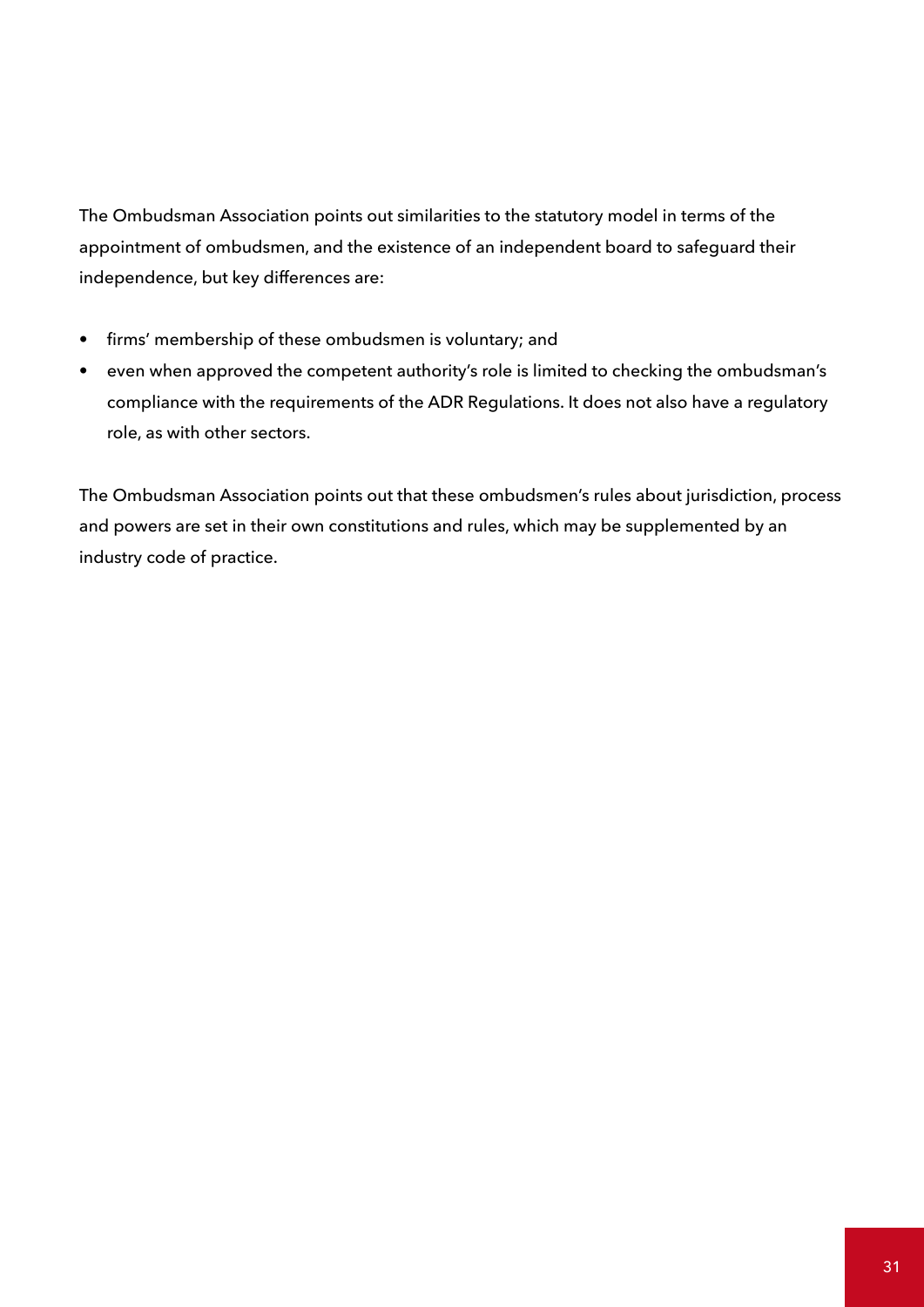The Ombudsman Association points out similarities to the statutory model in terms of the appointment of ombudsmen, and the existence of an independent board to safeguard their independence, but key differences are:

- firms' membership of these ombudsmen is voluntary; and
- even when approved the competent authority's role is limited to checking the ombudsman's compliance with the requirements of the ADR Regulations. It does not also have a regulatory role, as with other sectors.

The Ombudsman Association points out that these ombudsmen's rules about jurisdiction, process and powers are set in their own constitutions and rules, which may be supplemented by an industry code of practice.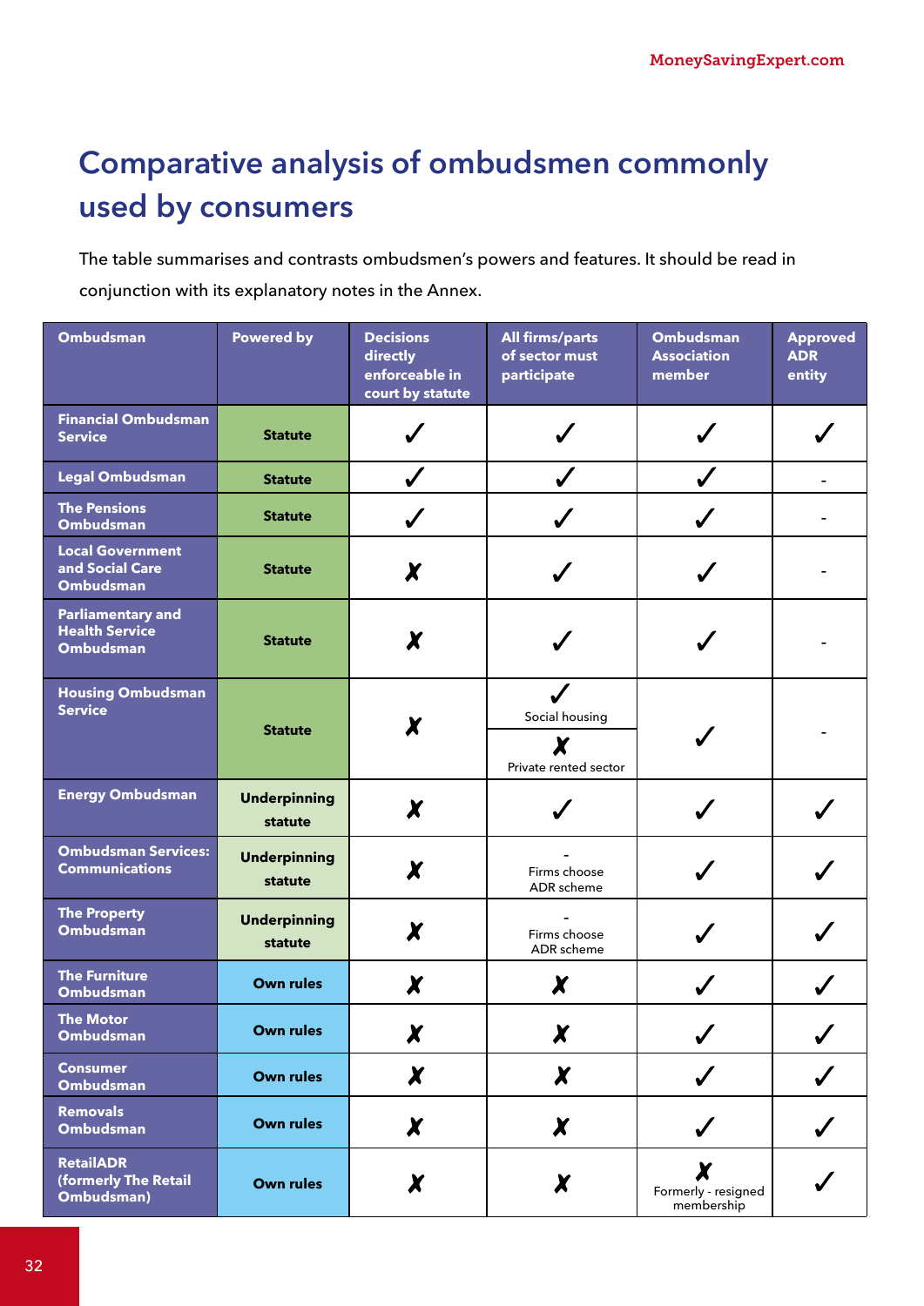# Comparative analysis of ombudsmen commonly used by consumers

The table summarises and contrasts ombudsmen's powers and features. It should be read in conjunction with its explanatory notes in the Annex.

| Ombudsman | Powered by | Decisions directly enforceable in court by statute | All firms/parts of sector must participate | Ombudsman Association member | Approved ADR entity |
|---|---|---|---|---|---|
| Financial Ombudsman Service | Statute | ✓ | ✓ | ✓ | ✓ |
| Legal Ombudsman | Statute | ✓ | ✓ | ✓ | - |
| The Pensions Ombudsman | Statute | ✓ | ✓ | ✓ | - |
| Local Government and Social Care Ombudsman | Statute | ✗ | ✓ | ✓ | - |
| Parliamentary and Health Service Ombudsman | Statute | ✗ | ✓ | ✓ | - |
| Housing Ombudsman Service | Statute | ✗ | ✓ Social housing; ✗ Private rented sector | ✓ | - |
| Energy Ombudsman | Underpinning statute | ✗ | ✓ | ✓ | ✓ |
| Ombudsman Services: Communications | Underpinning statute | ✗ | - Firms choose ADR scheme | ✓ | ✓ |
| The Property Ombudsman | Underpinning statute | ✗ | - Firms choose ADR scheme | ✓ | ✓ |
| The Furniture Ombudsman | Own rules | ✗ | ✗ | ✓ | ✓ |
| The Motor Ombudsman | Own rules | ✗ | ✗ | ✓ | ✓ |
| Consumer Ombudsman | Own rules | ✗ | ✗ | ✓ | ✓ |
| Removals Ombudsman | Own rules | ✗ | ✗ | ✓ | ✓ |
| RetailADR (formerly The Retail Ombudsman) | Own rules | ✗ | ✗ | ✗ Formerly - resigned membership | ✓ |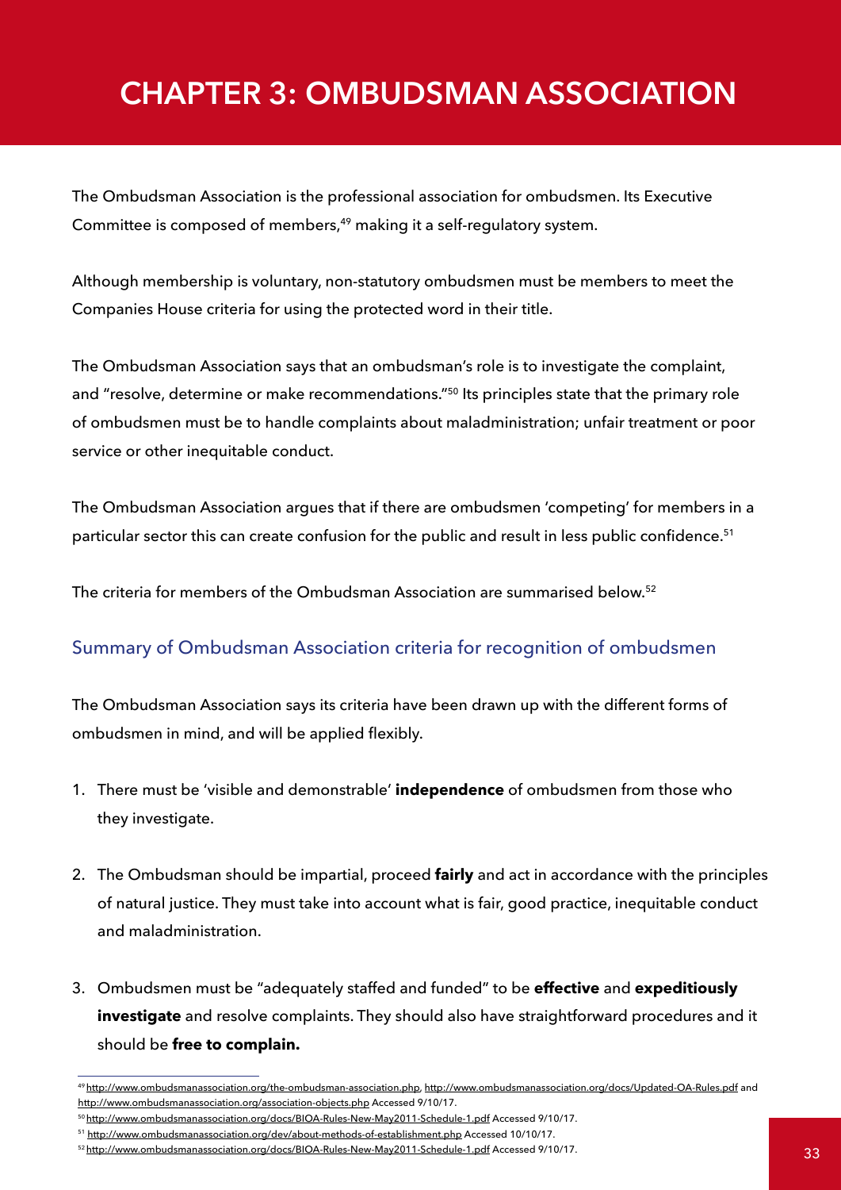# CHAPTER 3: OMBUDSMAN ASSOCIATION

The Ombudsman Association is the professional association for ombudsmen. Its Executive Committee is composed of members,[49] making it a self-regulatory system.

Although membership is voluntary, non-statutory ombudsmen must be members to meet the Companies House criteria for using the protected word in their title.

The Ombudsman Association says that an ombudsman's role is to investigate the complaint, and "resolve, determine or make recommendations."[50] Its principles state that the primary role of ombudsmen must be to handle complaints about maladministration; unfair treatment or poor service or other inequitable conduct.

The Ombudsman Association argues that if there are ombudsmen 'competing' for members in a particular sector this can create confusion for the public and result in less public confidence.[51]

The criteria for members of the Ombudsman Association are summarised below.[52]

## Summary of Ombudsman Association criteria for recognition of ombudsmen

The Ombudsman Association says its criteria have been drawn up with the different forms of ombudsmen in mind, and will be applied flexibly.

1. There must be 'visible and demonstrable' **independence** of ombudsmen from those who they investigate.
2. The Ombudsman should be impartial, proceed **fairly** and act in accordance with the principles of natural justice. They must take into account what is fair, good practice, inequitable conduct and maladministration.
3. Ombudsmen must be "adequately staffed and funded" to be **effective** and **expeditiously investigate** and resolve complaints. They should also have straightforward procedures and it should be **free to complain.**

---

[49] http://www.ombudsmanassociation.org/the-ombudsman-association.php, http://www.ombudsmanassociation.org/docs/Updated-OA-Rules.pdf and http://www.ombudsmanassociation.org/association-objects.php Accessed 9/10/17.

[50] http://www.ombudsmanassociation.org/docs/BIOA-Rules-New-May2011-Schedule-1.pdf Accessed 9/10/17.

[51] http://www.ombudsmanassociation.org/dev/about-methods-of-establishment.php Accessed 10/10/17.

[52] http://www.ombudsmanassociation.org/docs/BIOA-Rules-New-May2011-Schedule-1.pdf Accessed 9/10/17.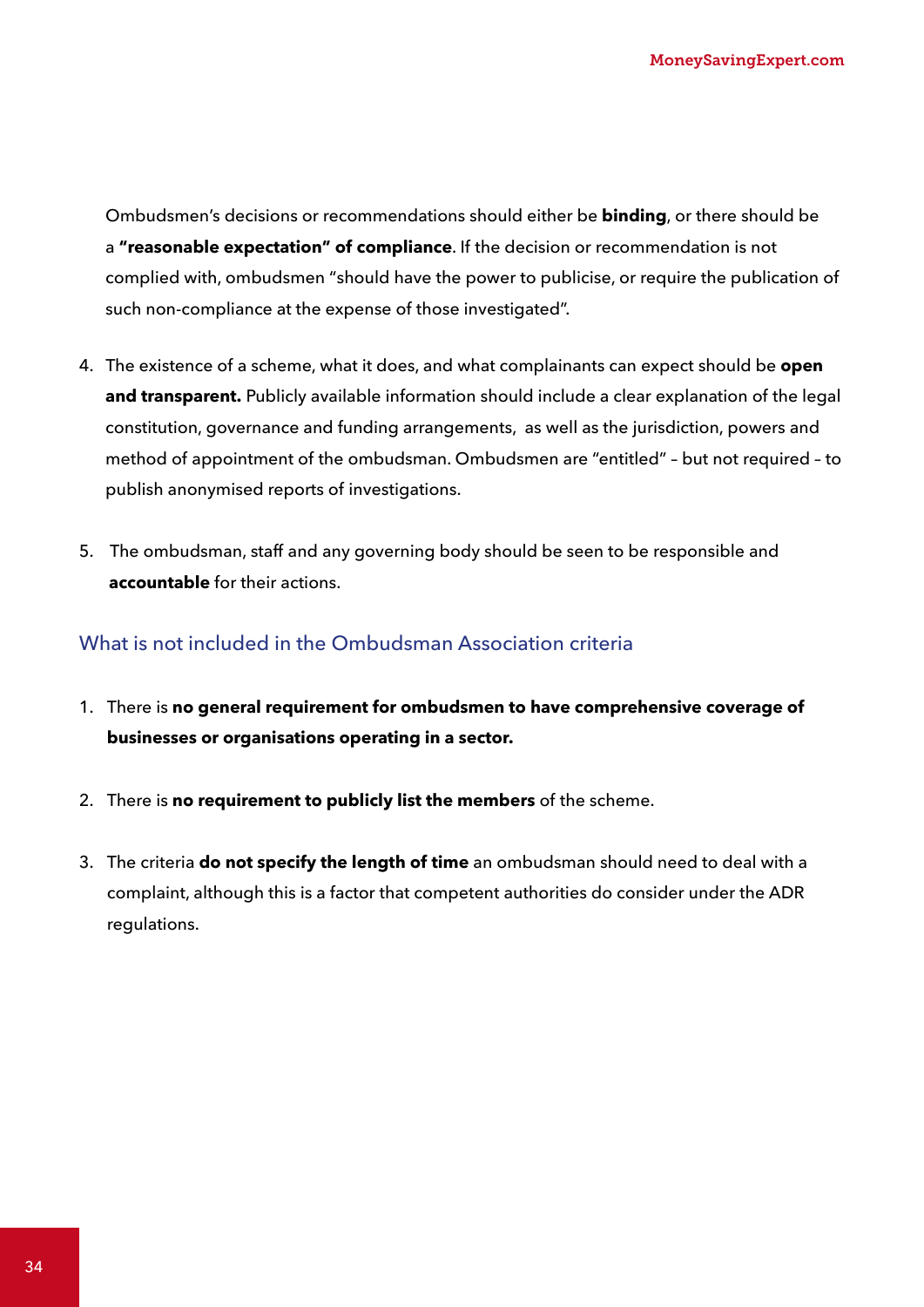Ombudsmen's decisions or recommendations should either be **binding**, or there should be a **"reasonable expectation" of compliance**. If the decision or recommendation is not complied with, ombudsmen "should have the power to publicise, or require the publication of such non-compliance at the expense of those investigated".

4. The existence of a scheme, what it does, and what complainants can expect should be **open and transparent.** Publicly available information should include a clear explanation of the legal constitution, governance and funding arrangements, as well as the jurisdiction, powers and method of appointment of the ombudsman. Ombudsmen are "entitled" – but not required – to publish anonymised reports of investigations.

5. The ombudsman, staff and any governing body should be seen to be responsible and **accountable** for their actions.

### What is not included in the Ombudsman Association criteria

1. There is **no general requirement for ombudsmen to have comprehensive coverage of businesses or organisations operating in a sector.**

2. There is **no requirement to publicly list the members** of the scheme.

3. The criteria **do not specify the length of time** an ombudsman should need to deal with a complaint, although this is a factor that competent authorities do consider under the ADR regulations.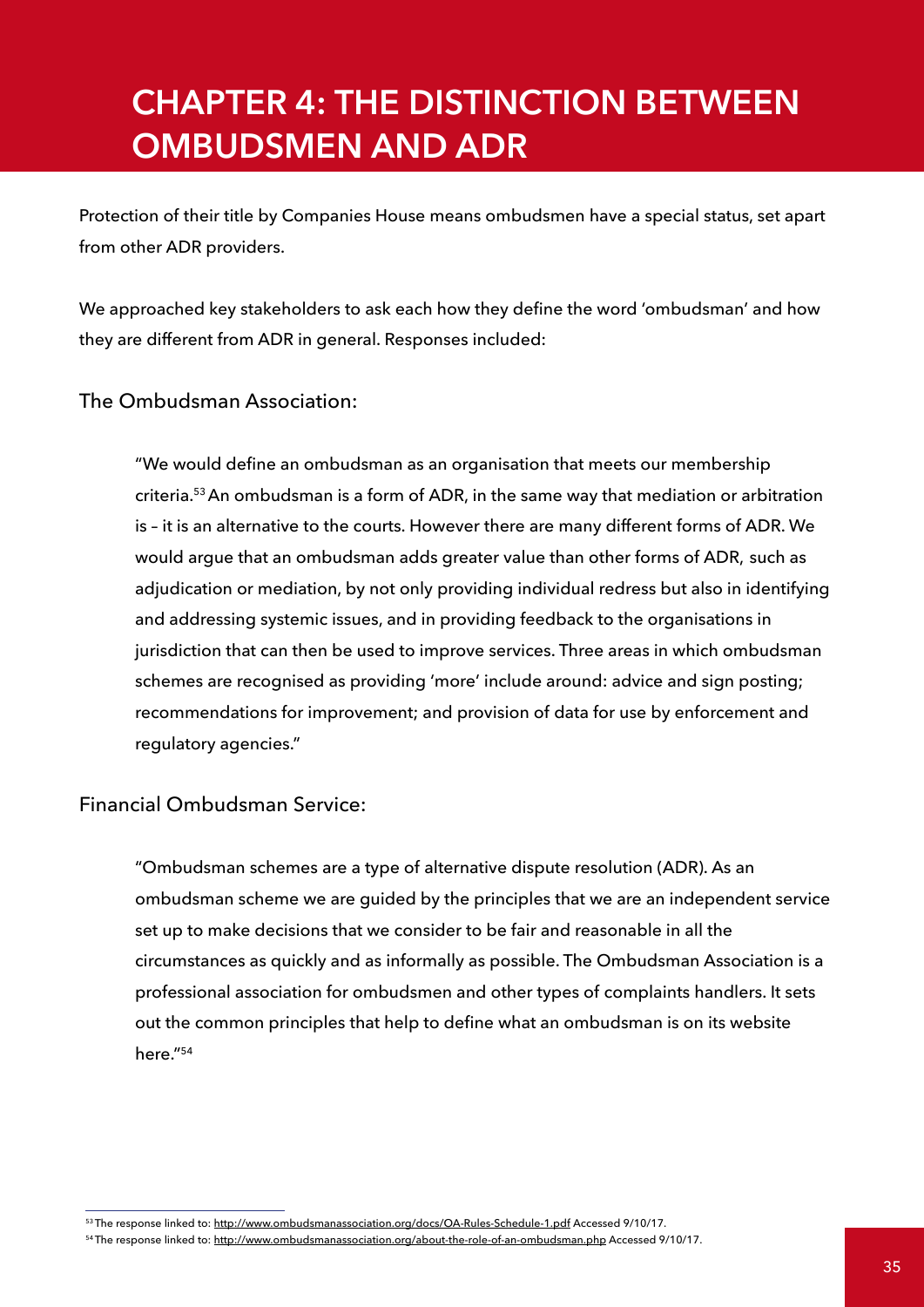# CHAPTER 4: THE DISTINCTION BETWEEN OMBUDSMEN AND ADR

Protection of their title by Companies House means ombudsmen have a special status, set apart from other ADR providers.

We approached key stakeholders to ask each how they define the word 'ombudsman' and how they are different from ADR in general. Responses included:

### The Ombudsman Association:

> "We would define an ombudsman as an organisation that meets our membership criteria.[53] An ombudsman is a form of ADR, in the same way that mediation or arbitration is – it is an alternative to the courts. However there are many different forms of ADR. We would argue that an ombudsman adds greater value than other forms of ADR, such as adjudication or mediation, by not only providing individual redress but also in identifying and addressing systemic issues, and in providing feedback to the organisations in jurisdiction that can then be used to improve services. Three areas in which ombudsman schemes are recognised as providing 'more' include around: advice and sign posting; recommendations for improvement; and provision of data for use by enforcement and regulatory agencies."

### Financial Ombudsman Service:

> "Ombudsman schemes are a type of alternative dispute resolution (ADR). As an ombudsman scheme we are guided by the principles that we are an independent service set up to make decisions that we consider to be fair and reasonable in all the circumstances as quickly and as informally as possible. The Ombudsman Association is a professional association for ombudsmen and other types of complaints handlers. It sets out the common principles that help to define what an ombudsman is on its website here."[54]

---

[53] The response linked to: http://www.ombudsmanassociation.org/docs/OA-Rules-Schedule-1.pdf Accessed 9/10/17.

[54] The response linked to: http://www.ombudsmanassociation.org/about-the-role-of-an-ombudsman.php Accessed 9/10/17.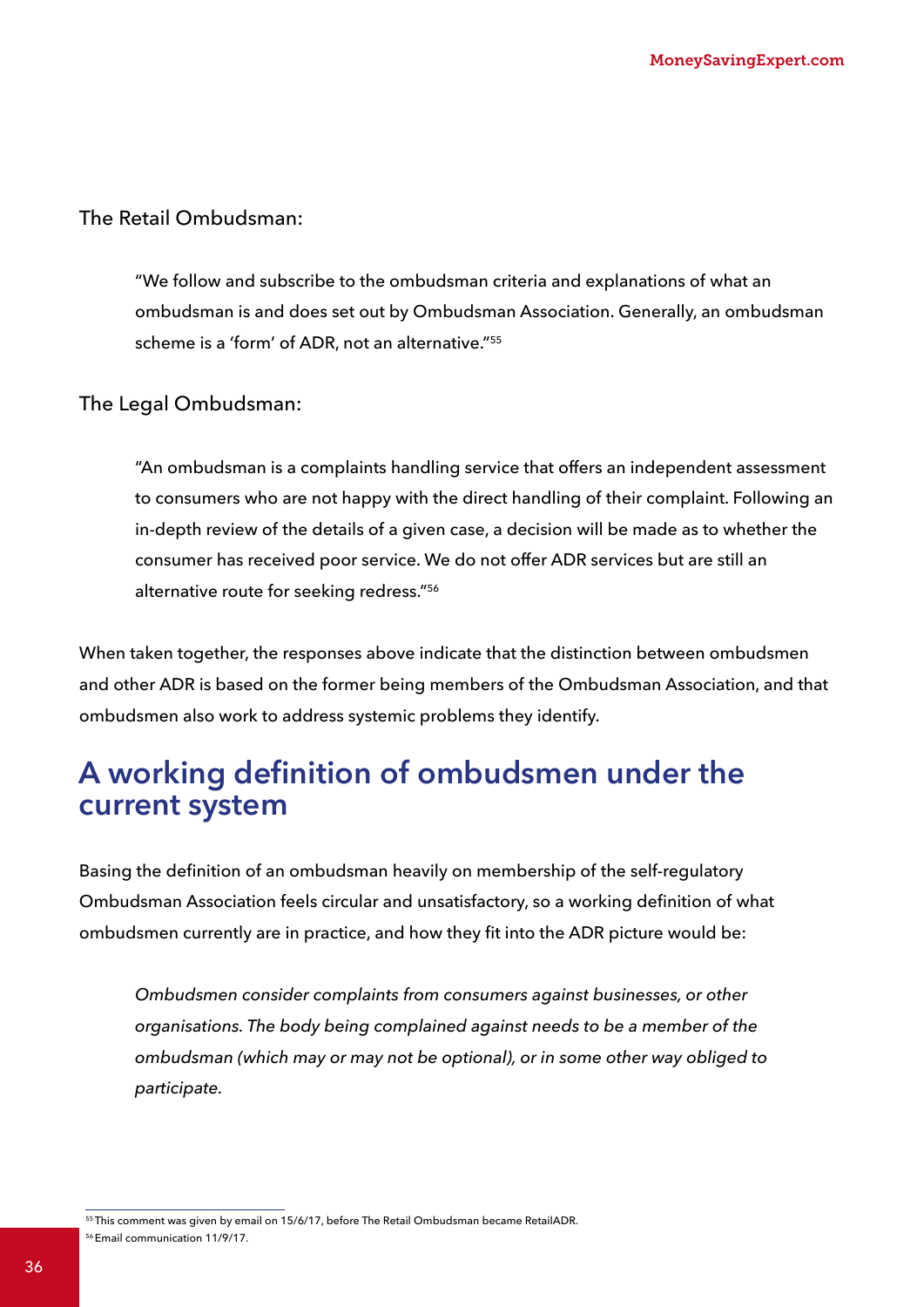The Retail Ombudsman:

> "We follow and subscribe to the ombudsman criteria and explanations of what an ombudsman is and does set out by Ombudsman Association. Generally, an ombudsman scheme is a 'form' of ADR, not an alternative."[55]

The Legal Ombudsman:

> "An ombudsman is a complaints handling service that offers an independent assessment to consumers who are not happy with the direct handling of their complaint. Following an in-depth review of the details of a given case, a decision will be made as to whether the consumer has received poor service. We do not offer ADR services but are still an alternative route for seeking redress."[56]

When taken together, the responses above indicate that the distinction between ombudsmen and other ADR is based on the former being members of the Ombudsman Association, and that ombudsmen also work to address systemic problems they identify.

## A working definition of ombudsmen under the current system

Basing the definition of an ombudsman heavily on membership of the self-regulatory Ombudsman Association feels circular and unsatisfactory, so a working definition of what ombudsmen currently are in practice, and how they fit into the ADR picture would be:

> *Ombudsmen consider complaints from consumers against businesses, or other organisations. The body being complained against needs to be a member of the ombudsman (which may or may not be optional), or in some other way obliged to participate.*

[55] This comment was given by email on 15/6/17, before The Retail Ombudsman became RetailADR.

[56] Email communication 11/9/17.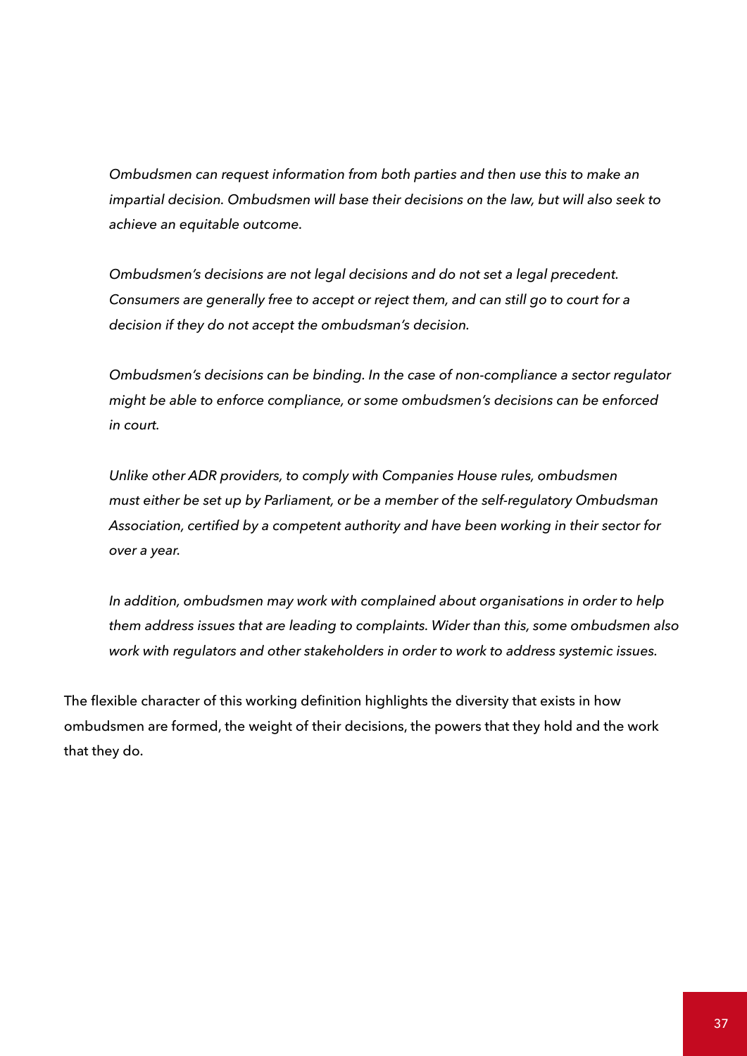*Ombudsmen can request information from both parties and then use this to make an impartial decision. Ombudsmen will base their decisions on the law, but will also seek to achieve an equitable outcome.*

*Ombudsmen's decisions are not legal decisions and do not set a legal precedent. Consumers are generally free to accept or reject them, and can still go to court for a decision if they do not accept the ombudsman's decision.*

*Ombudsmen's decisions can be binding. In the case of non-compliance a sector regulator might be able to enforce compliance, or some ombudsmen's decisions can be enforced in court.*

*Unlike other ADR providers, to comply with Companies House rules, ombudsmen must either be set up by Parliament, or be a member of the self-regulatory Ombudsman Association, certified by a competent authority and have been working in their sector for over a year.*

*In addition, ombudsmen may work with complained about organisations in order to help them address issues that are leading to complaints. Wider than this, some ombudsmen also work with regulators and other stakeholders in order to work to address systemic issues.*

The flexible character of this working definition highlights the diversity that exists in how ombudsmen are formed, the weight of their decisions, the powers that they hold and the work that they do.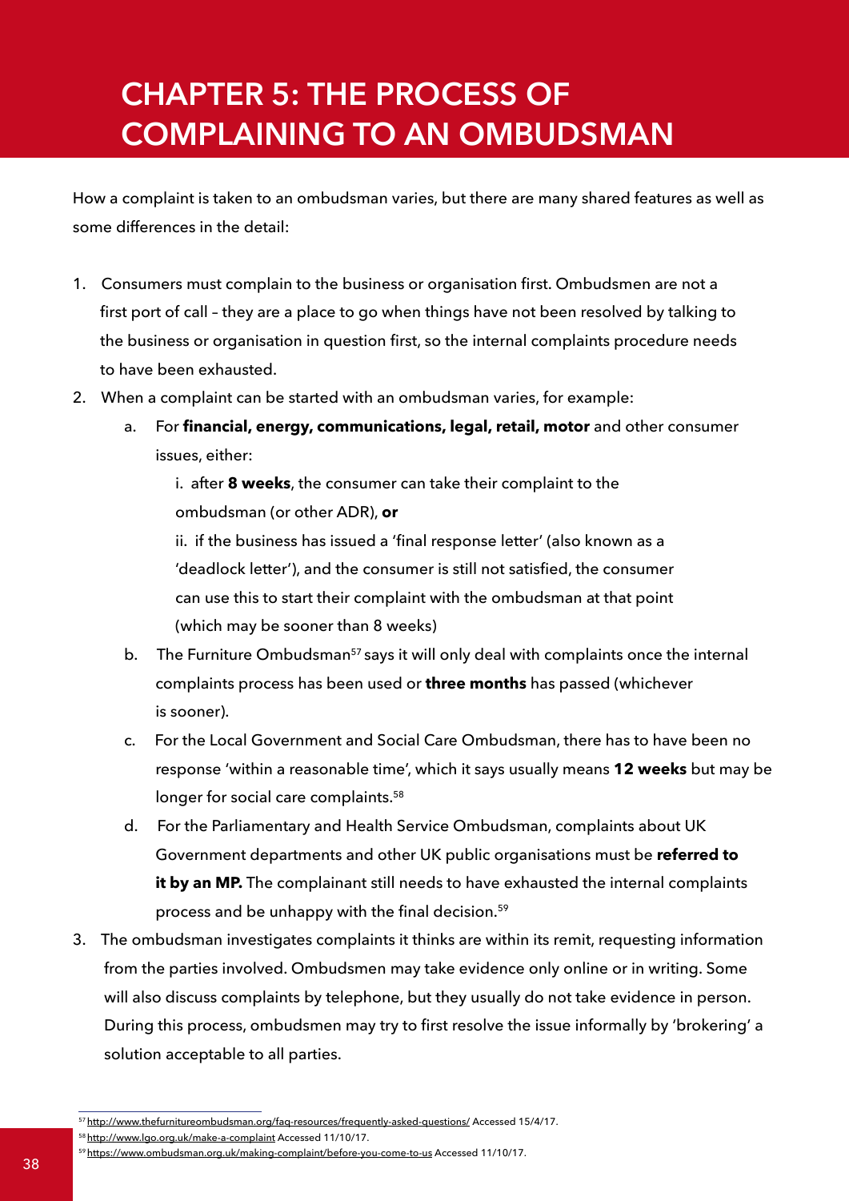# CHAPTER 5: THE PROCESS OF COMPLAINING TO AN OMBUDSMAN

How a complaint is taken to an ombudsman varies, but there are many shared features as well as some differences in the detail:

1. Consumers must complain to the business or organisation first. Ombudsmen are not a first port of call – they are a place to go when things have not been resolved by talking to the business or organisation in question first, so the internal complaints procedure needs to have been exhausted.
2. When a complaint can be started with an ombudsman varies, for example:
    a. For **financial, energy, communications, legal, retail, motor** and other consumer issues, either:
        i. after **8 weeks**, the consumer can take their complaint to the ombudsman (or other ADR), **or**
        ii. if the business has issued a 'final response letter' (also known as a 'deadlock letter'), and the consumer is still not satisfied, the consumer can use this to start their complaint with the ombudsman at that point (which may be sooner than 8 weeks)
    b. The Furniture Ombudsman[57] says it will only deal with complaints once the internal complaints process has been used or **three months** has passed (whichever is sooner).
    c. For the Local Government and Social Care Ombudsman, there has to have been no response 'within a reasonable time', which it says usually means **12 weeks** but may be longer for social care complaints.[58]
    d. For the Parliamentary and Health Service Ombudsman, complaints about UK Government departments and other UK public organisations must be **referred to it by an MP.** The complainant still needs to have exhausted the internal complaints process and be unhappy with the final decision.[59]
3. The ombudsman investigates complaints it thinks are within its remit, requesting information from the parties involved. Ombudsmen may take evidence only online or in writing. Some will also discuss complaints by telephone, but they usually do not take evidence in person. During this process, ombudsmen may try to first resolve the issue informally by 'brokering' a solution acceptable to all parties.

---

[57] http://www.thefurnitureombudsman.org/faq-resources/frequently-asked-questions/ Accessed 15/4/17.

[58] http://www.lgo.org.uk/make-a-complaint Accessed 11/10/17.

[59] https://www.ombudsman.org.uk/making-complaint/before-you-come-to-us Accessed 11/10/17.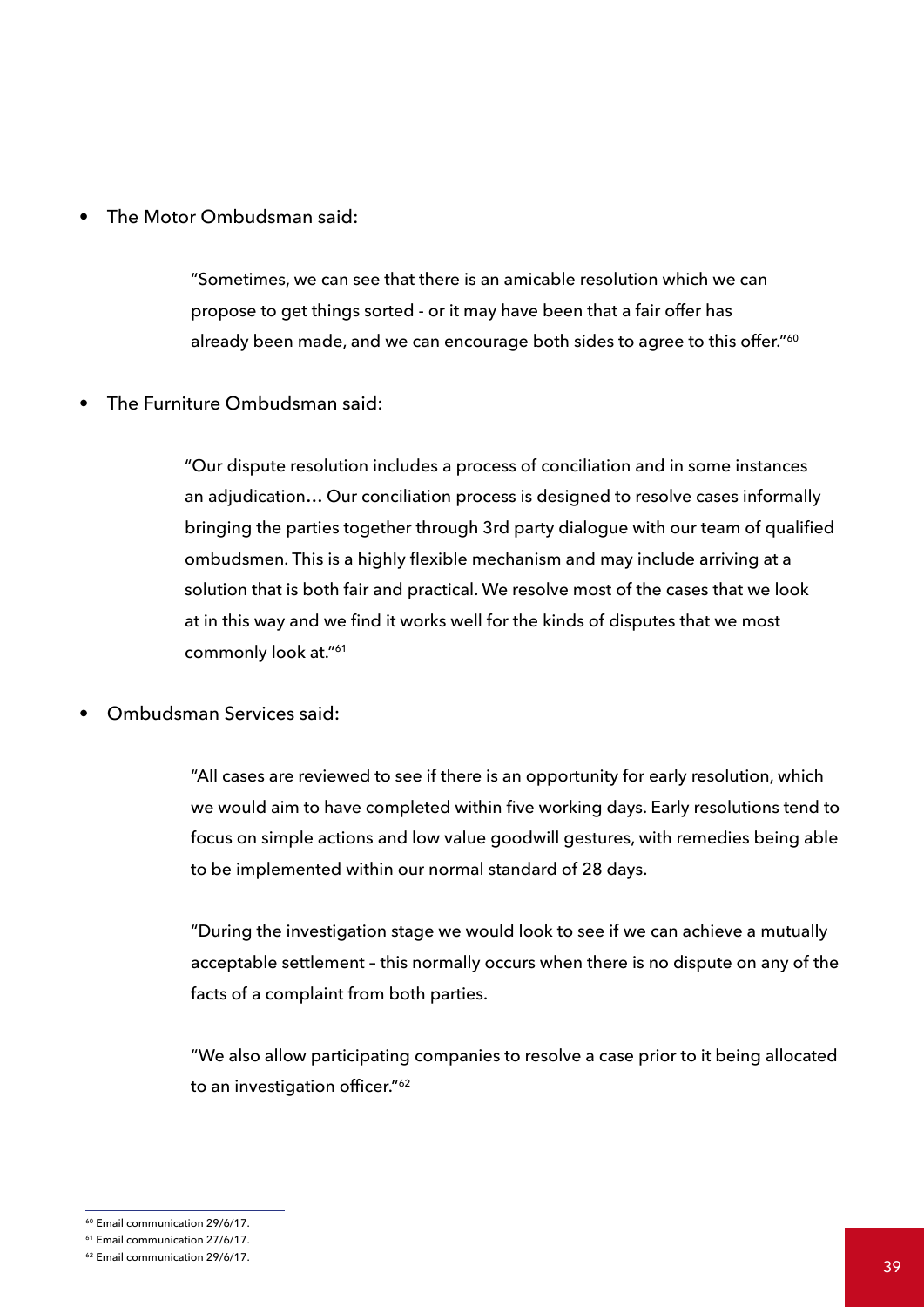- The Motor Ombudsman said:

> "Sometimes, we can see that there is an amicable resolution which we can propose to get things sorted - or it may have been that a fair offer has already been made, and we can encourage both sides to agree to this offer."[60]

- The Furniture Ombudsman said:

> "Our dispute resolution includes a process of conciliation and in some instances an adjudication… Our conciliation process is designed to resolve cases informally bringing the parties together through 3rd party dialogue with our team of qualified ombudsmen. This is a highly flexible mechanism and may include arriving at a solution that is both fair and practical. We resolve most of the cases that we look at in this way and we find it works well for the kinds of disputes that we most commonly look at."[61]

- Ombudsman Services said:

> "All cases are reviewed to see if there is an opportunity for early resolution, which we would aim to have completed within five working days. Early resolutions tend to focus on simple actions and low value goodwill gestures, with remedies being able to be implemented within our normal standard of 28 days.
>
> "During the investigation stage we would look to see if we can achieve a mutually acceptable settlement – this normally occurs when there is no dispute on any of the facts of a complaint from both parties.
>
> "We also allow participating companies to resolve a case prior to it being allocated to an investigation officer."[62]

---

[60] Email communication 29/6/17.

[61] Email communication 27/6/17.

[62] Email communication 29/6/17.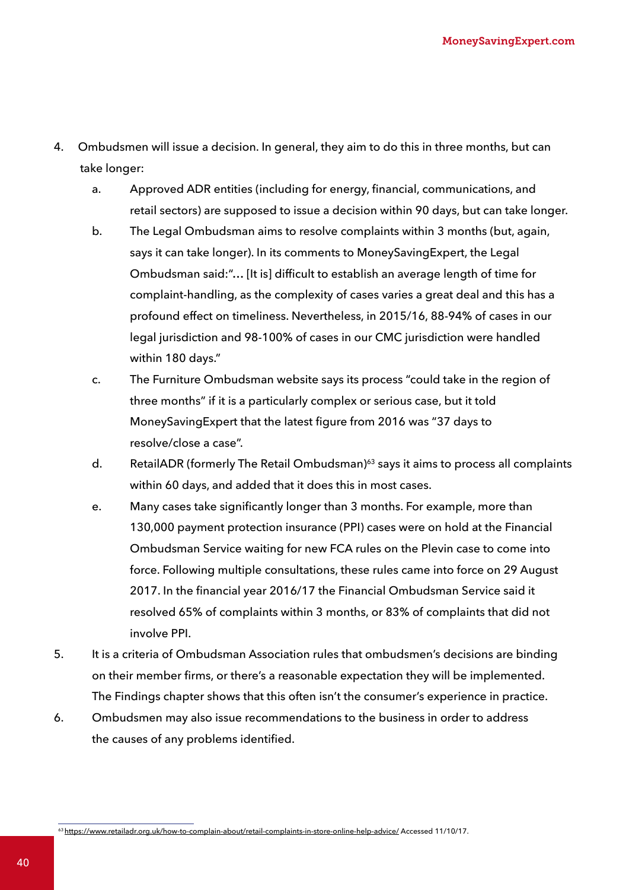4. Ombudsmen will issue a decision. In general, they aim to do this in three months, but can take longer:
   a. Approved ADR entities (including for energy, financial, communications, and retail sectors) are supposed to issue a decision within 90 days, but can take longer.
   b. The Legal Ombudsman aims to resolve complaints within 3 months (but, again, says it can take longer). In its comments to MoneySavingExpert, the Legal Ombudsman said:"… [It is] difficult to establish an average length of time for complaint-handling, as the complexity of cases varies a great deal and this has a profound effect on timeliness. Nevertheless, in 2015/16, 88-94% of cases in our legal jurisdiction and 98-100% of cases in our CMC jurisdiction were handled within 180 days."
   c. The Furniture Ombudsman website says its process "could take in the region of three months" if it is a particularly complex or serious case, but it told MoneySavingExpert that the latest figure from 2016 was "37 days to resolve/close a case".
   d. RetailADR (formerly The Retail Ombudsman)[63] says it aims to process all complaints within 60 days, and added that it does this in most cases.
   e. Many cases take significantly longer than 3 months. For example, more than 130,000 payment protection insurance (PPI) cases were on hold at the Financial Ombudsman Service waiting for new FCA rules on the Plevin case to come into force. Following multiple consultations, these rules came into force on 29 August 2017. In the financial year 2016/17 the Financial Ombudsman Service said it resolved 65% of complaints within 3 months, or 83% of complaints that did not involve PPI.
5. It is a criteria of Ombudsman Association rules that ombudsmen's decisions are binding on their member firms, or there's a reasonable expectation they will be implemented. The Findings chapter shows that this often isn't the consumer's experience in practice.
6. Ombudsmen may also issue recommendations to the business in order to address the causes of any problems identified.

[63] https://www.retailadr.org.uk/how-to-complain-about/retail-complaints-in-store-online-help-advice/ Accessed 11/10/17.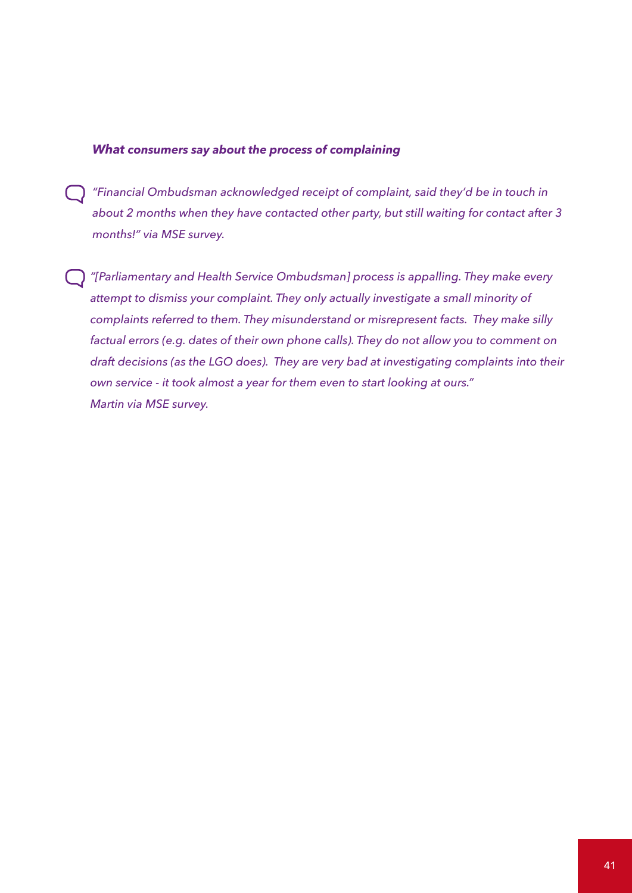***What consumers say about the process of complaining***

*"Financial Ombudsman acknowledged receipt of complaint, said they'd be in touch in about 2 months when they have contacted other party, but still waiting for contact after 3 months!" via MSE survey.*

*"[Parliamentary and Health Service Ombudsman] process is appalling. They make every attempt to dismiss your complaint. They only actually investigate a small minority of complaints referred to them. They misunderstand or misrepresent facts. They make silly factual errors (e.g. dates of their own phone calls). They do not allow you to comment on draft decisions (as the LGO does). They are very bad at investigating complaints into their own service - it took almost a year for them even to start looking at ours."*
*Martin via MSE survey.*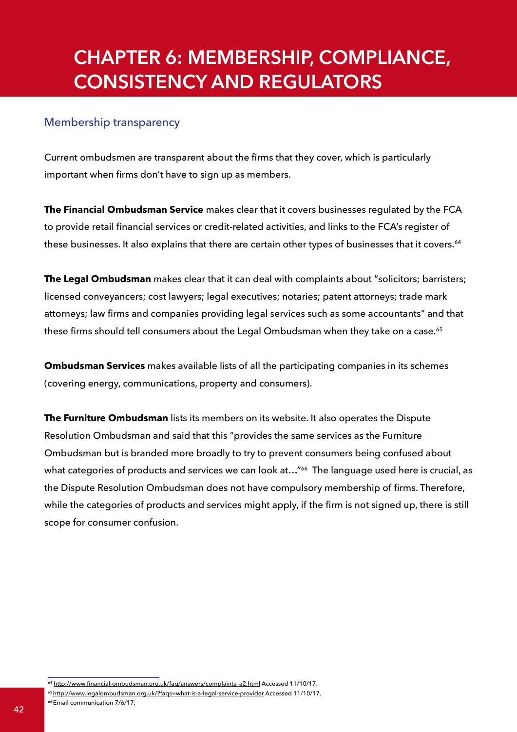# CHAPTER 6: MEMBERSHIP, COMPLIANCE, CONSISTENCY AND REGULATORS

## Membership transparency

Current ombudsmen are transparent about the firms that they cover, which is particularly important when firms don't have to sign up as members.

**The Financial Ombudsman Service** makes clear that it covers businesses regulated by the FCA to provide retail financial services or credit-related activities, and links to the FCA's register of these businesses. It also explains that there are certain other types of businesses that it covers.[64]

**The Legal Ombudsman** makes clear that it can deal with complaints about "solicitors; barristers; licensed conveyancers; cost lawyers; legal executives; notaries; patent attorneys; trade mark attorneys; law firms and companies providing legal services such as some accountants" and that these firms should tell consumers about the Legal Ombudsman when they take on a case.[65]

**Ombudsman Services** makes available lists of all the participating companies in its schemes (covering energy, communications, property and consumers).

**The Furniture Ombudsman** lists its members on its website. It also operates the Dispute Resolution Ombudsman and said that this "provides the same services as the Furniture Ombudsman but is branded more broadly to try to prevent consumers being confused about what categories of products and services we can look at…"[66] The language used here is crucial, as the Dispute Resolution Ombudsman does not have compulsory membership of firms. Therefore, while the categories of products and services might apply, if the firm is not signed up, there is still scope for consumer confusion.

---

[64] http://www.financial-ombudsman.org.uk/faq/answers/complaints_a2.html Accessed 11/10/17.

[65] http://www.legalombudsman.org.uk/?faqs=what-is-a-legal-service-provider Accessed 11/10/17.

[66] Email communication 7/6/17.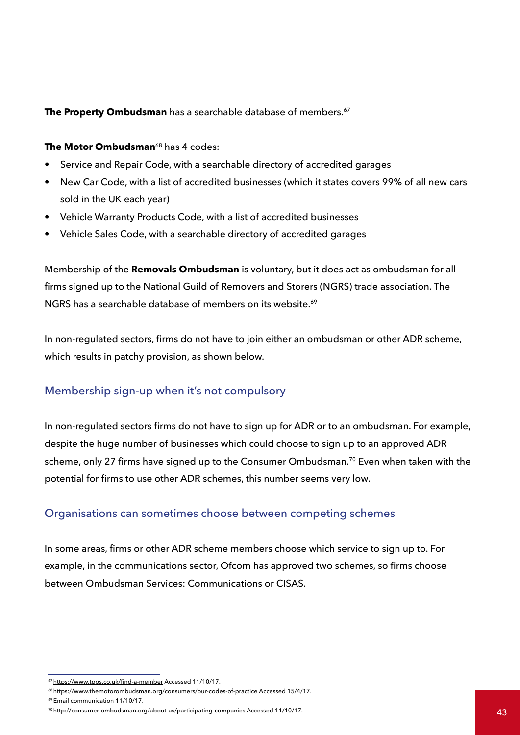**The Property Ombudsman** has a searchable database of members.[67]

**The Motor Ombudsman**[68] has 4 codes:

- Service and Repair Code, with a searchable directory of accredited garages
- New Car Code, with a list of accredited businesses (which it states covers 99% of all new cars sold in the UK each year)
- Vehicle Warranty Products Code, with a list of accredited businesses
- Vehicle Sales Code, with a searchable directory of accredited garages

Membership of the **Removals Ombudsman** is voluntary, but it does act as ombudsman for all firms signed up to the National Guild of Removers and Storers (NGRS) trade association. The NGRS has a searchable database of members on its website.[69]

In non-regulated sectors, firms do not have to join either an ombudsman or other ADR scheme, which results in patchy provision, as shown below.

## Membership sign-up when it's not compulsory

In non-regulated sectors firms do not have to sign up for ADR or to an ombudsman. For example, despite the huge number of businesses which could choose to sign up to an approved ADR scheme, only 27 firms have signed up to the Consumer Ombudsman.[70] Even when taken with the potential for firms to use other ADR schemes, this number seems very low.

## Organisations can sometimes choose between competing schemes

In some areas, firms or other ADR scheme members choose which service to sign up to. For example, in the communications sector, Ofcom has approved two schemes, so firms choose between Ombudsman Services: Communications or CISAS.

---

[67] https://www.tpos.co.uk/find-a-member Accessed 11/10/17.

[68] https://www.themotorombudsman.org/consumers/our-codes-of-practice Accessed 15/4/17.

[69] Email communication 11/10/17.

[70] http://consumer-ombudsman.org/about-us/participating-companies Accessed 11/10/17.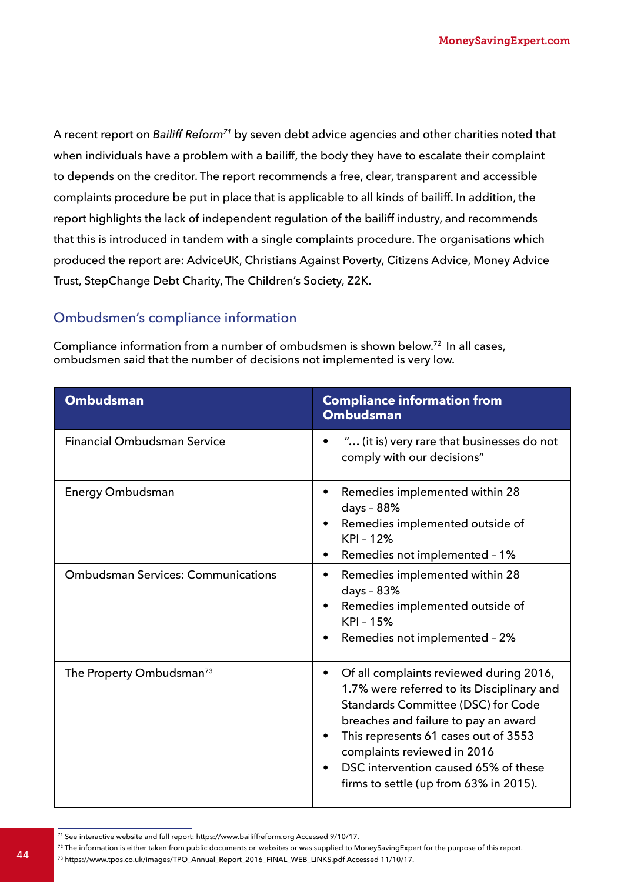A recent report on *Bailiff Reform*[71] by seven debt advice agencies and other charities noted that when individuals have a problem with a bailiff, the body they have to escalate their complaint to depends on the creditor. The report recommends a free, clear, transparent and accessible complaints procedure be put in place that is applicable to all kinds of bailiff. In addition, the report highlights the lack of independent regulation of the bailiff industry, and recommends that this is introduced in tandem with a single complaints procedure. The organisations which produced the report are: AdviceUK, Christians Against Poverty, Citizens Advice, Money Advice Trust, StepChange Debt Charity, The Children's Society, Z2K.

## Ombudsmen's compliance information

Compliance information from a number of ombudsmen is shown below.[72] In all cases, ombudsmen said that the number of decisions not implemented is very low.

| Ombudsman | Compliance information from Ombudsman |
|---|---|
| Financial Ombudsman Service | • "… (it is) very rare that businesses do not comply with our decisions" |
| Energy Ombudsman | • Remedies implemented within 28 days – 88%<br>• Remedies implemented outside of KPI – 12%<br>• Remedies not implemented – 1% |
| Ombudsman Services: Communications | • Remedies implemented within 28 days – 83%<br>• Remedies implemented outside of KPI – 15%<br>• Remedies not implemented – 2% |
| The Property Ombudsman[73] | • Of all complaints reviewed during 2016, 1.7% were referred to its Disciplinary and Standards Committee (DSC) for Code breaches and failure to pay an award<br>• This represents 61 cases out of 3553 complaints reviewed in 2016<br>• DSC intervention caused 65% of these firms to settle (up from 63% in 2015). |

---

[71] See interactive website and full report: https://www.bailiffreform.org Accessed 9/10/17.

[72] The information is either taken from public documents or websites or was supplied to MoneySavingExpert for the purpose of this report.

[73] https://www.tpos.co.uk/images/TPO_Annual_Report_2016_FINAL_WEB_LINKS.pdf Accessed 11/10/17.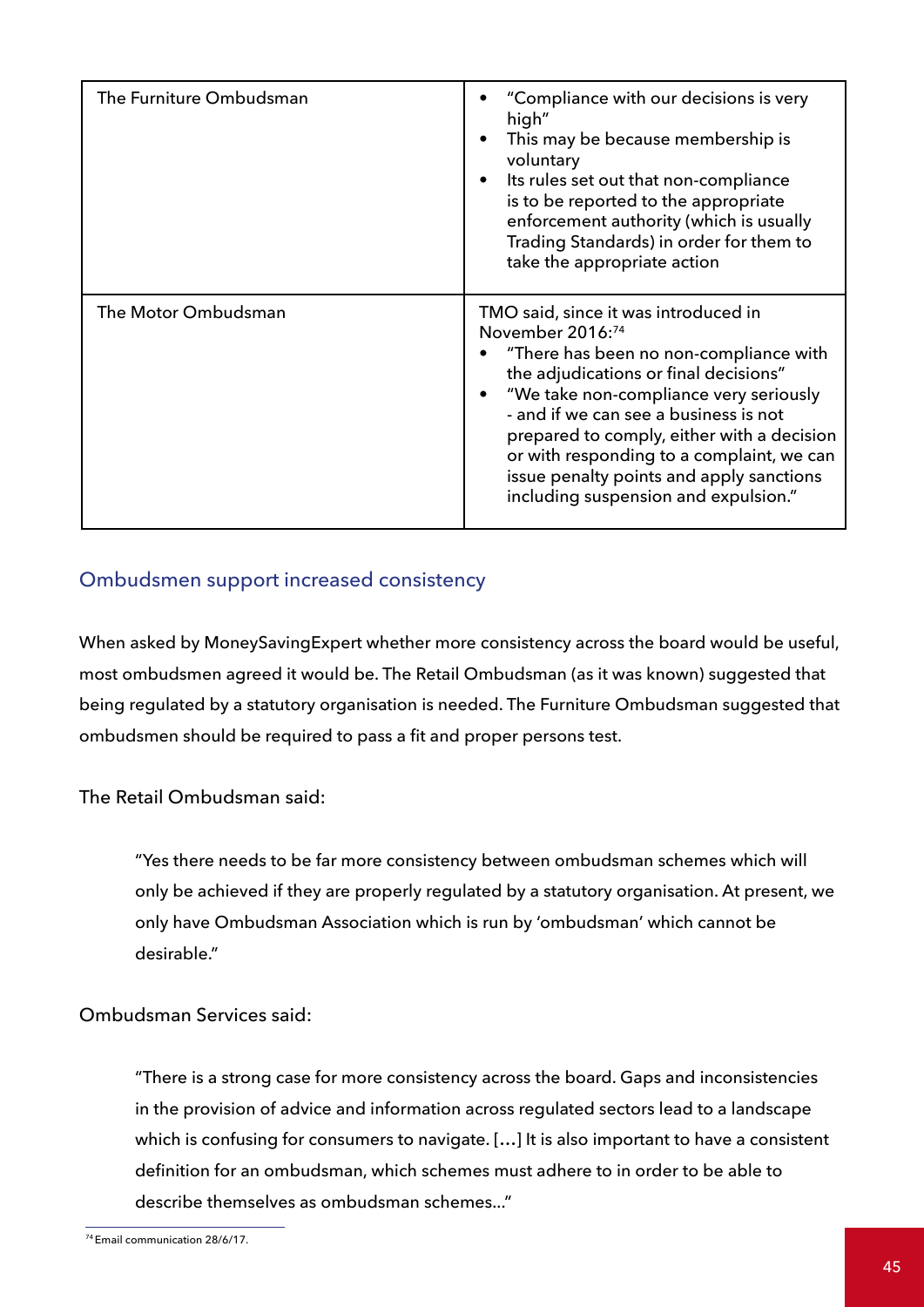| | |
|---|---|
| The Furniture Ombudsman | • "Compliance with our decisions is very high"<br>• This may be because membership is voluntary<br>• Its rules set out that non-compliance is to be reported to the appropriate enforcement authority (which is usually Trading Standards) in order for them to take the appropriate action |
| The Motor Ombudsman | TMO said, since it was introduced in November 2016:[74]<br>• "There has been no non-compliance with the adjudications or final decisions"<br>• "We take non-compliance very seriously - and if we can see a business is not prepared to comply, either with a decision or with responding to a complaint, we can issue penalty points and apply sanctions including suspension and expulsion." |

## Ombudsmen support increased consistency

When asked by MoneySavingExpert whether more consistency across the board would be useful, most ombudsmen agreed it would be. The Retail Ombudsman (as it was known) suggested that being regulated by a statutory organisation is needed. The Furniture Ombudsman suggested that ombudsmen should be required to pass a fit and proper persons test.

The Retail Ombudsman said:

> "Yes there needs to be far more consistency between ombudsman schemes which will only be achieved if they are properly regulated by a statutory organisation. At present, we only have Ombudsman Association which is run by 'ombudsman' which cannot be desirable."

Ombudsman Services said:

> "There is a strong case for more consistency across the board. Gaps and inconsistencies in the provision of advice and information across regulated sectors lead to a landscape which is confusing for consumers to navigate. […] It is also important to have a consistent definition for an ombudsman, which schemes must adhere to in order to be able to describe themselves as ombudsman schemes…"

[74] Email communication 28/6/17.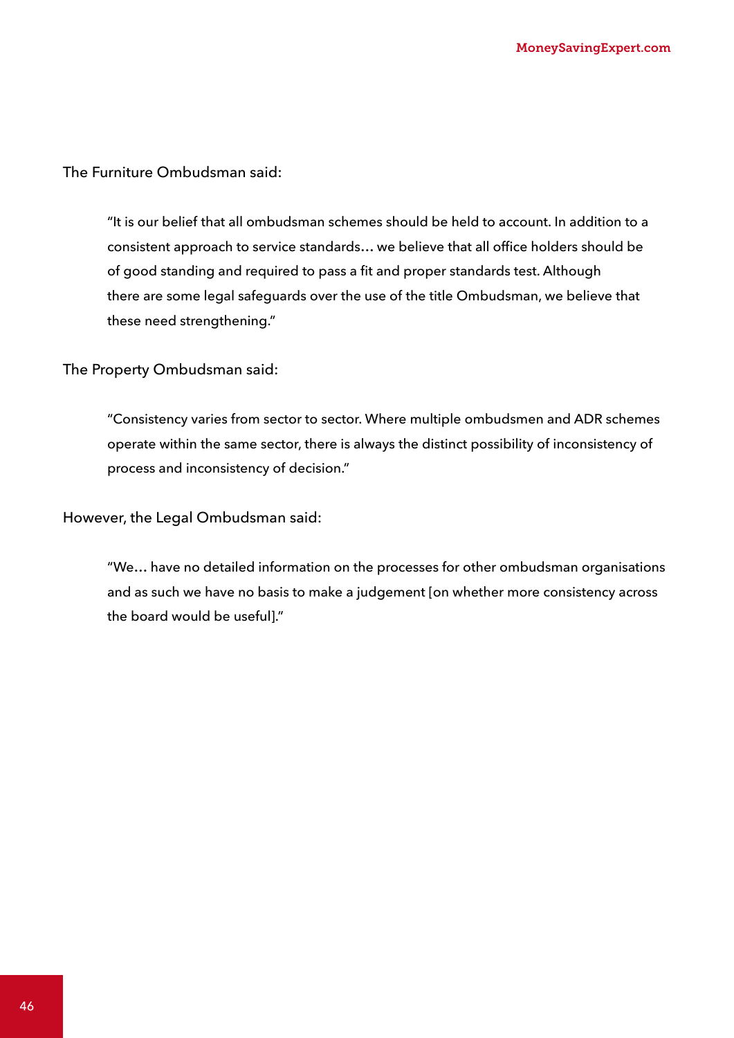The Furniture Ombudsman said:

> "It is our belief that all ombudsman schemes should be held to account. In addition to a consistent approach to service standards… we believe that all office holders should be of good standing and required to pass a fit and proper standards test. Although there are some legal safeguards over the use of the title Ombudsman, we believe that these need strengthening."

The Property Ombudsman said:

> "Consistency varies from sector to sector. Where multiple ombudsmen and ADR schemes operate within the same sector, there is always the distinct possibility of inconsistency of process and inconsistency of decision."

However, the Legal Ombudsman said:

> "We… have no detailed information on the processes for other ombudsman organisations and as such we have no basis to make a judgement [on whether more consistency across the board would be useful]."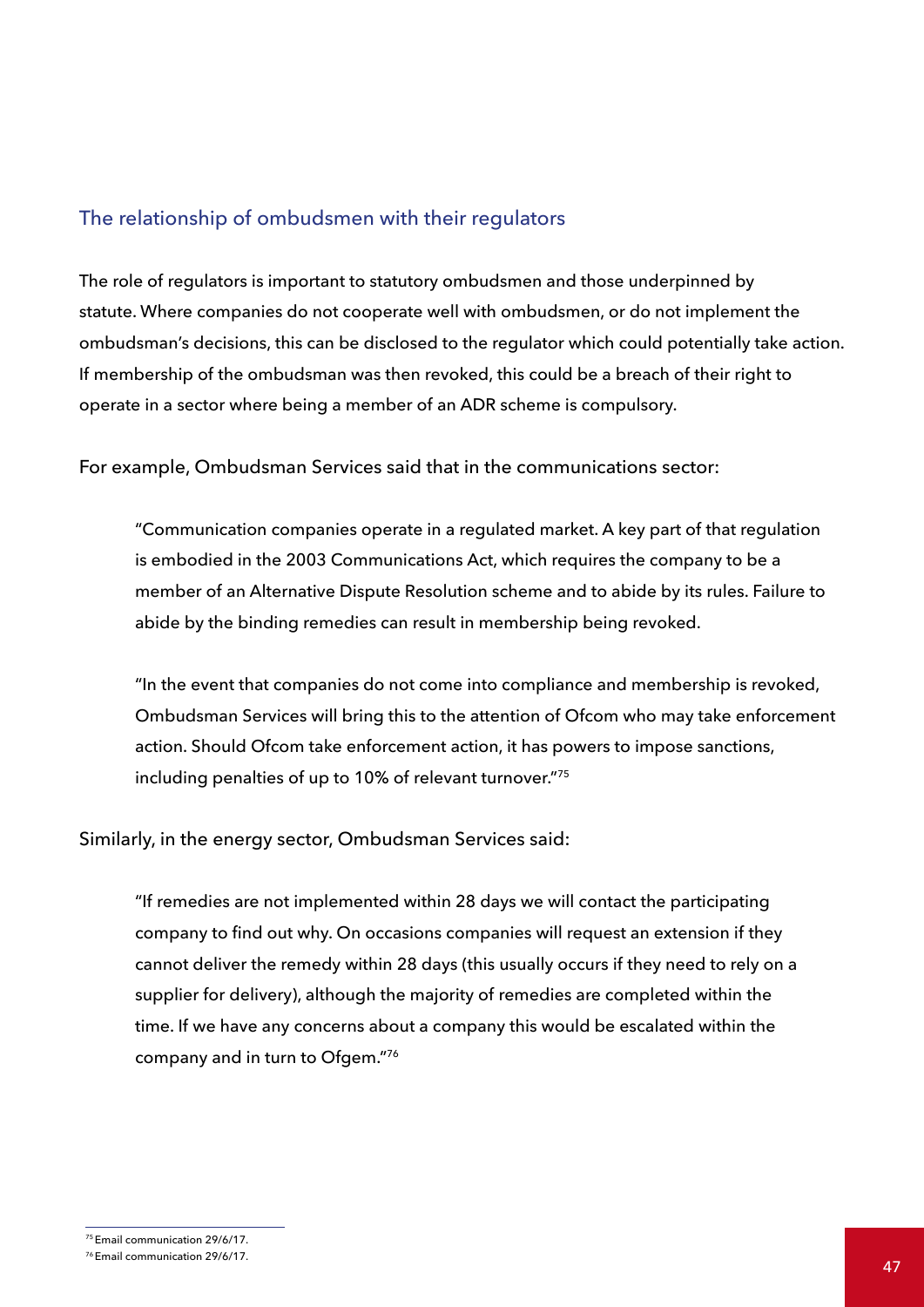## The relationship of ombudsmen with their regulators

The role of regulators is important to statutory ombudsmen and those underpinned by statute. Where companies do not cooperate well with ombudsmen, or do not implement the ombudsman's decisions, this can be disclosed to the regulator which could potentially take action. If membership of the ombudsman was then revoked, this could be a breach of their right to operate in a sector where being a member of an ADR scheme is compulsory.

For example, Ombudsman Services said that in the communications sector:

> "Communication companies operate in a regulated market. A key part of that regulation is embodied in the 2003 Communications Act, which requires the company to be a member of an Alternative Dispute Resolution scheme and to abide by its rules. Failure to abide by the binding remedies can result in membership being revoked.
>
> "In the event that companies do not come into compliance and membership is revoked, Ombudsman Services will bring this to the attention of Ofcom who may take enforcement action. Should Ofcom take enforcement action, it has powers to impose sanctions, including penalties of up to 10% of relevant turnover."[75]

Similarly, in the energy sector, Ombudsman Services said:

> "If remedies are not implemented within 28 days we will contact the participating company to find out why. On occasions companies will request an extension if they cannot deliver the remedy within 28 days (this usually occurs if they need to rely on a supplier for delivery), although the majority of remedies are completed within the time. If we have any concerns about a company this would be escalated within the company and in turn to Ofgem."[76]

---

[75] Email communication 29/6/17.

[76] Email communication 29/6/17.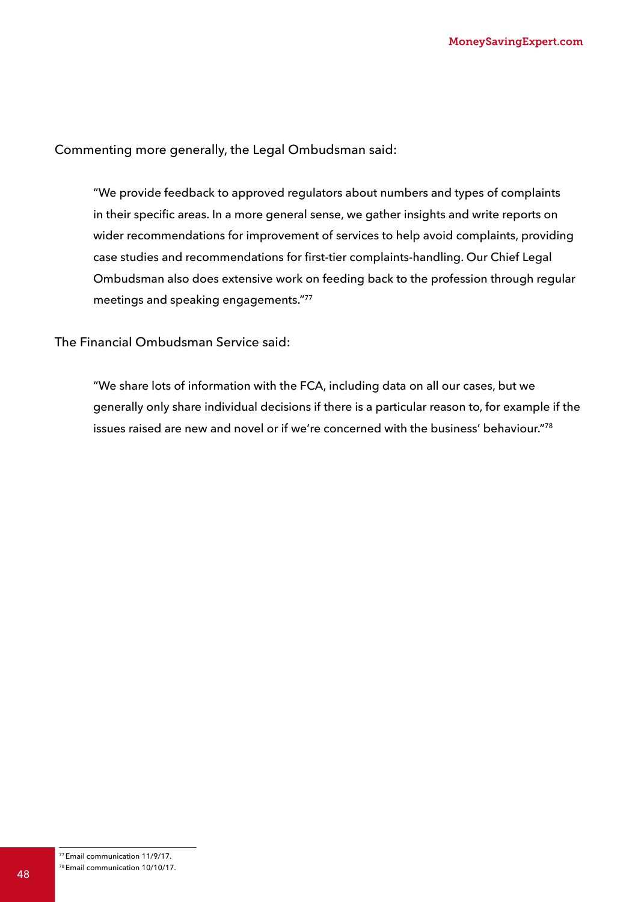Commenting more generally, the Legal Ombudsman said:

> "We provide feedback to approved regulators about numbers and types of complaints in their specific areas. In a more general sense, we gather insights and write reports on wider recommendations for improvement of services to help avoid complaints, providing case studies and recommendations for first-tier complaints-handling. Our Chief Legal Ombudsman also does extensive work on feeding back to the profession through regular meetings and speaking engagements."[77]

The Financial Ombudsman Service said:

> "We share lots of information with the FCA, including data on all our cases, but we generally only share individual decisions if there is a particular reason to, for example if the issues raised are new and novel or if we're concerned with the business' behaviour."[78]

---

[77] Email communication 11/9/17.

[78] Email communication 10/10/17.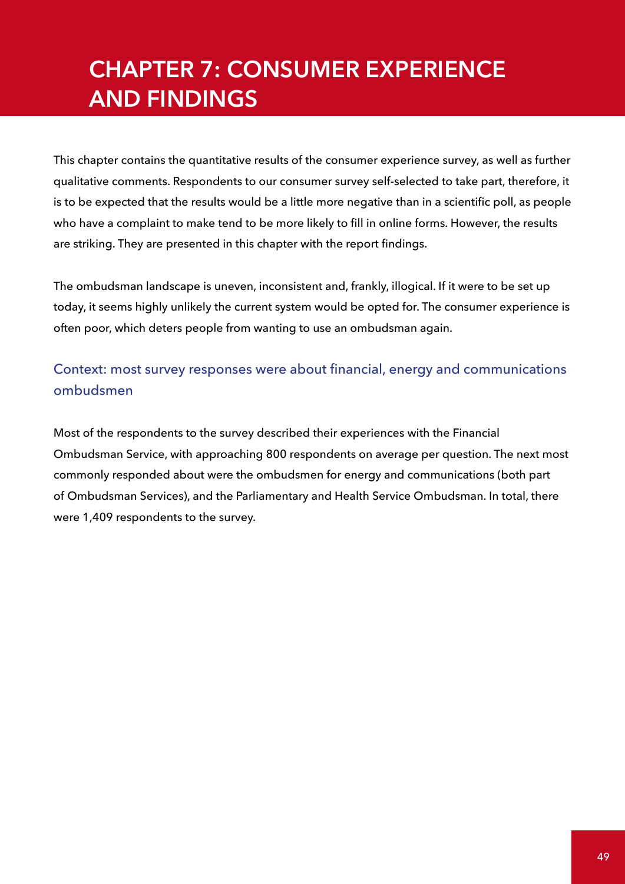# CHAPTER 7: CONSUMER EXPERIENCE AND FINDINGS

This chapter contains the quantitative results of the consumer experience survey, as well as further qualitative comments. Respondents to our consumer survey self-selected to take part, therefore, it is to be expected that the results would be a little more negative than in a scientific poll, as people who have a complaint to make tend to be more likely to fill in online forms. However, the results are striking. They are presented in this chapter with the report findings.

The ombudsman landscape is uneven, inconsistent and, frankly, illogical. If it were to be set up today, it seems highly unlikely the current system would be opted for. The consumer experience is often poor, which deters people from wanting to use an ombudsman again.

## Context: most survey responses were about financial, energy and communications ombudsmen

Most of the respondents to the survey described their experiences with the Financial Ombudsman Service, with approaching 800 respondents on average per question. The next most commonly responded about were the ombudsmen for energy and communications (both part of Ombudsman Services), and the Parliamentary and Health Service Ombudsman. In total, there were 1,409 respondents to the survey.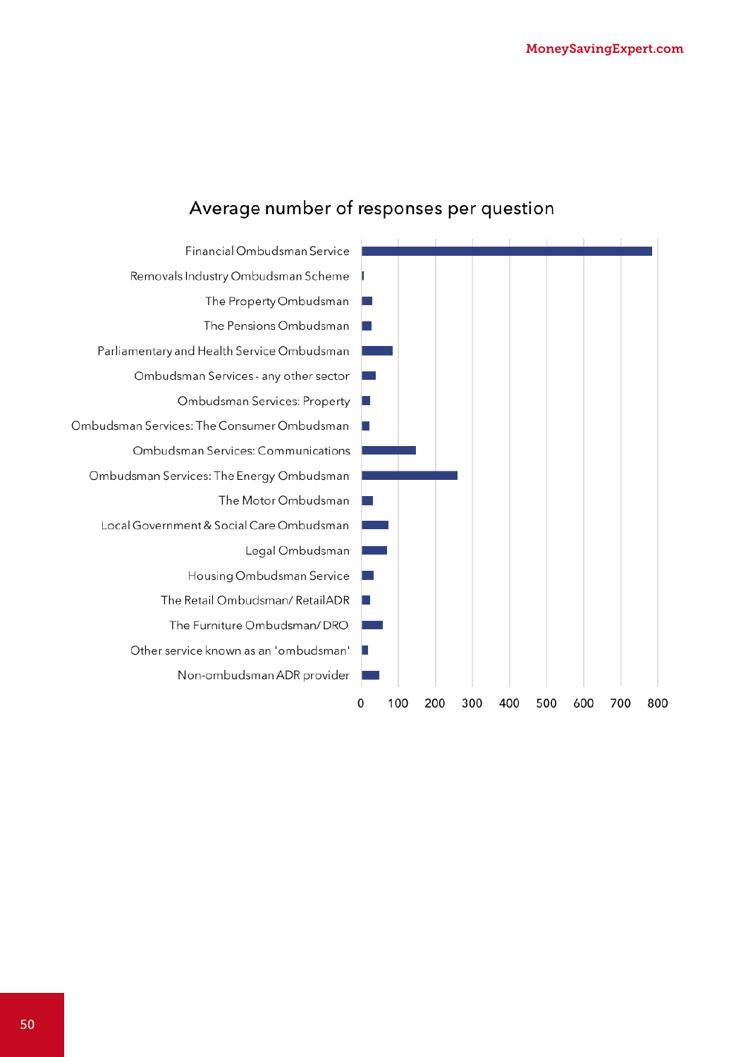## Average number of responses per question

| Ombudsman | Average number of responses per question |
| --- | --- |
| Financial Ombudsman Service | ~785 |
| Removals Industry Ombudsman Scheme | ~5 |
| The Property Ombudsman | ~28 |
| The Pensions Ombudsman | ~25 |
| Parliamentary and Health Service Ombudsman | ~85 |
| Ombudsman Services - any other sector | ~38 |
| Ombudsman Services: Property | ~22 |
| Ombudsman Services: The Consumer Ombudsman | ~20 |
| Ombudsman Services: Communications | ~148 |
| Ombudsman Services: The Energy Ombudsman | ~260 |
| The Motor Ombudsman | ~30 |
| Local Government & Social Care Ombudsman | ~72 |
| Legal Ombudsman | ~68 |
| Housing Ombudsman Service | ~32 |
| The Retail Ombudsman/ Retail ADR | ~22 |
| The Furniture Ombudsman/ DRO | ~57 |
| Other service known as an 'ombudsman' | ~17 |
| Non-ombudsman ADR provider | ~48 |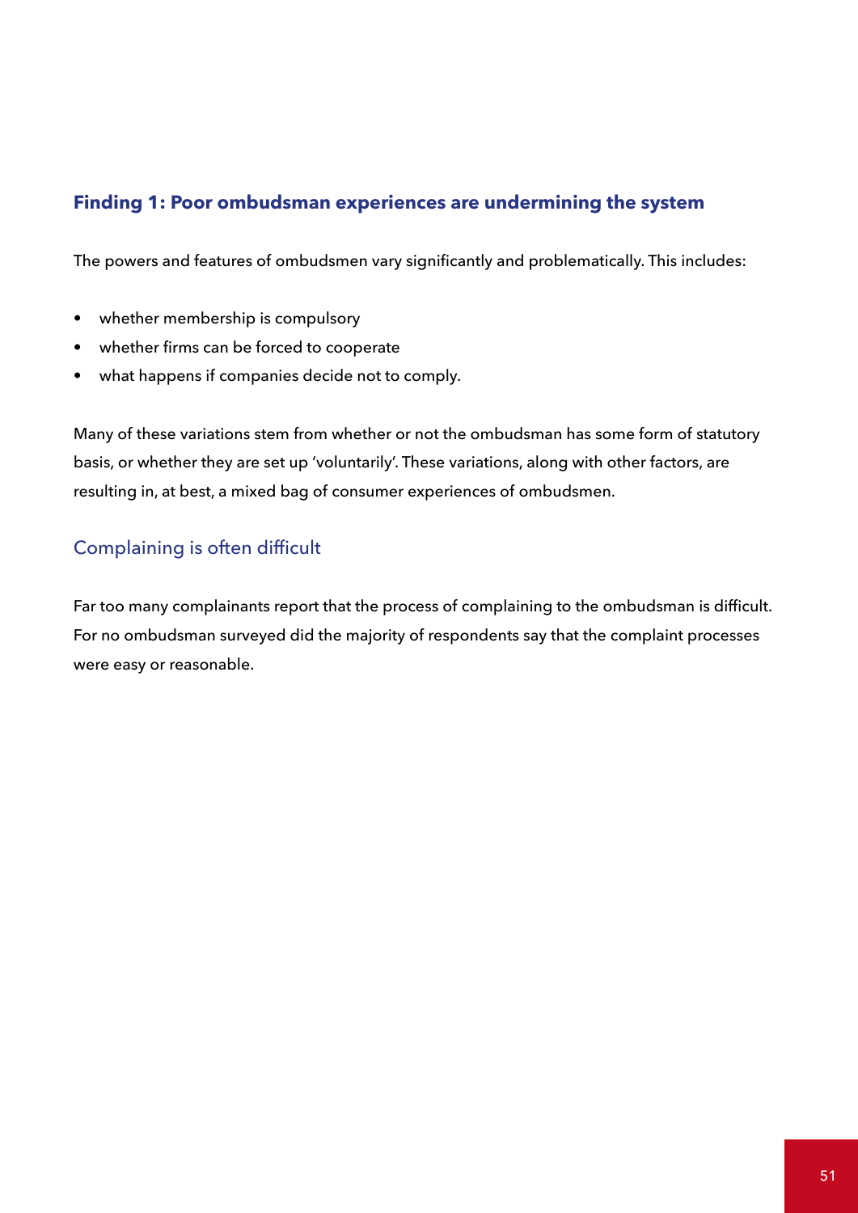## Finding 1: Poor ombudsman experiences are undermining the system

The powers and features of ombudsmen vary significantly and problematically. This includes:

- whether membership is compulsory
- whether firms can be forced to cooperate
- what happens if companies decide not to comply.

Many of these variations stem from whether or not the ombudsman has some form of statutory basis, or whether they are set up 'voluntarily'. These variations, along with other factors, are resulting in, at best, a mixed bag of consumer experiences of ombudsmen.

### Complaining is often difficult

Far too many complainants report that the process of complaining to the ombudsman is difficult. For no ombudsman surveyed did the majority of respondents say that the complaint processes were easy or reasonable.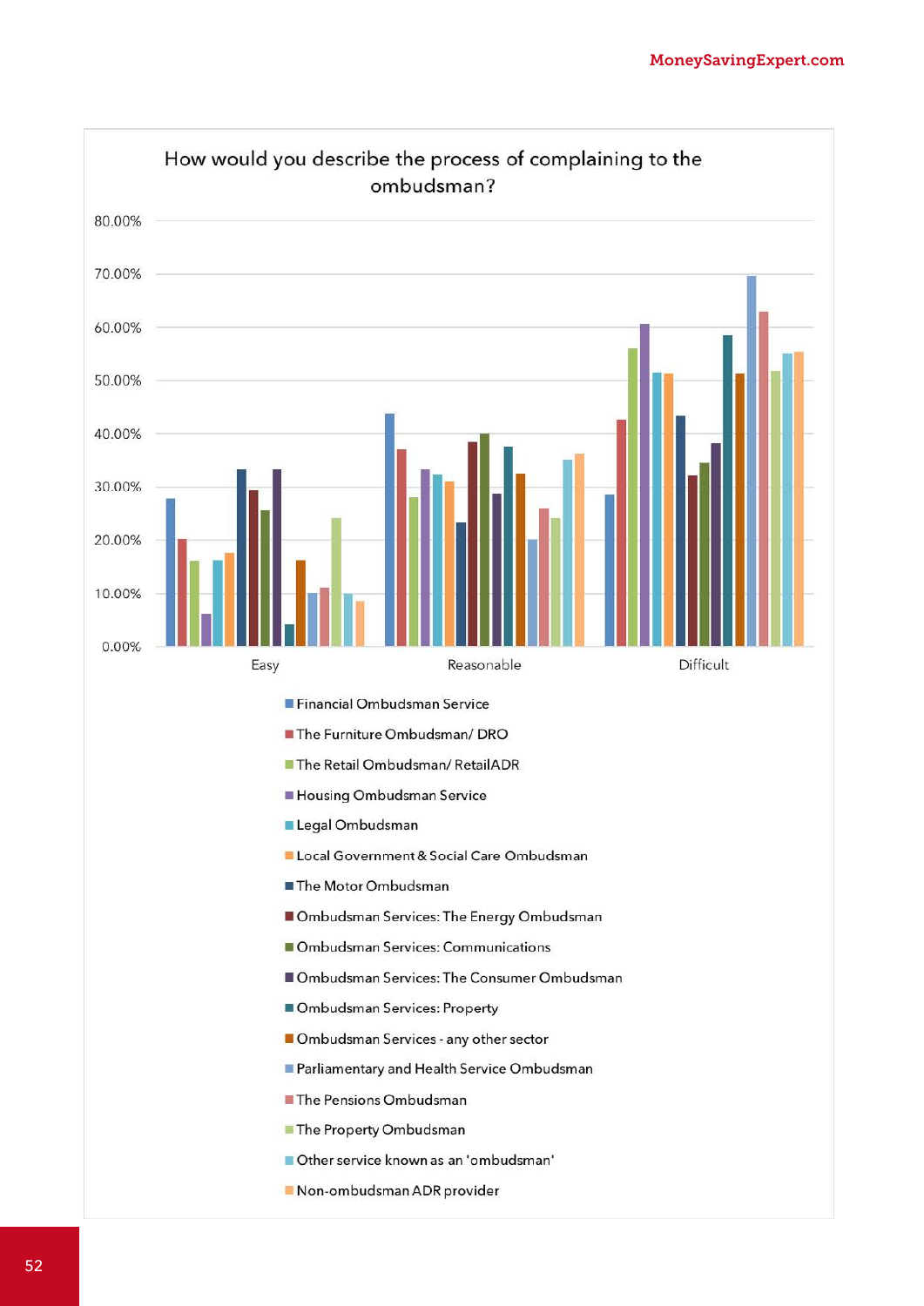How would you describe the process of complaining to the ombudsman?

80.00%
70.00%
60.00%
50.00%
40.00%
30.00%
20.00%
10.00%
0.00%

Easy | Reasonable | Difficult

- Financial Ombudsman Service
- The Furniture Ombudsman/ DRO
- The Retail Ombudsman/ RetailADR
- Housing Ombudsman Service
- Legal Ombudsman
- Local Government & Social Care Ombudsman
- The Motor Ombudsman
- Ombudsman Services: The Energy Ombudsman
- Ombudsman Services: Communications
- Ombudsman Services: The Consumer Ombudsman
- Ombudsman Services: Property
- Ombudsman Services - any other sector
- Parliamentary and Health Service Ombudsman
- The Pensions Ombudsman
- The Property Ombudsman
- Other service known as an 'ombudsman'
- Non-ombudsman ADR provider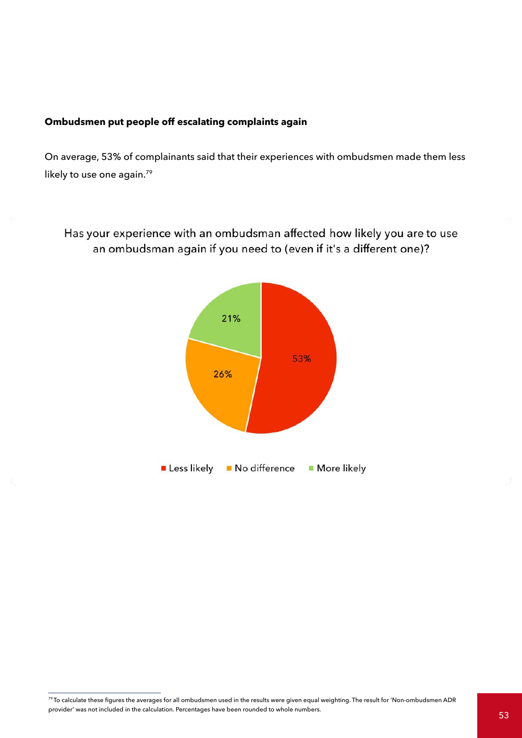**Ombudsmen put people off escalating complaints again**

On average, 53% of complainants said that their experiences with ombudsmen made them less likely to use one again.[79]

Has your experience with an ombudsman affected how likely you are to use an ombudsman again if you need to (even if it's a different one)?

| Response | Percentage |
|---|---|
| Less likely | 53% |
| No difference | 26% |
| More likely | 21% |

[79] To calculate these figures the averages for all ombudsmen used in the results were given equal weighting. The result for 'Non-ombudsmen ADR provider' was not included in the calculation. Percentages have been rounded to whole numbers.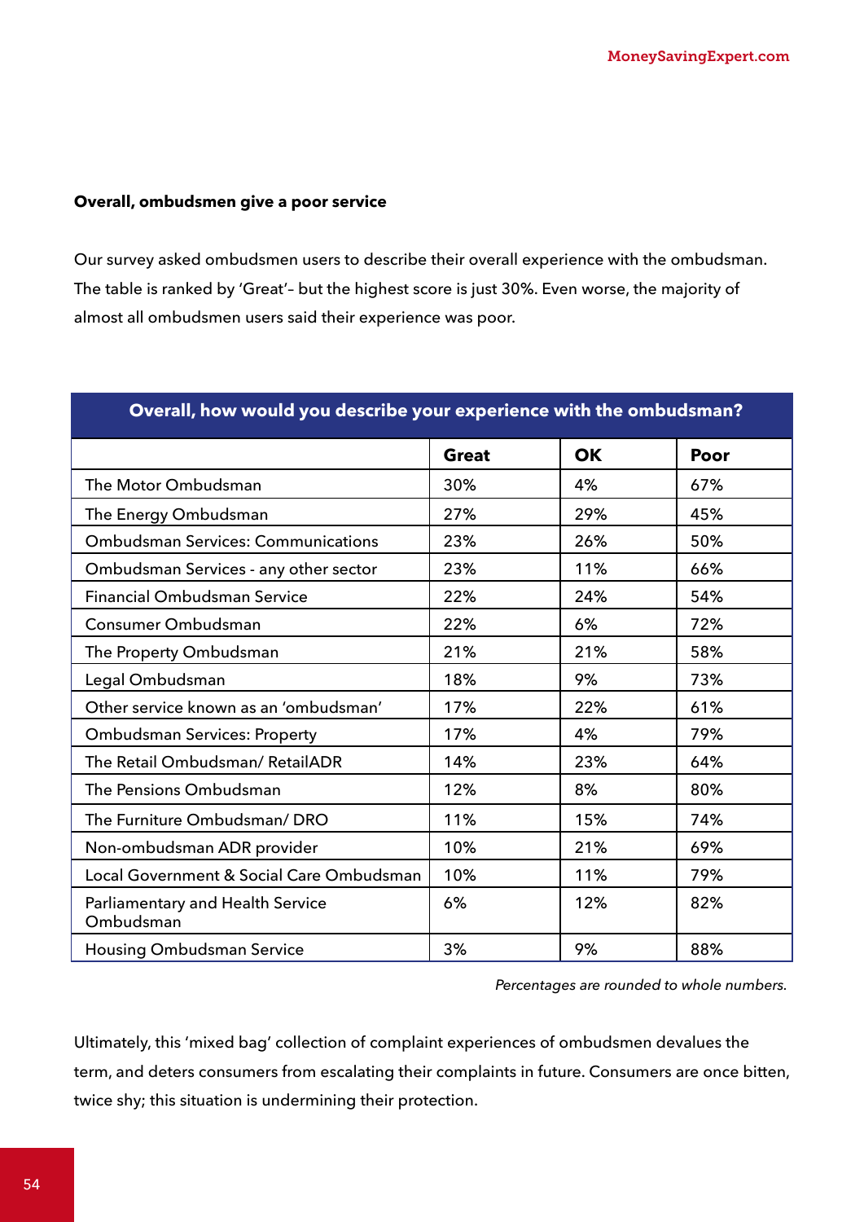**Overall, ombudsmen give a poor service**

Our survey asked ombudsmen users to describe their overall experience with the ombudsman. The table is ranked by 'Great'– but the highest score is just 30%. Even worse, the majority of almost all ombudsmen users said their experience was poor.

| Overall, how would you describe your experience with the ombudsman? | | | |
|---|---|---|---|
| | **Great** | **OK** | **Poor** |
| The Motor Ombudsman | 30% | 4% | 67% |
| The Energy Ombudsman | 27% | 29% | 45% |
| Ombudsman Services: Communications | 23% | 26% | 50% |
| Ombudsman Services - any other sector | 23% | 11% | 66% |
| Financial Ombudsman Service | 22% | 24% | 54% |
| Consumer Ombudsman | 22% | 6% | 72% |
| The Property Ombudsman | 21% | 21% | 58% |
| Legal Ombudsman | 18% | 9% | 73% |
| Other service known as an 'ombudsman' | 17% | 22% | 61% |
| Ombudsman Services: Property | 17% | 4% | 79% |
| The Retail Ombudsman/ RetailADR | 14% | 23% | 64% |
| The Pensions Ombudsman | 12% | 8% | 80% |
| The Furniture Ombudsman/ DRO | 11% | 15% | 74% |
| Non-ombudsman ADR provider | 10% | 21% | 69% |
| Local Government & Social Care Ombudsman | 10% | 11% | 79% |
| Parliamentary and Health Service Ombudsman | 6% | 12% | 82% |
| Housing Ombudsman Service | 3% | 9% | 88% |

*Percentages are rounded to whole numbers.*

Ultimately, this 'mixed bag' collection of complaint experiences of ombudsmen devalues the term, and deters consumers from escalating their complaints in future. Consumers are once bitten, twice shy; this situation is undermining their protection.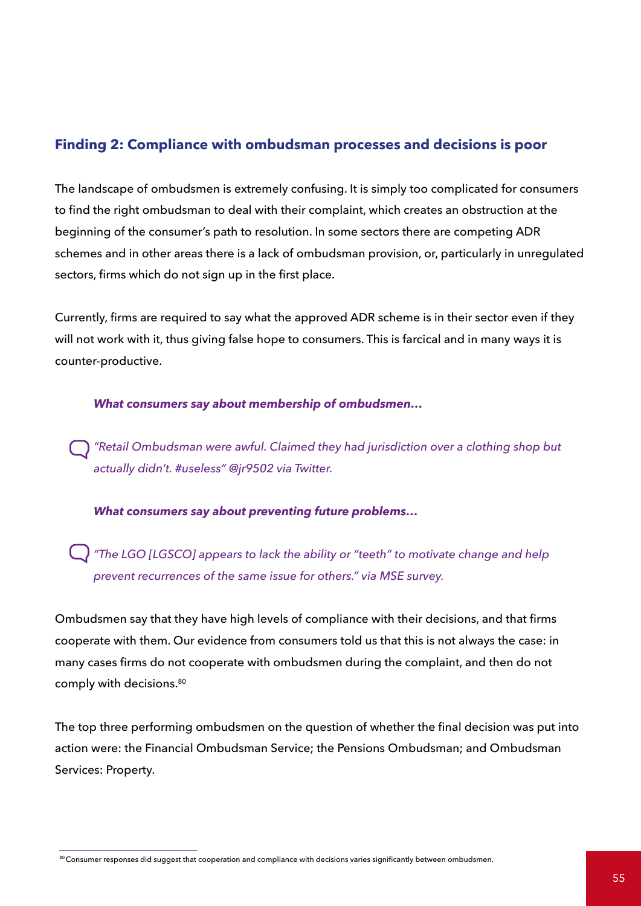## Finding 2: Compliance with ombudsman processes and decisions is poor

The landscape of ombudsmen is extremely confusing. It is simply too complicated for consumers to find the right ombudsman to deal with their complaint, which creates an obstruction at the beginning of the consumer's path to resolution. In some sectors there are competing ADR schemes and in other areas there is a lack of ombudsman provision, or, particularly in unregulated sectors, firms which do not sign up in the first place.

Currently, firms are required to say what the approved ADR scheme is in their sector even if they will not work with it, thus giving false hope to consumers. This is farcical and in many ways it is counter-productive.

***What consumers say about membership of ombudsmen…***

*"Retail Ombudsman were awful. Claimed they had jurisdiction over a clothing shop but actually didn't. #useless" @jr9502 via Twitter.*

***What consumers say about preventing future problems…***

*"The LGO [LGSCO] appears to lack the ability or "teeth" to motivate change and help prevent recurrences of the same issue for others." via MSE survey.*

Ombudsmen say that they have high levels of compliance with their decisions, and that firms cooperate with them. Our evidence from consumers told us that this is not always the case: in many cases firms do not cooperate with ombudsmen during the complaint, and then do not comply with decisions.[80]

The top three performing ombudsmen on the question of whether the final decision was put into action were: the Financial Ombudsman Service; the Pensions Ombudsman; and Ombudsman Services: Property.

[80] Consumer responses did suggest that cooperation and compliance with decisions varies significantly between ombudsmen.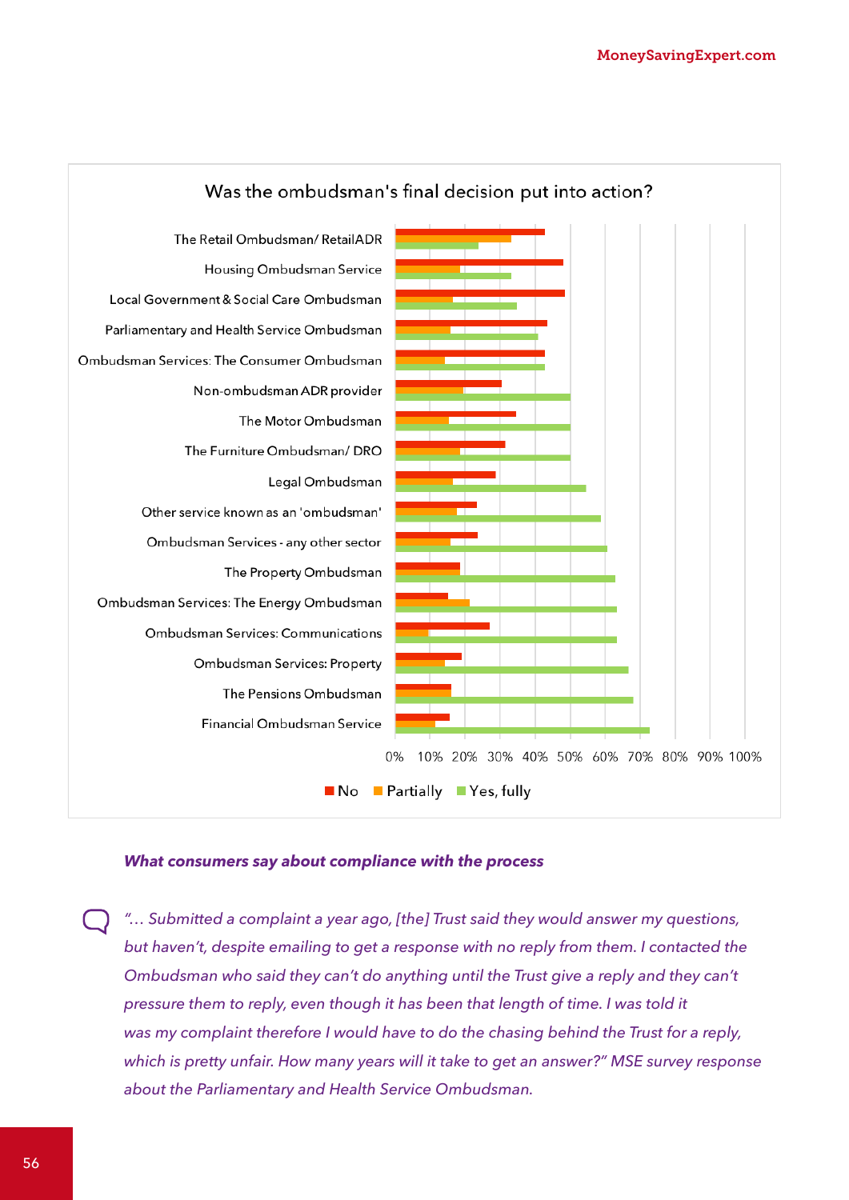**Was the ombudsman's final decision put into action?**

| | No | Partially | Yes, fully |
|---|---|---|---|
| The Retail Ombudsman/ RetailADR | | | |
| Housing Ombudsman Service | | | |
| Local Government & Social Care Ombudsman | | | |
| Parliamentary and Health Service Ombudsman | | | |
| Ombudsman Services: The Consumer Ombudsman | | | |
| Non-ombudsman ADR provider | | | |
| The Motor Ombudsman | | | |
| The Furniture Ombudsman/ DRO | | | |
| Legal Ombudsman | | | |
| Other service known as an 'ombudsman' | | | |
| Ombudsman Services - any other sector | | | |
| The Property Ombudsman | | | |
| Ombudsman Services: The Energy Ombudsman | | | |
| Ombudsman Services: Communications | | | |
| Ombudsman Services: Property | | | |
| The Pensions Ombudsman | | | |
| Financial Ombudsman Service | | | |

0% 10% 20% 30% 40% 50% 60% 70% 80% 90% 100%

***What consumers say about compliance with the process***

*"… Submitted a complaint a year ago, [the] Trust said they would answer my questions, but haven't, despite emailing to get a response with no reply from them. I contacted the Ombudsman who said they can't do anything until the Trust give a reply and they can't pressure them to reply, even though it has been that length of time. I was told it was my complaint therefore I would have to do the chasing behind the Trust for a reply, which is pretty unfair. How many years will it take to get an answer?" MSE survey response about the Parliamentary and Health Service Ombudsman.*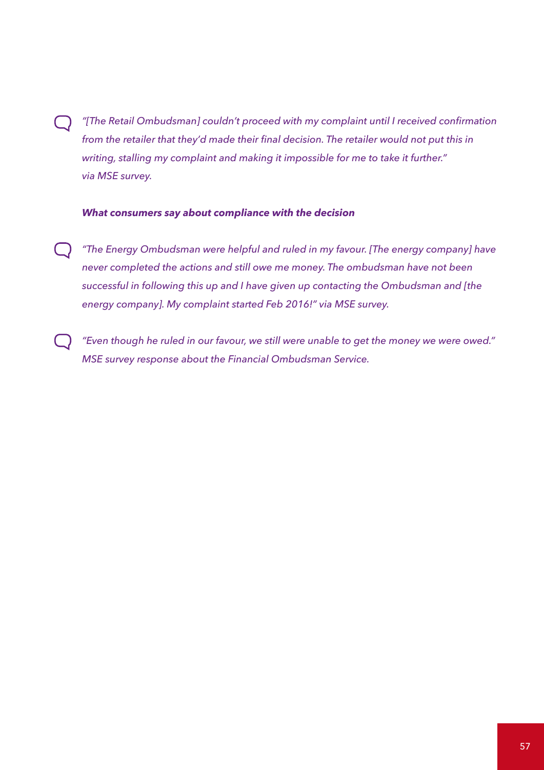*"[The Retail Ombudsman] couldn't proceed with my complaint until I received confirmation from the retailer that they'd made their final decision. The retailer would not put this in writing, stalling my complaint and making it impossible for me to take it further." via MSE survey.*

***What consumers say about compliance with the decision***

*"The Energy Ombudsman were helpful and ruled in my favour. [The energy company] have never completed the actions and still owe me money. The ombudsman have not been successful in following this up and I have given up contacting the Ombudsman and [the energy company]. My complaint started Feb 2016!" via MSE survey.*

*"Even though he ruled in our favour, we still were unable to get the money we were owed." MSE survey response about the Financial Ombudsman Service.*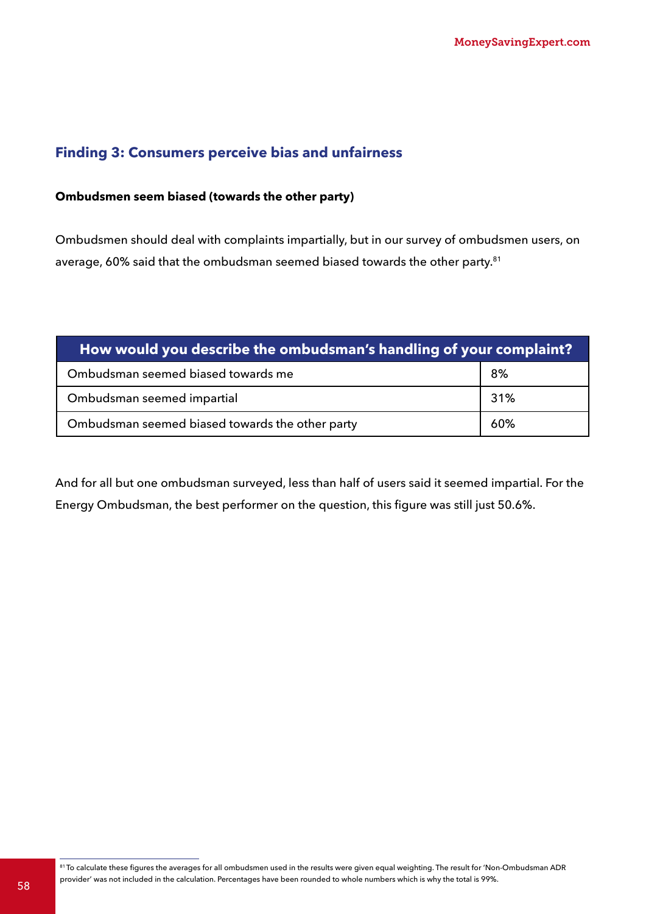## Finding 3: Consumers perceive bias and unfairness

**Ombudsmen seem biased (towards the other party)**

Ombudsmen should deal with complaints impartially, but in our survey of ombudsmen users, on average, 60% said that the ombudsman seemed biased towards the other party.[81]

| How would you describe the ombudsman's handling of your complaint? | |
|---|---|
| Ombudsman seemed biased towards me | 8% |
| Ombudsman seemed impartial | 31% |
| Ombudsman seemed biased towards the other party | 60% |

And for all but one ombudsman surveyed, less than half of users said it seemed impartial. For the Energy Ombudsman, the best performer on the question, this figure was still just 50.6%.

[81] To calculate these figures the averages for all ombudsmen used in the results were given equal weighting. The result for 'Non-Ombudsman ADR provider' was not included in the calculation. Percentages have been rounded to whole numbers which is why the total is 99%.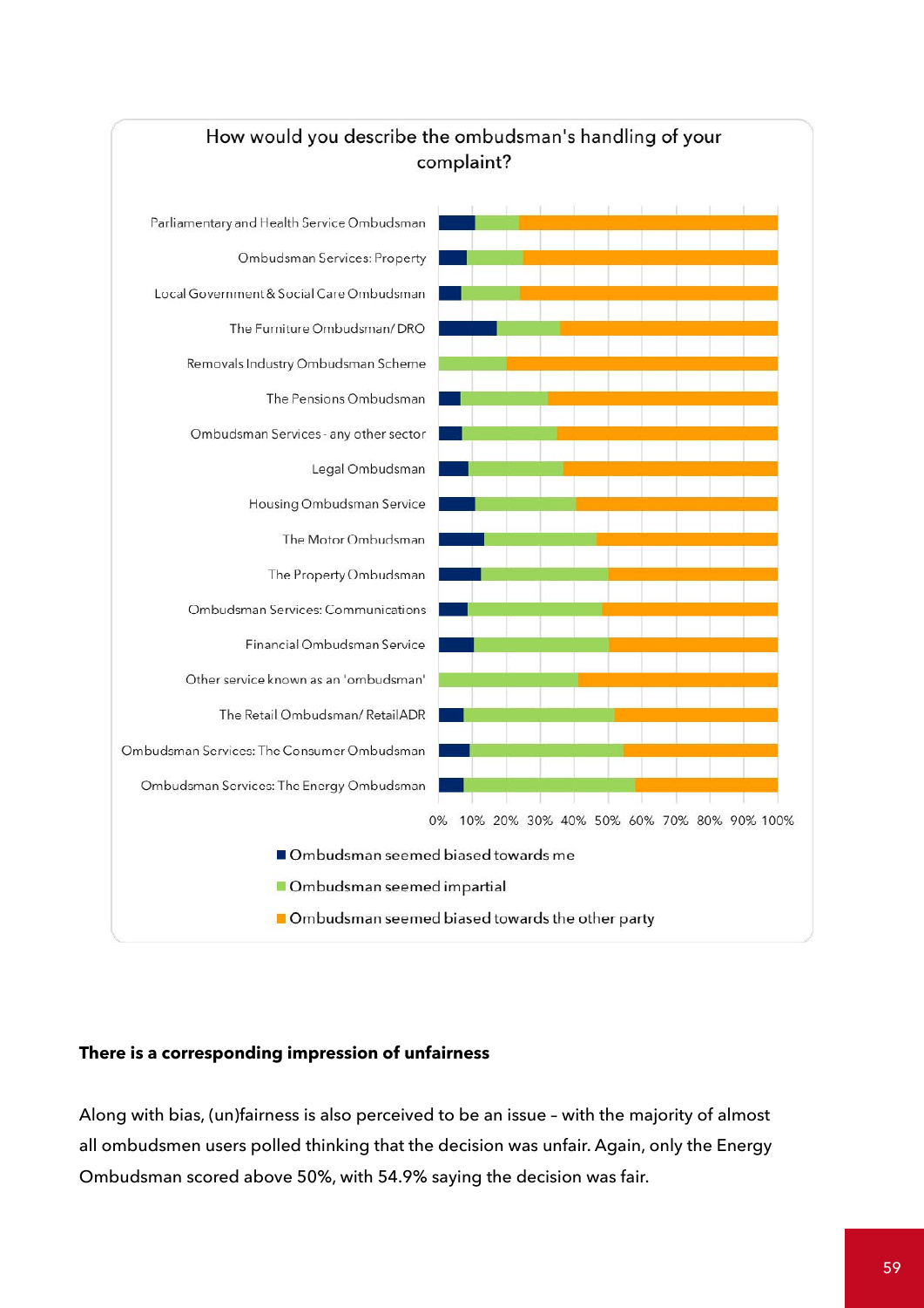How would you describe the ombudsman's handling of your complaint?

- Parliamentary and Health Service Ombudsman
- Ombudsman Services: Property
- Local Government & Social Care Ombudsman
- The Furniture Ombudsman/ DRO
- Removals Industry Ombudsman Scheme
- The Pensions Ombudsman
- Ombudsman Services - any other sector
- Legal Ombudsman
- Housing Ombudsman Service
- The Motor Ombudsman
- The Property Ombudsman
- Ombudsman Services: Communications
- Financial Ombudsman Service
- Other service known as an 'ombudsman'
- The Retail Ombudsman/ RetailADR
- Ombudsman Services: The Consumer Ombudsman
- Ombudsman Services: The Energy Ombudsman

0% 10% 20% 30% 40% 50% 60% 70% 80% 90% 100%

- Ombudsman seemed biased towards me
- Ombudsman seemed impartial
- Ombudsman seemed biased towards the other party

**There is a corresponding impression of unfairness**

Along with bias, (un)fairness is also perceived to be an issue – with the majority of almost all ombudsmen users polled thinking that the decision was unfair. Again, only the Energy Ombudsman scored above 50%, with 54.9% saying the decision was fair.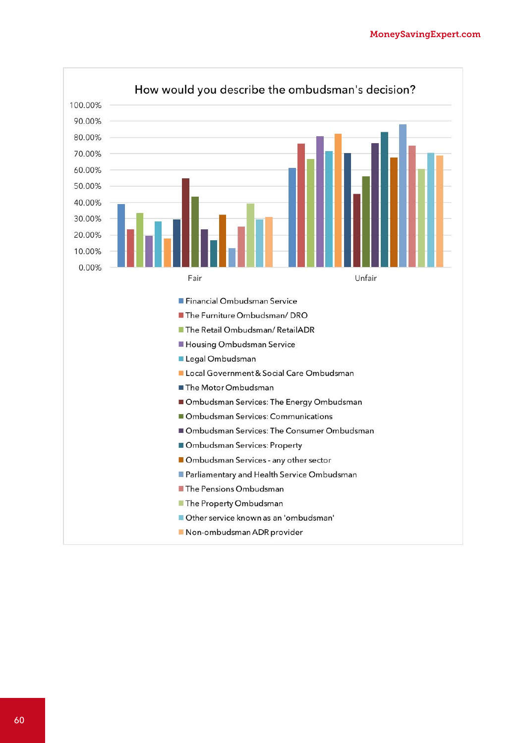How would you describe the ombudsman's decision?

100.00%
90.00%
80.00%
70.00%
60.00%
50.00%
40.00%
30.00%
20.00%
10.00%
0.00%

Fair

Unfair

- Financial Ombudsman Service
- The Furniture Ombudsman/ DRO
- The Retail Ombudsman/ RetailADR
- Housing Ombudsman Service
- Legal Ombudsman
- Local Government & Social Care Ombudsman
- The Motor Ombudsman
- Ombudsman Services: The Energy Ombudsman
- Ombudsman Services: Communications
- Ombudsman Services: The Consumer Ombudsman
- Ombudsman Services: Property
- Ombudsman Services - any other sector
- Parliamentary and Health Service Ombudsman
- The Pensions Ombudsman
- The Property Ombudsman
- Other service known as an 'ombudsman'
- Non-ombudsman ADR provider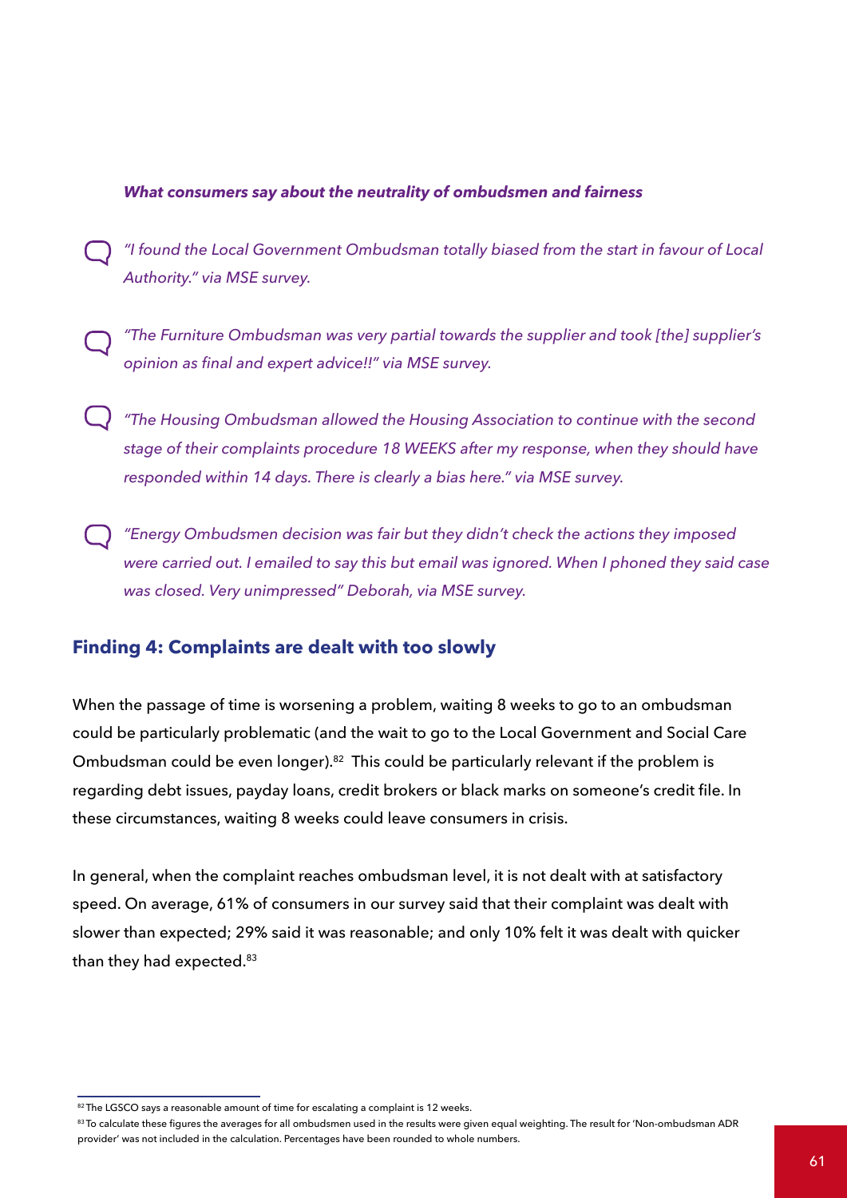***What consumers say about the neutrality of ombudsmen and fairness***

*"I found the Local Government Ombudsman totally biased from the start in favour of Local Authority." via MSE survey.*

*"The Furniture Ombudsman was very partial towards the supplier and took [the] supplier's opinion as final and expert advice!!" via MSE survey.*

*"The Housing Ombudsman allowed the Housing Association to continue with the second stage of their complaints procedure 18 WEEKS after my response, when they should have responded within 14 days. There is clearly a bias here." via MSE survey.*

*"Energy Ombudsmen decision was fair but they didn't check the actions they imposed were carried out. I emailed to say this but email was ignored. When I phoned they said case was closed. Very unimpressed" Deborah, via MSE survey.*

## Finding 4: Complaints are dealt with too slowly

When the passage of time is worsening a problem, waiting 8 weeks to go to an ombudsman could be particularly problematic (and the wait to go to the Local Government and Social Care Ombudsman could be even longer).[82] This could be particularly relevant if the problem is regarding debt issues, payday loans, credit brokers or black marks on someone's credit file. In these circumstances, waiting 8 weeks could leave consumers in crisis.

In general, when the complaint reaches ombudsman level, it is not dealt with at satisfactory speed. On average, 61% of consumers in our survey said that their complaint was dealt with slower than expected; 29% said it was reasonable; and only 10% felt it was dealt with quicker than they had expected.[83]

---

[82] The LGSCO says a reasonable amount of time for escalating a complaint is 12 weeks.

[83] To calculate these figures the averages for all ombudsmen used in the results were given equal weighting. The result for 'Non-ombudsman ADR provider' was not included in the calculation. Percentages have been rounded to whole numbers.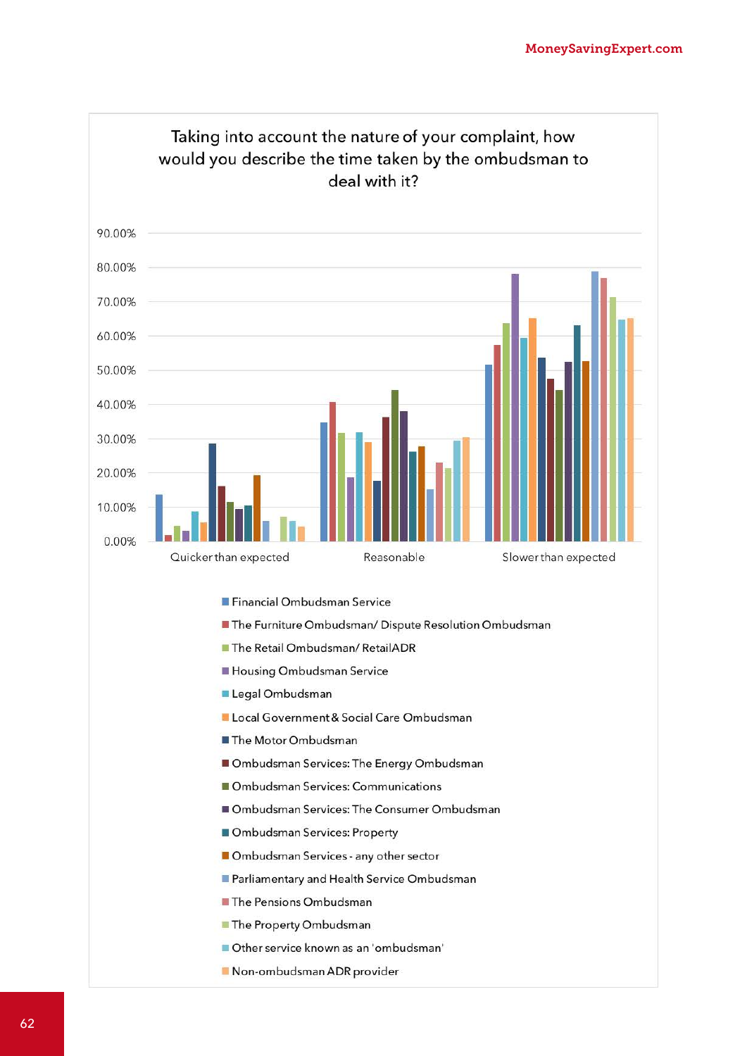## Taking into account the nature of your complaint, how would you describe the time taken by the ombudsman to deal with it?

90.00%
80.00%
70.00%
60.00%
50.00%
40.00%
30.00%
20.00%
10.00%
0.00%

Quicker than expected | Reasonable | Slower than expected

- Financial Ombudsman Service
- The Furniture Ombudsman/ Dispute Resolution Ombudsman
- The Retail Ombudsman/ RetailADR
- Housing Ombudsman Service
- Legal Ombudsman
- Local Government & Social Care Ombudsman
- The Motor Ombudsman
- Ombudsman Services: The Energy Ombudsman
- Ombudsman Services: Communications
- Ombudsman Services: The Consumer Ombudsman
- Ombudsman Services: Property
- Ombudsman Services - any other sector
- Parliamentary and Health Service Ombudsman
- The Pensions Ombudsman
- The Property Ombudsman
- Other service known as an 'ombudsman'
- Non-ombudsman ADR provider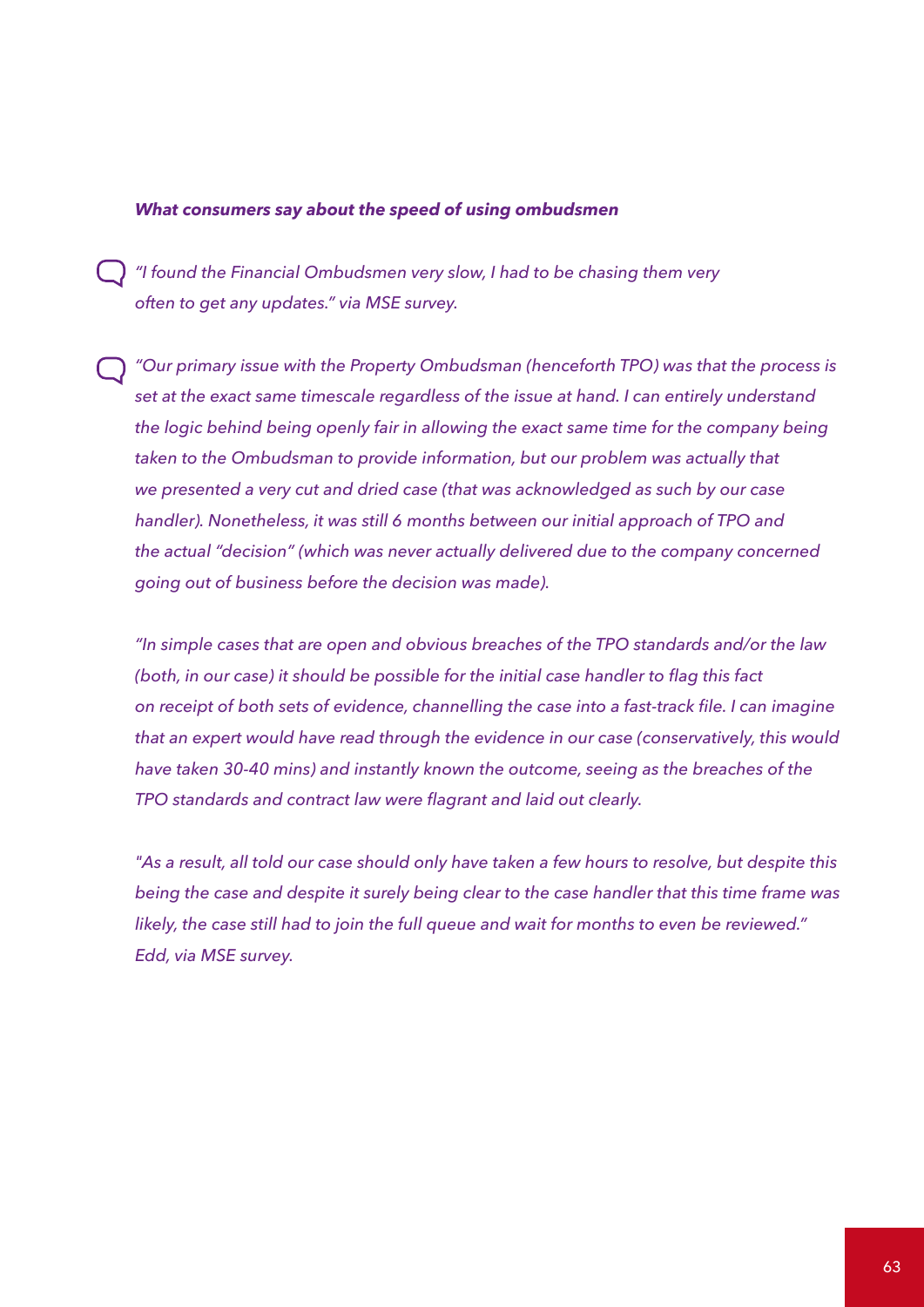***What consumers say about the speed of using ombudsmen***

*"I found the Financial Ombudsmen very slow, I had to be chasing them very often to get any updates." via MSE survey.*

*"Our primary issue with the Property Ombudsman (henceforth TPO) was that the process is set at the exact same timescale regardless of the issue at hand. I can entirely understand the logic behind being openly fair in allowing the exact same time for the company being taken to the Ombudsman to provide information, but our problem was actually that we presented a very cut and dried case (that was acknowledged as such by our case handler). Nonetheless, it was still 6 months between our initial approach of TPO and the actual "decision" (which was never actually delivered due to the company concerned going out of business before the decision was made).*

*"In simple cases that are open and obvious breaches of the TPO standards and/or the law (both, in our case) it should be possible for the initial case handler to flag this fact on receipt of both sets of evidence, channelling the case into a fast-track file. I can imagine that an expert would have read through the evidence in our case (conservatively, this would have taken 30-40 mins) and instantly known the outcome, seeing as the breaches of the TPO standards and contract law were flagrant and laid out clearly.*

*"As a result, all told our case should only have taken a few hours to resolve, but despite this being the case and despite it surely being clear to the case handler that this time frame was likely, the case still had to join the full queue and wait for months to even be reviewed." Edd, via MSE survey.*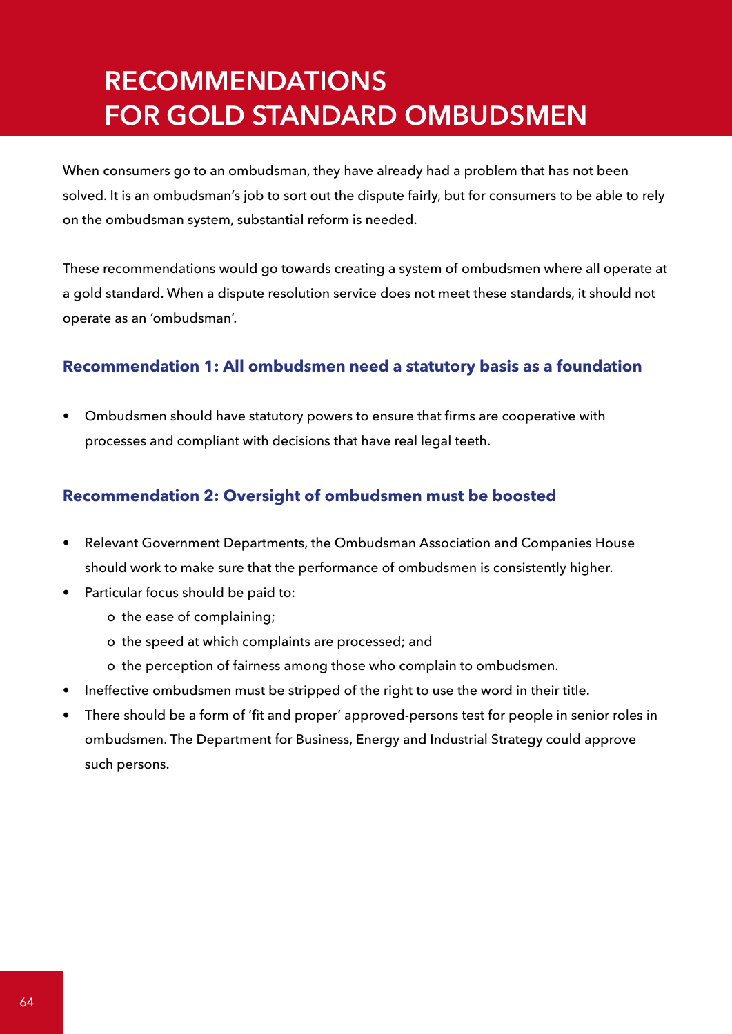# RECOMMENDATIONS FOR GOLD STANDARD OMBUDSMEN

When consumers go to an ombudsman, they have already had a problem that has not been solved. It is an ombudsman's job to sort out the dispute fairly, but for consumers to be able to rely on the ombudsman system, substantial reform is needed.

These recommendations would go towards creating a system of ombudsmen where all operate at a gold standard. When a dispute resolution service does not meet these standards, it should not operate as an 'ombudsman'.

### Recommendation 1: All ombudsmen need a statutory basis as a foundation

- Ombudsmen should have statutory powers to ensure that firms are cooperative with processes and compliant with decisions that have real legal teeth.

### Recommendation 2: Oversight of ombudsmen must be boosted

- Relevant Government Departments, the Ombudsman Association and Companies House should work to make sure that the performance of ombudsmen is consistently higher.
- Particular focus should be paid to:
  - the ease of complaining;
  - the speed at which complaints are processed; and
  - the perception of fairness among those who complain to ombudsmen.
- Ineffective ombudsmen must be stripped of the right to use the word in their title.
- There should be a form of 'fit and proper' approved-persons test for people in senior roles in ombudsmen. The Department for Business, Energy and Industrial Strategy could approve such persons.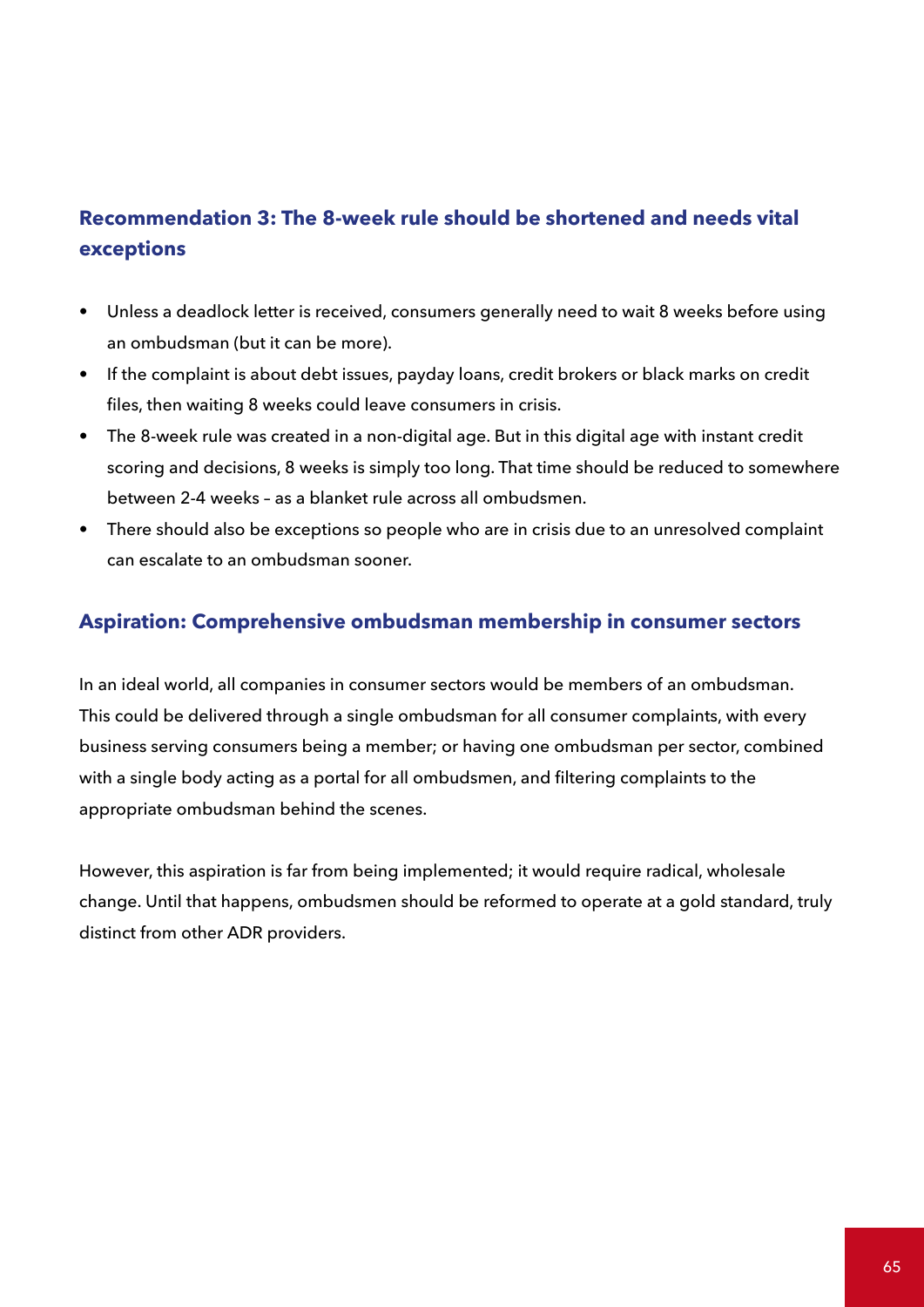### Recommendation 3: The 8-week rule should be shortened and needs vital exceptions

- Unless a deadlock letter is received, consumers generally need to wait 8 weeks before using an ombudsman (but it can be more).
- If the complaint is about debt issues, payday loans, credit brokers or black marks on credit files, then waiting 8 weeks could leave consumers in crisis.
- The 8-week rule was created in a non-digital age. But in this digital age with instant credit scoring and decisions, 8 weeks is simply too long. That time should be reduced to somewhere between 2-4 weeks – as a blanket rule across all ombudsmen.
- There should also be exceptions so people who are in crisis due to an unresolved complaint can escalate to an ombudsman sooner.

### Aspiration: Comprehensive ombudsman membership in consumer sectors

In an ideal world, all companies in consumer sectors would be members of an ombudsman. This could be delivered through a single ombudsman for all consumer complaints, with every business serving consumers being a member; or having one ombudsman per sector, combined with a single body acting as a portal for all ombudsmen, and filtering complaints to the appropriate ombudsman behind the scenes.

However, this aspiration is far from being implemented; it would require radical, wholesale change. Until that happens, ombudsmen should be reformed to operate at a gold standard, truly distinct from other ADR providers.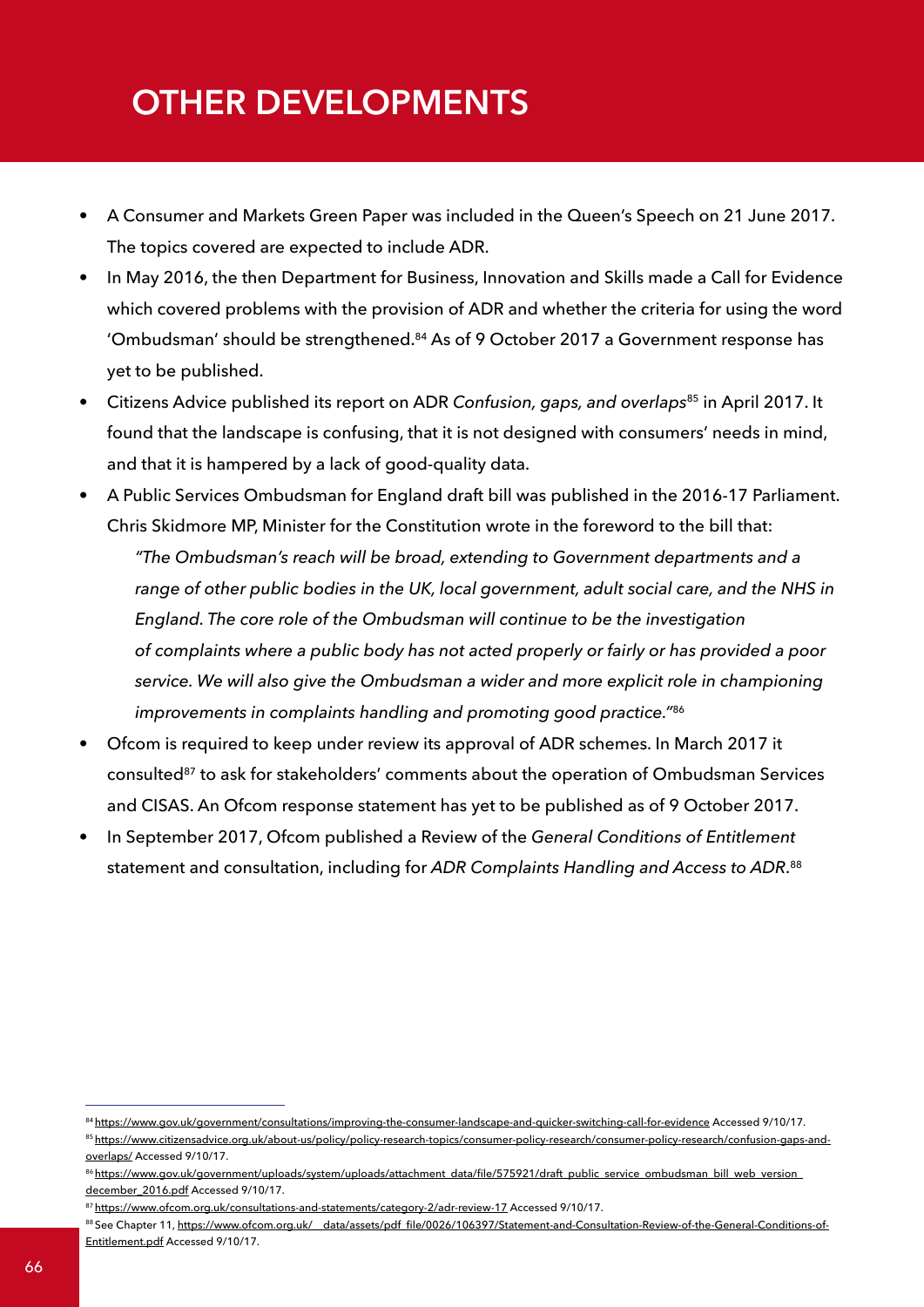# OTHER DEVELOPMENTS

- A Consumer and Markets Green Paper was included in the Queen's Speech on 21 June 2017. The topics covered are expected to include ADR.
- In May 2016, the then Department for Business, Innovation and Skills made a Call for Evidence which covered problems with the provision of ADR and whether the criteria for using the word 'Ombudsman' should be strengthened.[84] As of 9 October 2017 a Government response has yet to be published.
- Citizens Advice published its report on ADR *Confusion, gaps, and overlaps*[85] in April 2017. It found that the landscape is confusing, that it is not designed with consumers' needs in mind, and that it is hampered by a lack of good-quality data.
- A Public Services Ombudsman for England draft bill was published in the 2016-17 Parliament. Chris Skidmore MP, Minister for the Constitution wrote in the foreword to the bill that:

  *"The Ombudsman's reach will be broad, extending to Government departments and a range of other public bodies in the UK, local government, adult social care, and the NHS in England. The core role of the Ombudsman will continue to be the investigation of complaints where a public body has not acted properly or fairly or has provided a poor service. We will also give the Ombudsman a wider and more explicit role in championing improvements in complaints handling and promoting good practice."*[86]
- Ofcom is required to keep under review its approval of ADR schemes. In March 2017 it consulted[87] to ask for stakeholders' comments about the operation of Ombudsman Services and CISAS. An Ofcom response statement has yet to be published as of 9 October 2017.
- In September 2017, Ofcom published a Review of the *General Conditions of Entitlement* statement and consultation, including for *ADR Complaints Handling and Access to ADR*.[88]

---

[84] https://www.gov.uk/government/consultations/improving-the-consumer-landscape-and-quicker-switching-call-for-evidence Accessed 9/10/17.

[85] https://www.citizensadvice.org.uk/about-us/policy/policy-research-topics/consumer-policy-research/consumer-policy-research/confusion-gaps-and-overlaps/ Accessed 9/10/17.

[86] https://www.gov.uk/government/uploads/system/uploads/attachment_data/file/575921/draft_public_service_ombudsman_bill_web_version_december_2016.pdf Accessed 9/10/17.

[87] https://www.ofcom.org.uk/consultations-and-statements/category-2/adr-review-17 Accessed 9/10/17.

[88] See Chapter 11, https://www.ofcom.org.uk/__data/assets/pdf_file/0026/106397/Statement-and-Consultation-Review-of-the-General-Conditions-of-Entitlement.pdf Accessed 9/10/17.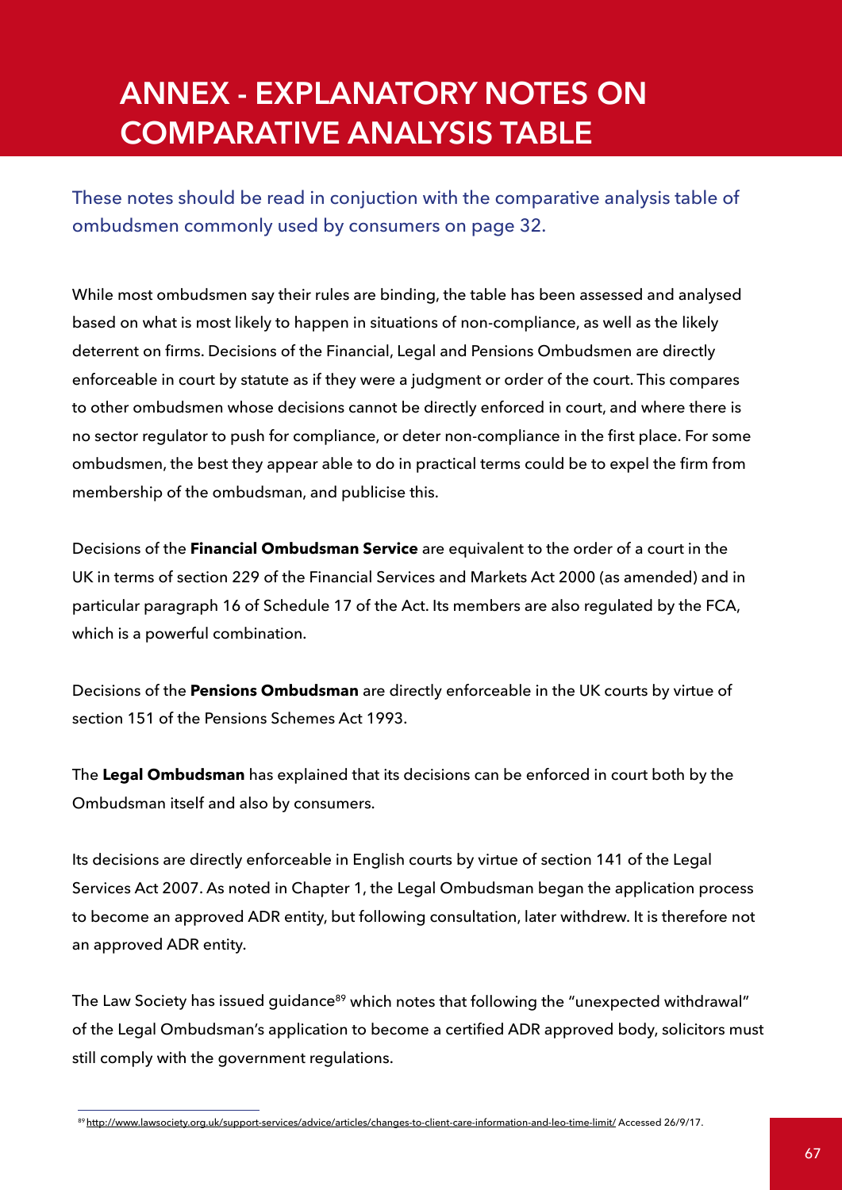# ANNEX - EXPLANATORY NOTES ON COMPARATIVE ANALYSIS TABLE

These notes should be read in conjuction with the comparative analysis table of ombudsmen commonly used by consumers on page 32.

While most ombudsmen say their rules are binding, the table has been assessed and analysed based on what is most likely to happen in situations of non-compliance, as well as the likely deterrent on firms. Decisions of the Financial, Legal and Pensions Ombudsmen are directly enforceable in court by statute as if they were a judgment or order of the court. This compares to other ombudsmen whose decisions cannot be directly enforced in court, and where there is no sector regulator to push for compliance, or deter non-compliance in the first place. For some ombudsmen, the best they appear able to do in practical terms could be to expel the firm from membership of the ombudsman, and publicise this.

Decisions of the **Financial Ombudsman Service** are equivalent to the order of a court in the UK in terms of section 229 of the Financial Services and Markets Act 2000 (as amended) and in particular paragraph 16 of Schedule 17 of the Act. Its members are also regulated by the FCA, which is a powerful combination.

Decisions of the **Pensions Ombudsman** are directly enforceable in the UK courts by virtue of section 151 of the Pensions Schemes Act 1993.

The **Legal Ombudsman** has explained that its decisions can be enforced in court both by the Ombudsman itself and also by consumers.

Its decisions are directly enforceable in English courts by virtue of section 141 of the Legal Services Act 2007. As noted in Chapter 1, the Legal Ombudsman began the application process to become an approved ADR entity, but following consultation, later withdrew. It is therefore not an approved ADR entity.

The Law Society has issued guidance[89] which notes that following the "unexpected withdrawal" of the Legal Ombudsman's application to become a certified ADR approved body, solicitors must still comply with the government regulations.

[89] http://www.lawsociety.org.uk/support-services/advice/articles/changes-to-client-care-information-and-leo-time-limit/ Accessed 26/9/17.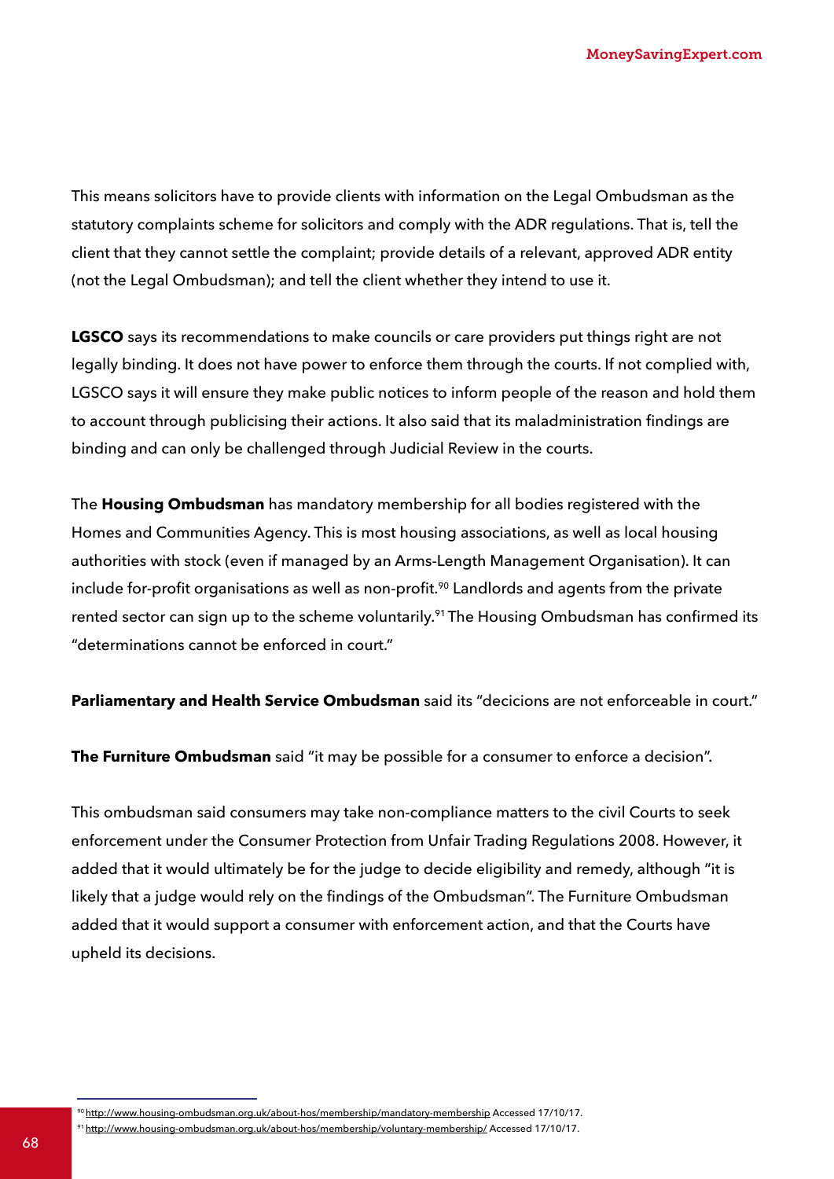This means solicitors have to provide clients with information on the Legal Ombudsman as the statutory complaints scheme for solicitors and comply with the ADR regulations. That is, tell the client that they cannot settle the complaint; provide details of a relevant, approved ADR entity (not the Legal Ombudsman); and tell the client whether they intend to use it.

**LGSCO** says its recommendations to make councils or care providers put things right are not legally binding. It does not have power to enforce them through the courts. If not complied with, LGSCO says it will ensure they make public notices to inform people of the reason and hold them to account through publicising their actions. It also said that its maladministration findings are binding and can only be challenged through Judicial Review in the courts.

The **Housing Ombudsman** has mandatory membership for all bodies registered with the Homes and Communities Agency. This is most housing associations, as well as local housing authorities with stock (even if managed by an Arms-Length Management Organisation). It can include for-profit organisations as well as non-profit.[90] Landlords and agents from the private rented sector can sign up to the scheme voluntarily.[91] The Housing Ombudsman has confirmed its "determinations cannot be enforced in court."

**Parliamentary and Health Service Ombudsman** said its "decicions are not enforceable in court."

**The Furniture Ombudsman** said "it may be possible for a consumer to enforce a decision".

This ombudsman said consumers may take non-compliance matters to the civil Courts to seek enforcement under the Consumer Protection from Unfair Trading Regulations 2008. However, it added that it would ultimately be for the judge to decide eligibility and remedy, although "it is likely that a judge would rely on the findings of the Ombudsman". The Furniture Ombudsman added that it would support a consumer with enforcement action, and that the Courts have upheld its decisions.

---

[90] http://www.housing-ombudsman.org.uk/about-hos/membership/mandatory-membership Accessed 17/10/17.

[91] http://www.housing-ombudsman.org.uk/about-hos/membership/voluntary-membership/ Accessed 17/10/17.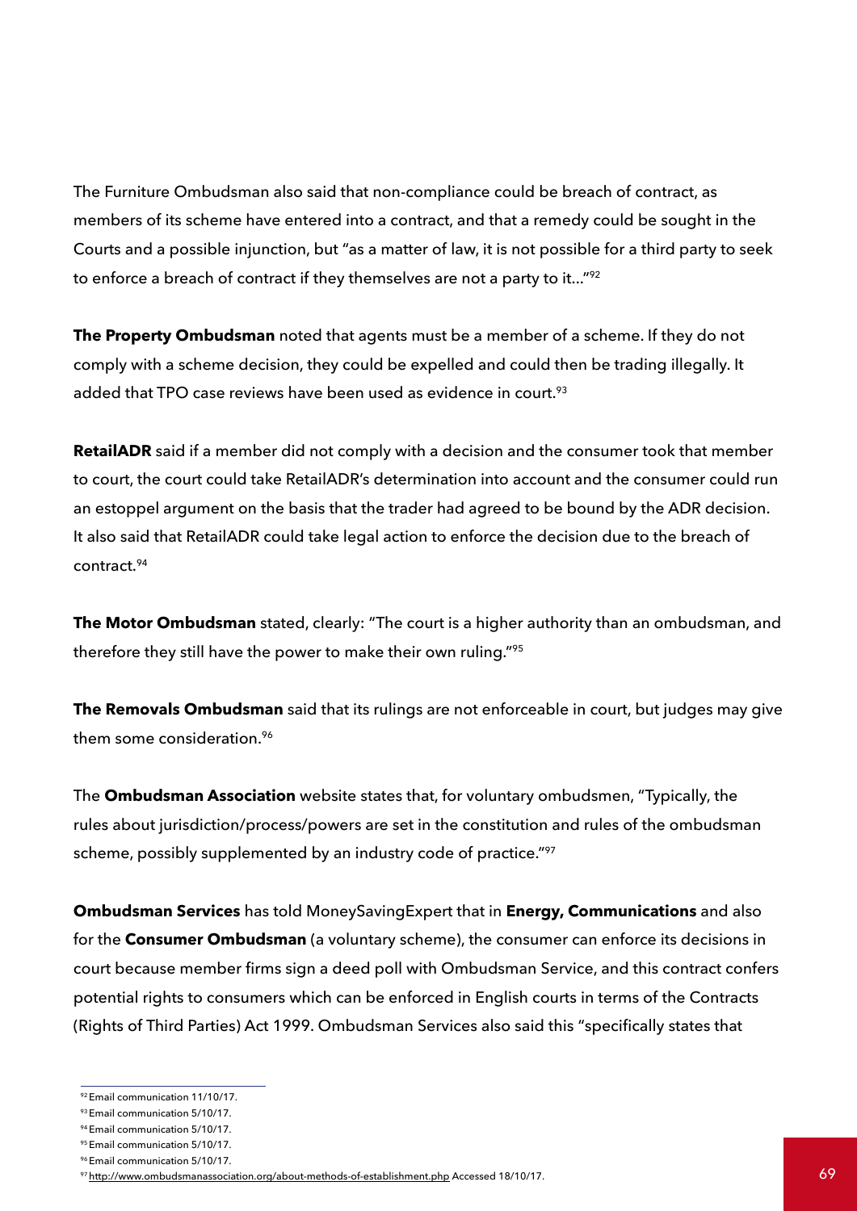The Furniture Ombudsman also said that non-compliance could be breach of contract, as members of its scheme have entered into a contract, and that a remedy could be sought in the Courts and a possible injunction, but "as a matter of law, it is not possible for a third party to seek to enforce a breach of contract if they themselves are not a party to it…"[92]

**The Property Ombudsman** noted that agents must be a member of a scheme. If they do not comply with a scheme decision, they could be expelled and could then be trading illegally. It added that TPO case reviews have been used as evidence in court.[93]

**RetailADR** said if a member did not comply with a decision and the consumer took that member to court, the court could take RetailADR's determination into account and the consumer could run an estoppel argument on the basis that the trader had agreed to be bound by the ADR decision. It also said that RetailADR could take legal action to enforce the decision due to the breach of contract.[94]

**The Motor Ombudsman** stated, clearly: "The court is a higher authority than an ombudsman, and therefore they still have the power to make their own ruling."[95]

**The Removals Ombudsman** said that its rulings are not enforceable in court, but judges may give them some consideration.[96]

The **Ombudsman Association** website states that, for voluntary ombudsmen, "Typically, the rules about jurisdiction/process/powers are set in the constitution and rules of the ombudsman scheme, possibly supplemented by an industry code of practice."[97]

**Ombudsman Services** has told MoneySavingExpert that in **Energy, Communications** and also for the **Consumer Ombudsman** (a voluntary scheme), the consumer can enforce its decisions in court because member firms sign a deed poll with Ombudsman Service, and this contract confers potential rights to consumers which can be enforced in English courts in terms of the Contracts (Rights of Third Parties) Act 1999. Ombudsman Services also said this "specifically states that

---

[92] Email communication 11/10/17.

[93] Email communication 5/10/17.

[94] Email communication 5/10/17.

[95] Email communication 5/10/17.

[96] Email communication 5/10/17.

[97] http://www.ombudsmanassociation.org/about-methods-of-establishment.php Accessed 18/10/17.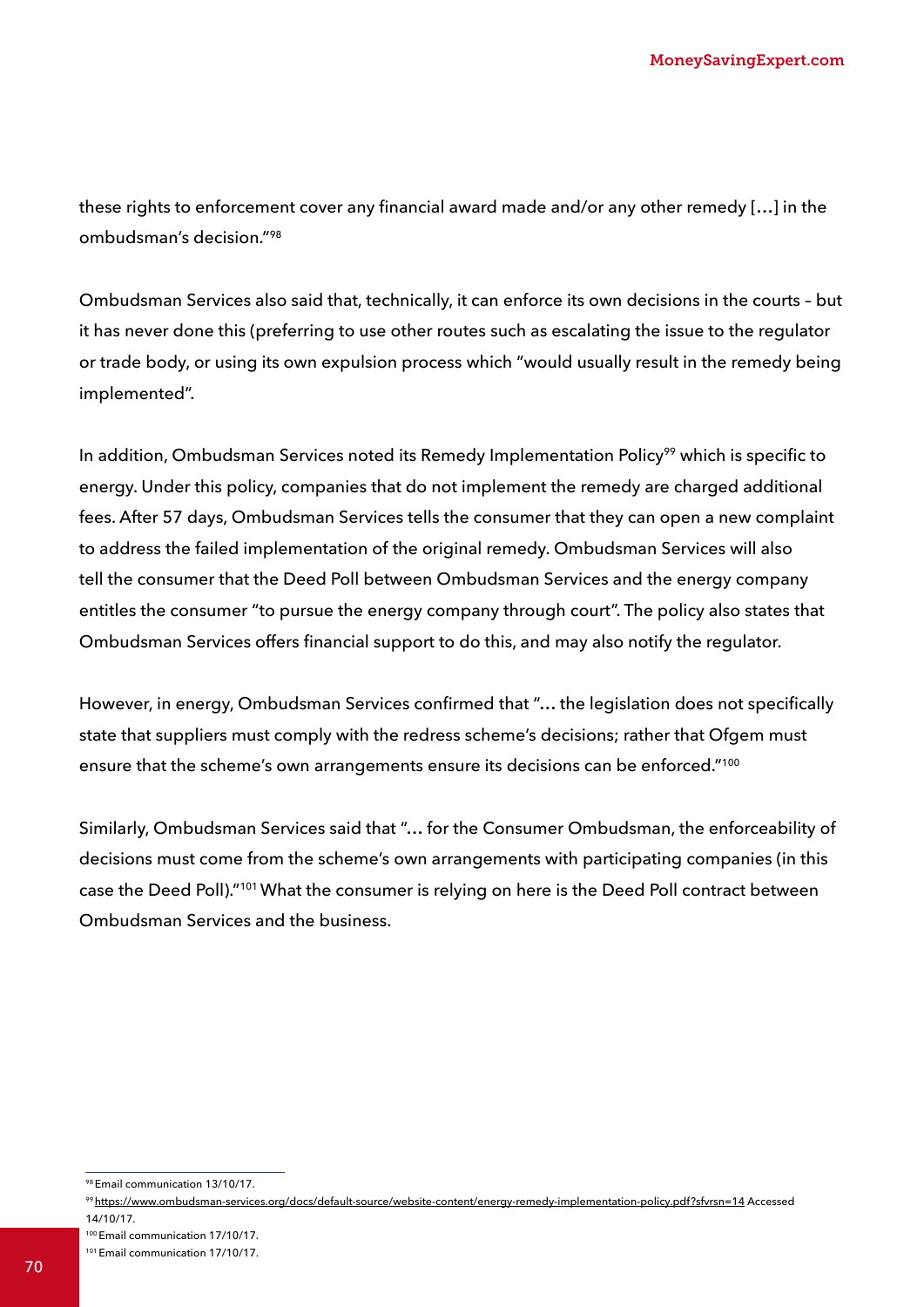these rights to enforcement cover any financial award made and/or any other remedy […] in the ombudsman's decision."[98]

Ombudsman Services also said that, technically, it can enforce its own decisions in the courts – but it has never done this (preferring to use other routes such as escalating the issue to the regulator or trade body, or using its own expulsion process which "would usually result in the remedy being implemented".

In addition, Ombudsman Services noted its Remedy Implementation Policy[99] which is specific to energy. Under this policy, companies that do not implement the remedy are charged additional fees. After 57 days, Ombudsman Services tells the consumer that they can open a new complaint to address the failed implementation of the original remedy. Ombudsman Services will also tell the consumer that the Deed Poll between Ombudsman Services and the energy company entitles the consumer "to pursue the energy company through court". The policy also states that Ombudsman Services offers financial support to do this, and may also notify the regulator.

However, in energy, Ombudsman Services confirmed that "… the legislation does not specifically state that suppliers must comply with the redress scheme's decisions; rather that Ofgem must ensure that the scheme's own arrangements ensure its decisions can be enforced."[100]

Similarly, Ombudsman Services said that "… for the Consumer Ombudsman, the enforceability of decisions must come from the scheme's own arrangements with participating companies (in this case the Deed Poll)."[101] What the consumer is relying on here is the Deed Poll contract between Ombudsman Services and the business.

---

[98] Email communication 13/10/17.

[99] https://www.ombudsman-services.org/docs/default-source/website-content/energy-remedy-implementation-policy.pdf?sfvrsn=14 Accessed 14/10/17.

[100] Email communication 17/10/17.

[101] Email communication 17/10/17.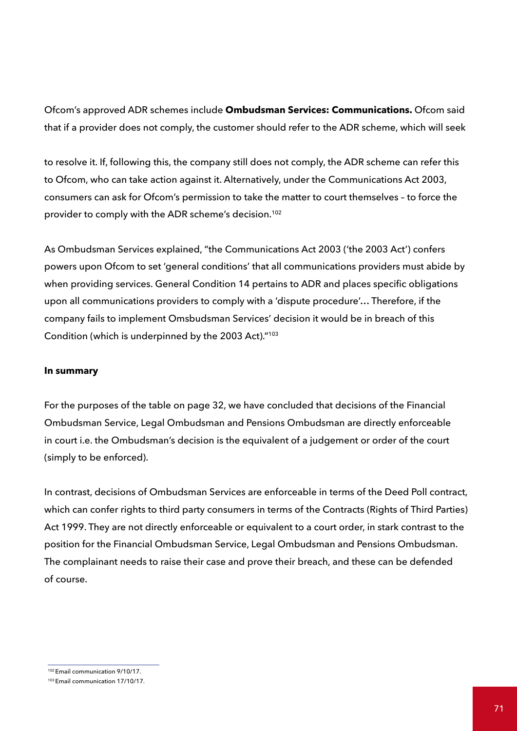Ofcom's approved ADR schemes include **Ombudsman Services: Communications.** Ofcom said that if a provider does not comply, the customer should refer to the ADR scheme, which will seek to resolve it. If, following this, the company still does not comply, the ADR scheme can refer this to Ofcom, who can take action against it. Alternatively, under the Communications Act 2003, consumers can ask for Ofcom's permission to take the matter to court themselves – to force the provider to comply with the ADR scheme's decision.[102]

As Ombudsman Services explained, "the Communications Act 2003 ('the 2003 Act') confers powers upon Ofcom to set 'general conditions' that all communications providers must abide by when providing services. General Condition 14 pertains to ADR and places specific obligations upon all communications providers to comply with a 'dispute procedure'… Therefore, if the company fails to implement Omsbudsman Services' decision it would be in breach of this Condition (which is underpinned by the 2003 Act)."[103]

**In summary**

For the purposes of the table on page 32, we have concluded that decisions of the Financial Ombudsman Service, Legal Ombudsman and Pensions Ombudsman are directly enforceable in court i.e. the Ombudsman's decision is the equivalent of a judgement or order of the court (simply to be enforced).

In contrast, decisions of Ombudsman Services are enforceable in terms of the Deed Poll contract, which can confer rights to third party consumers in terms of the Contracts (Rights of Third Parties) Act 1999. They are not directly enforceable or equivalent to a court order, in stark contrast to the position for the Financial Ombudsman Service, Legal Ombudsman and Pensions Ombudsman. The complainant needs to raise their case and prove their breach, and these can be defended of course.

[102] Email communication 9/10/17.

[103] Email communication 17/10/17.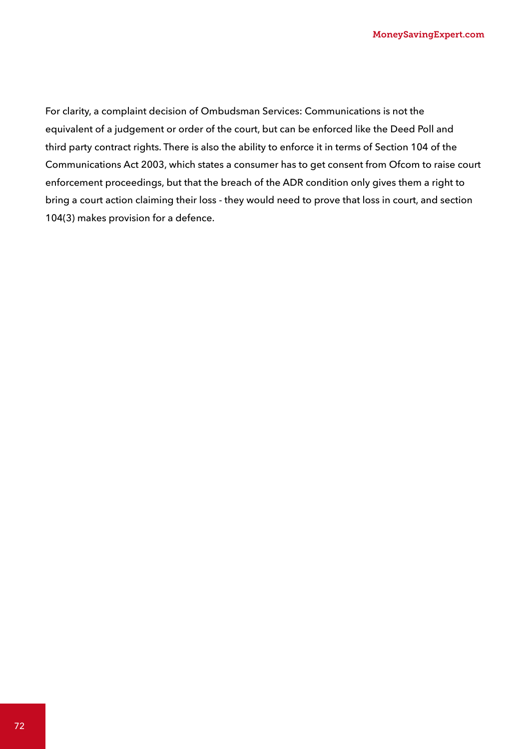For clarity, a complaint decision of Ombudsman Services: Communications is not the equivalent of a judgement or order of the court, but can be enforced like the Deed Poll and third party contract rights. There is also the ability to enforce it in terms of Section 104 of the Communications Act 2003, which states a consumer has to get consent from Ofcom to raise court enforcement proceedings, but that the breach of the ADR condition only gives them a right to bring a court action claiming their loss - they would need to prove that loss in court, and section 104(3) makes provision for a defence.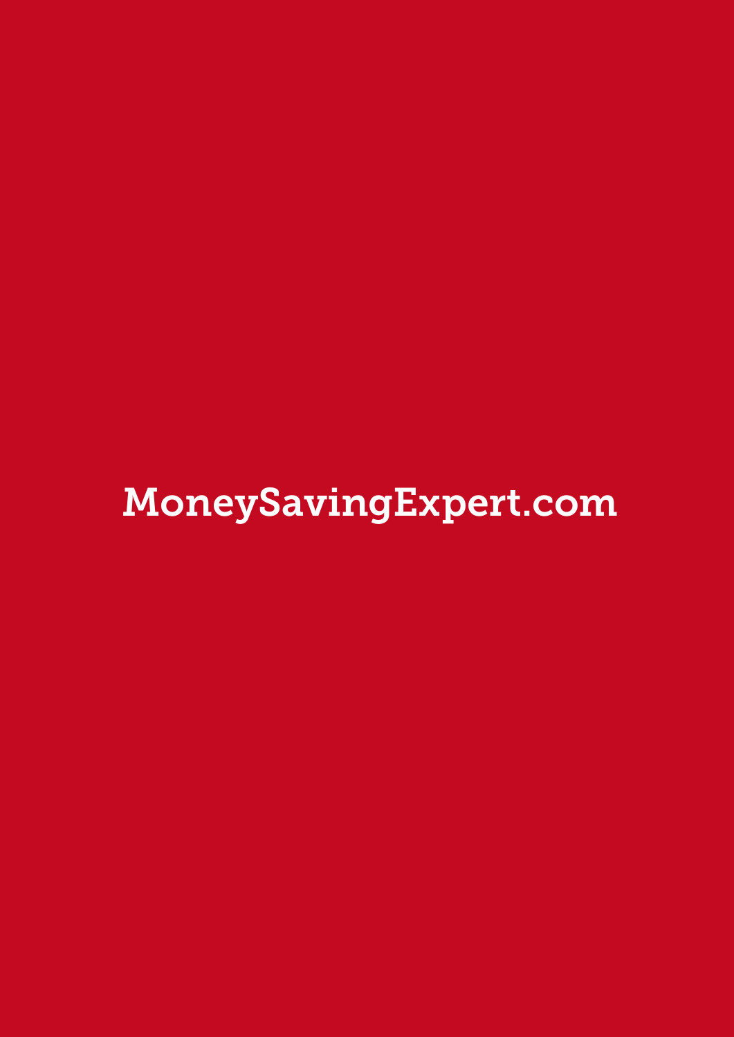MoneySavingExpert.com